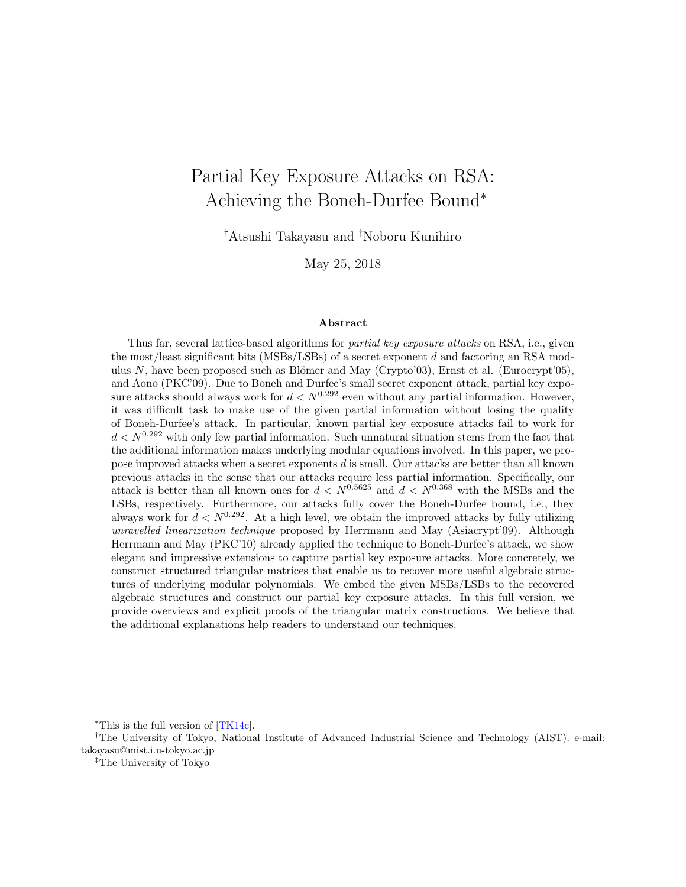# Partial Key Exposure Attacks on RSA: Achieving the Boneh-Durfee Bound*

†Atsushi Takayasu and ‡Noboru Kunihiro

May 25, 2018

## Abstract

Thus far, several lattice-based algorithms for *partial key exposure attacks* on RSA, i.e., given the most/least significant bits (MSBs/LSBs) of a secret exponent $d$ and factoring an RSA modulus $N$, have been proposed such as Blömer and May (Crypto'03), Ernst et al. (Eurocrypt'05), and Aono (PKC'09). Due to Boneh and Durfee's small secret exponent attack, partial key exposure attacks should always work for $d < N^{0.292}$ even without any partial information. However, it was difficult task to make use of the given partial information without losing the quality of Boneh-Durfee's attack. In particular, known partial key exposure attacks fail to work for $d < N^{0.292}$ with only few partial information. Such unnatural situation stems from the fact that the additional information makes underlying modular equations involved. In this paper, we propose improved attacks when a secret exponents $d$ is small. Our attacks are better than all known previous attacks in the sense that our attacks require less partial information. Specifically, our attack is better than all known ones for $d < N^{0.5625}$ and $d < N^{0.368}$ with the MSBs and the LSBs, respectively. Furthermore, our attacks fully cover the Boneh-Durfee bound, i.e., they always work for $d < N^{0.292}$. At a high level, we obtain the improved attacks by fully utilizing *unravelled linearization technique* proposed by Herrmann and May (Asiacrypt'09). Although Herrmann and May (PKC'10) already applied the technique to Boneh-Durfee's attack, we show elegant and impressive extensions to capture partial key exposure attacks. More concretely, we construct structured triangular matrices that enable us to recover more useful algebraic structures of underlying modular polynomials. We embed the given MSBs/LSBs to the recovered algebraic structures and construct our partial key exposure attacks. In this full version, we provide overviews and explicit proofs of the triangular matrix constructions. We believe that the additional explanations help readers to understand our techniques.

---

*This is the full version of [TK14c].

†The University of Tokyo, National Institute of Advanced Industrial Science and Technology (AIST). e-mail: takayasu@mist.i.u-tokyo.ac.jp

‡The University of Tokyo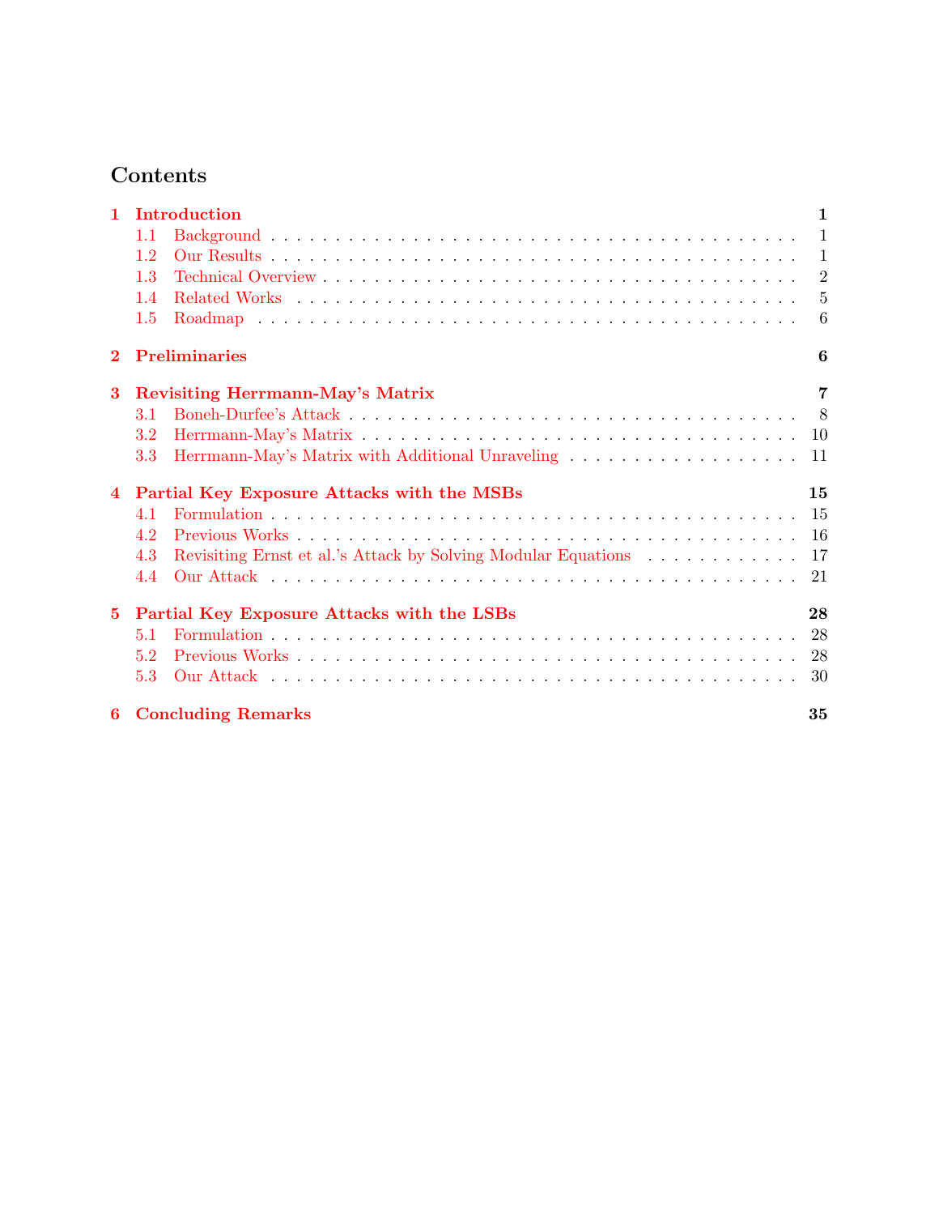# Contents

**1 Introduction** — 1
- 1.1 Background — 1
- 1.2 Our Results — 1
- 1.3 Technical Overview — 2
- 1.4 Related Works — 5
- 1.5 Roadmap — 6

**2 Preliminaries** — 6

**3 Revisiting Herrmann-May's Matrix** — 7
- 3.1 Boneh-Durfee's Attack — 8
- 3.2 Herrmann-May's Matrix — 10
- 3.3 Herrmann-May's Matrix with Additional Unraveling — 11

**4 Partial Key Exposure Attacks with the MSBs** — 15
- 4.1 Formulation — 15
- 4.2 Previous Works — 16
- 4.3 Revisiting Ernst et al.'s Attack by Solving Modular Equations — 17
- 4.4 Our Attack — 21

**5 Partial Key Exposure Attacks with the LSBs** — 28
- 5.1 Formulation — 28
- 5.2 Previous Works — 28
- 5.3 Our Attack — 30

**6 Concluding Remarks** — 35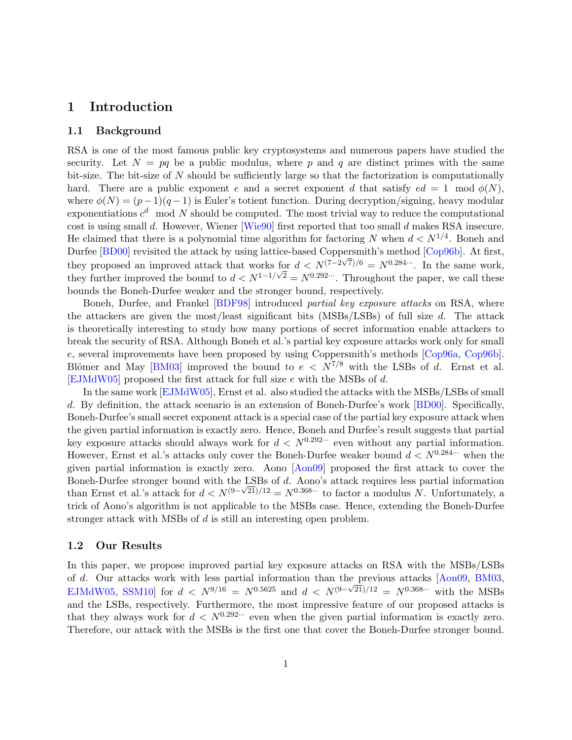# 1 Introduction

## 1.1 Background

RSA is one of the most famous public key cryptosystems and numerous papers have studied the security. Let $N = pq$ be a public modulus, where $p$ and $q$ are distinct primes with the same bit-size. The bit-size of $N$ should be sufficiently large so that the factorization is computationally hard. There are a public exponent $e$ and a secret exponent $d$ that satisfy $ed = 1 \mod \phi(N)$, where $\phi(N) = (p-1)(q-1)$ is Euler's totient function. During decryption/signing, heavy modular exponentiations $c^d \mod N$ should be computed. The most trivial way to reduce the computational cost is using small $d$. However, Wiener [Wie90] first reported that too small $d$ makes RSA insecure. He claimed that there is a polynomial time algorithm for factoring $N$ when $d < N^{1/4}$. Boneh and Durfee [BD00] revisited the attack by using lattice-based Coppersmith's method [Cop96b]. At first, they proposed an improved attack that works for $d < N^{(7-2\sqrt{7})/6} = N^{0.284\cdots}$. In the same work, they further improved the bound to $d < N^{1-1/\sqrt{2}} = N^{0.292\cdots}$. Throughout the paper, we call these bounds the Boneh-Durfee weaker and the stronger bound, respectively.

Boneh, Durfee, and Frankel [BDF98] introduced *partial key exposure attacks* on RSA, where the attackers are given the most/least significant bits (MSBs/LSBs) of full size $d$. The attack is theoretically interesting to study how many portions of secret information enable attackers to break the security of RSA. Although Boneh et al.'s partial key exposure attacks work only for small $e$, several improvements have been proposed by using Coppersmith's methods [Cop96a, Cop96b]. Blömer and May [BM03] improved the bound to $e < N^{7/8}$ with the LSBs of $d$. Ernst et al. [EJMdW05] proposed the first attack for full size $e$ with the MSBs of $d$.

In the same work [EJMdW05], Ernst et al. also studied the attacks with the MSBs/LSBs of small $d$. By definition, the attack scenario is an extension of Boneh-Durfee's work [BD00]. Specifically, Boneh-Durfee's small secret exponent attack is a special case of the partial key exposure attack when the given partial information is exactly zero. Hence, Boneh and Durfee's result suggests that partial key exposure attacks should always work for $d < N^{0.292\cdots}$ even without any partial information. However, Ernst et al.'s attacks only cover the Boneh-Durfee weaker bound $d < N^{0.284\cdots}$ when the given partial information is exactly zero. Aono [Aon09] proposed the first attack to cover the Boneh-Durfee stronger bound with the LSBs of $d$. Aono's attack requires less partial information than Ernst et al.'s attack for $d < N^{(9-\sqrt{21})/12} = N^{0.368\cdots}$ to factor a modulus $N$. Unfortunately, a trick of Aono's algorithm is not applicable to the MSBs case. Hence, extending the Boneh-Durfee stronger attack with MSBs of $d$ is still an interesting open problem.

## 1.2 Our Results

In this paper, we propose improved partial key exposure attacks on RSA with the MSBs/LSBs of $d$. Our attacks work with less partial information than the previous attacks [Aon09, BM03, EJMdW05, SSM10] for $d < N^{9/16} = N^{0.5625}$ and $d < N^{(9-\sqrt{21})/12} = N^{0.368\cdots}$ with the MSBs and the LSBs, respectively. Furthermore, the most impressive feature of our proposed attacks is that they always work for $d < N^{0.292\cdots}$ even when the given partial information is exactly zero. Therefore, our attack with the MSBs is the first one that cover the Boneh-Durfee stronger bound.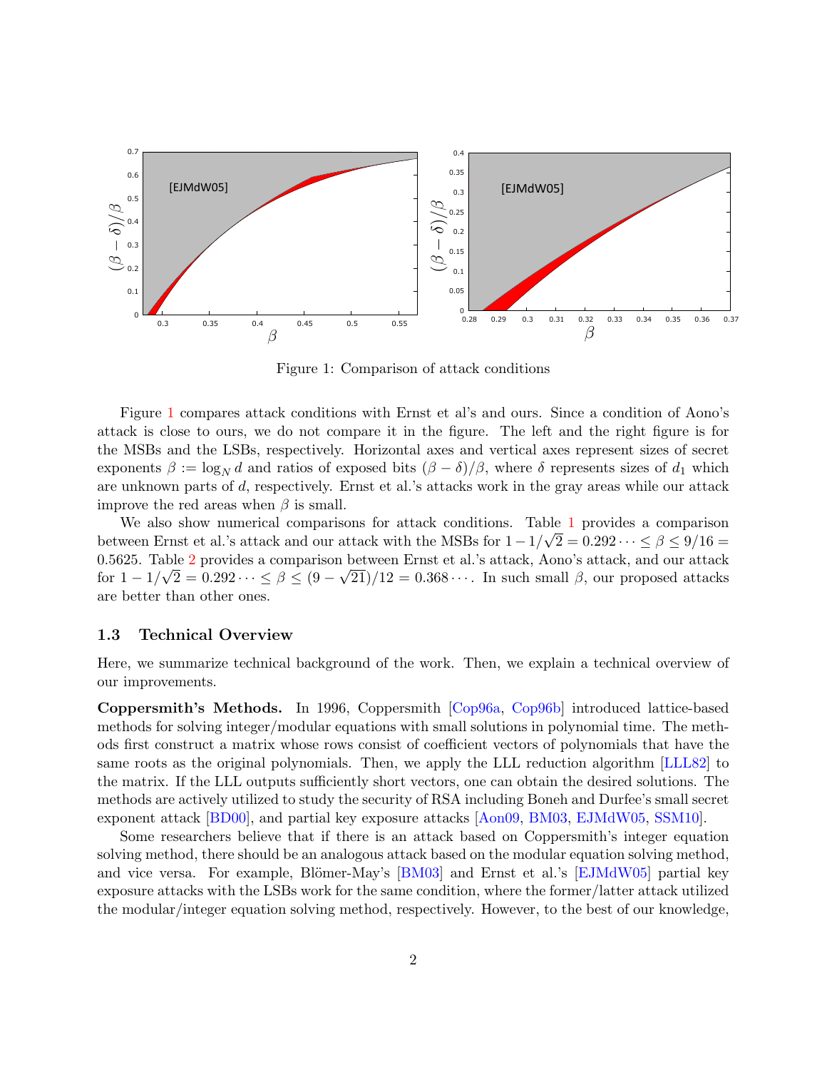Figure 1: Comparison of attack conditions

Figure 1 compares attack conditions with Ernst et al's and ours. Since a condition of Aono's attack is close to ours, we do not compare it in the figure. The left and the right figure is for the MSBs and the LSBs, respectively. Horizontal axes and vertical axes represent sizes of secret exponents $\beta := \log_N d$ and ratios of exposed bits $(\beta - \delta)/\beta$, where $\delta$ represents sizes of $d_1$ which are unknown parts of $d$, respectively. Ernst et al.'s attacks work in the gray areas while our attack improve the red areas when $\beta$ is small.

We also show numerical comparisons for attack conditions. Table 1 provides a comparison between Ernst et al.'s attack and our attack with the MSBs for $1 - 1/\sqrt{2} = 0.292\cdots \leq \beta \leq 9/16 = 0.5625$. Table 2 provides a comparison between Ernst et al.'s attack, Aono's attack, and our attack for $1 - 1/\sqrt{2} = 0.292\cdots \leq \beta \leq (9 - \sqrt{21})/12 = 0.368\cdots$. In such small $\beta$, our proposed attacks are better than other ones.

### 1.3 Technical Overview

Here, we summarize technical background of the work. Then, we explain a technical overview of our improvements.

**Coppersmith's Methods.** In 1996, Coppersmith [Cop96a, Cop96b] introduced lattice-based methods for solving integer/modular equations with small solutions in polynomial time. The methods first construct a matrix whose rows consist of coefficient vectors of polynomials that have the same roots as the original polynomials. Then, we apply the LLL reduction algorithm [LLL82] to the matrix. If the LLL outputs sufficiently short vectors, one can obtain the desired solutions. The methods are actively utilized to study the security of RSA including Boneh and Durfee's small secret exponent attack [BD00], and partial key exposure attacks [Aon09, BM03, EJMdW05, SSM10].

Some researchers believe that if there is an attack based on Coppersmith's integer equation solving method, there should be an analogous attack based on the modular equation solving method, and vice versa. For example, Blömer-May's [BM03] and Ernst et al.'s [EJMdW05] partial key exposure attacks with the LSBs work for the same condition, where the former/latter attack utilized the modular/integer equation solving method, respectively. However, to the best of our knowledge,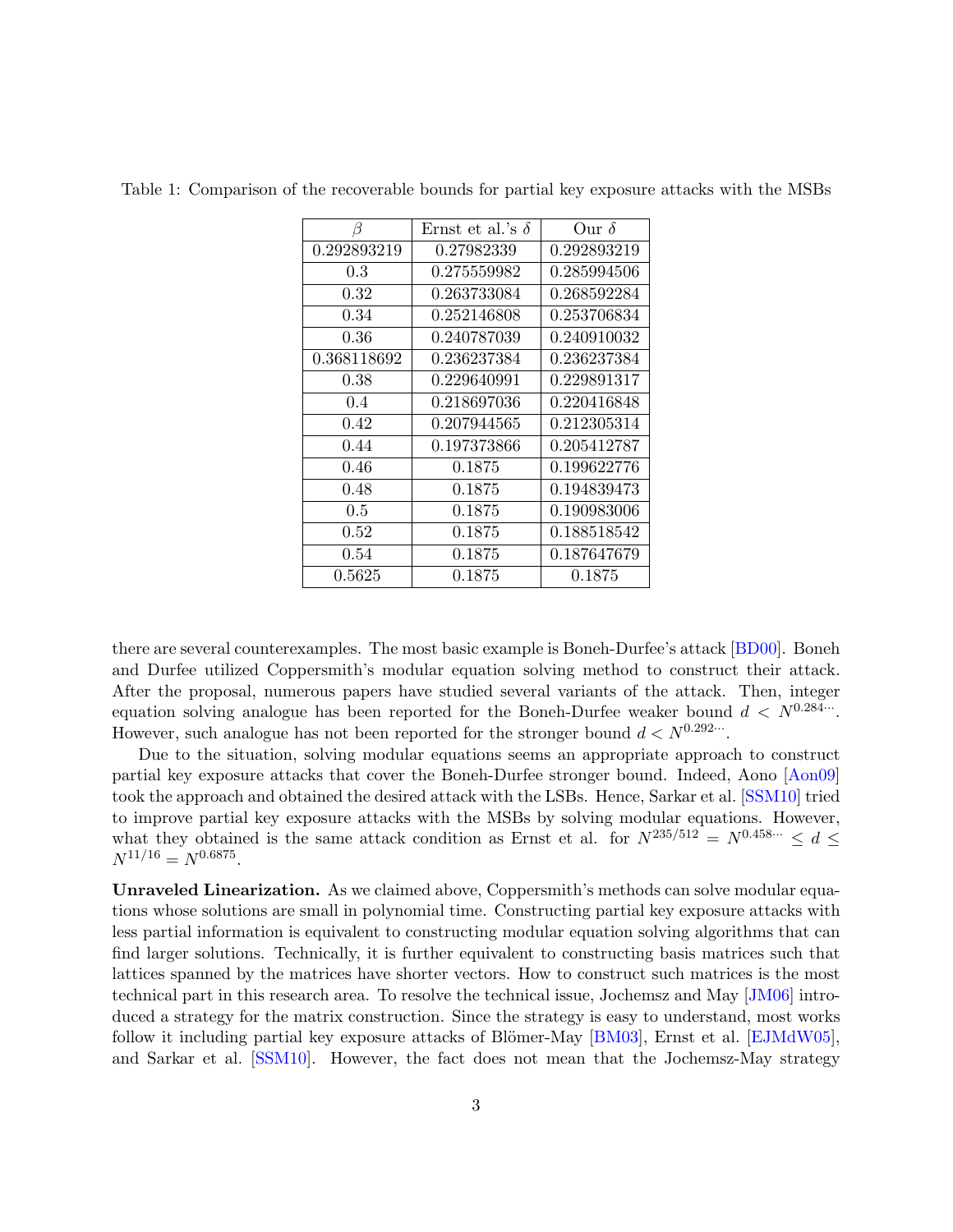Table 1: Comparison of the recoverable bounds for partial key exposure attacks with the MSBs

| $\beta$ | Ernst et al.'s $\delta$ | Our $\delta$ |
|---|---|---|
| 0.292893219 | 0.27982339 | 0.292893219 |
| 0.3 | 0.275559982 | 0.285994506 |
| 0.32 | 0.263733084 | 0.268592284 |
| 0.34 | 0.252146808 | 0.253706834 |
| 0.36 | 0.240787039 | 0.240910032 |
| 0.368118692 | 0.236237384 | 0.236237384 |
| 0.38 | 0.229640991 | 0.229891317 |
| 0.4 | 0.218697036 | 0.220416848 |
| 0.42 | 0.207944565 | 0.212305314 |
| 0.44 | 0.197373866 | 0.205412787 |
| 0.46 | 0.1875 | 0.199622776 |
| 0.48 | 0.1875 | 0.194839473 |
| 0.5 | 0.1875 | 0.190983006 |
| 0.52 | 0.1875 | 0.188518542 |
| 0.54 | 0.1875 | 0.187647679 |
| 0.5625 | 0.1875 | 0.1875 |

there are several counterexamples. The most basic example is Boneh-Durfee's attack [BD00]. Boneh and Durfee utilized Coppersmith's modular equation solving method to construct their attack. After the proposal, numerous papers have studied several variants of the attack. Then, integer equation solving analogue has been reported for the Boneh-Durfee weaker bound $d < N^{0.284\cdots}$. However, such analogue has not been reported for the stronger bound $d < N^{0.292\cdots}$.

Due to the situation, solving modular equations seems an appropriate approach to construct partial key exposure attacks that cover the Boneh-Durfee stronger bound. Indeed, Aono [Aon09] took the approach and obtained the desired attack with the LSBs. Hence, Sarkar et al. [SSM10] tried to improve partial key exposure attacks with the MSBs by solving modular equations. However, what they obtained is the same attack condition as Ernst et al. for $N^{235/512} = N^{0.458\cdots} \leq d \leq N^{11/16} = N^{0.6875}$.

**Unraveled Linearization.** As we claimed above, Coppersmith's methods can solve modular equations whose solutions are small in polynomial time. Constructing partial key exposure attacks with less partial information is equivalent to constructing modular equation solving algorithms that can find larger solutions. Technically, it is further equivalent to constructing basis matrices such that lattices spanned by the matrices have shorter vectors. How to construct such matrices is the most technical part in this research area. To resolve the technical issue, Jochemsz and May [JM06] introduced a strategy for the matrix construction. Since the strategy is easy to understand, most works follow it including partial key exposure attacks of Blömer-May [BM03], Ernst et al. [EJMdW05], and Sarkar et al. [SSM10]. However, the fact does not mean that the Jochemsz-May strategy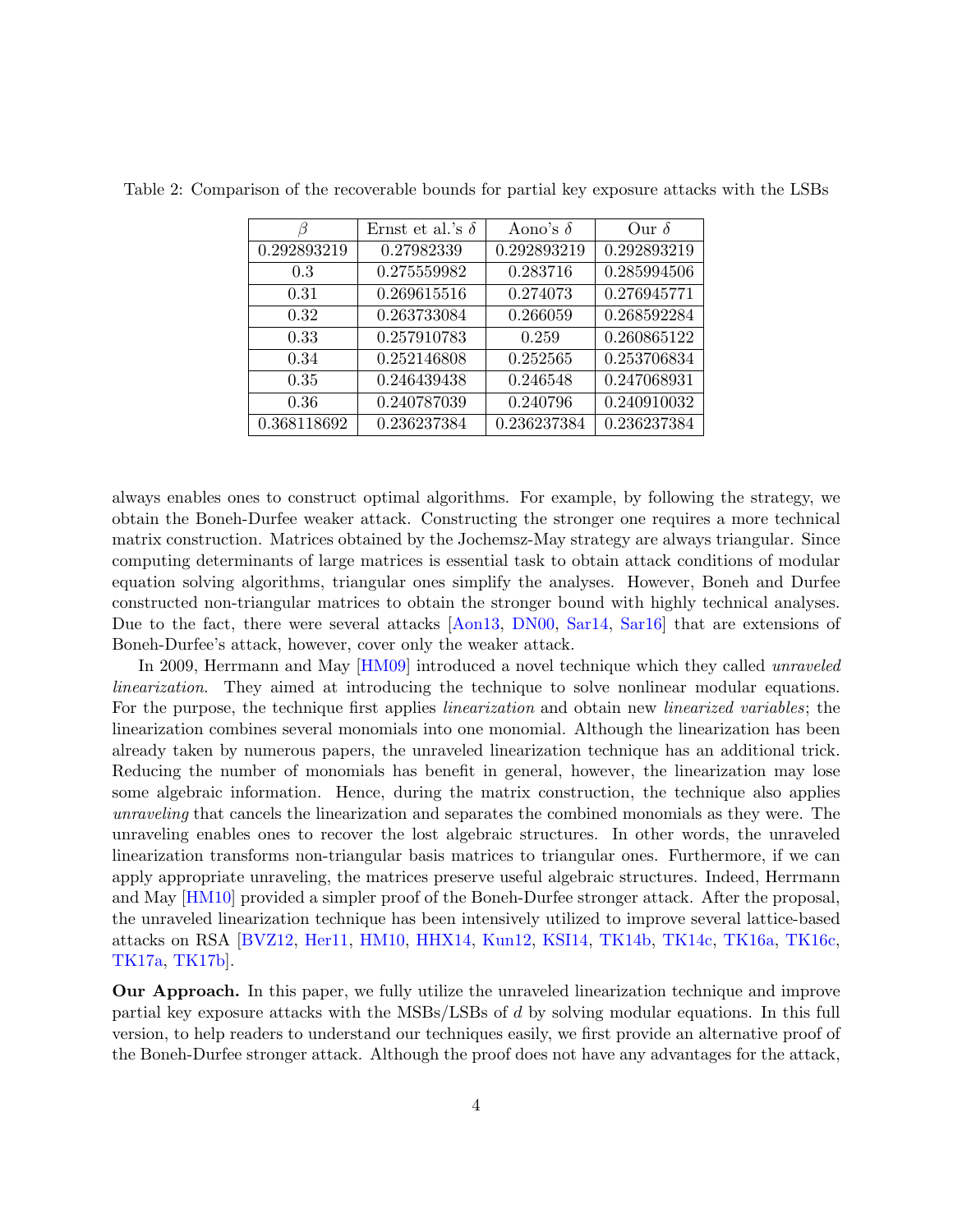Table 2: Comparison of the recoverable bounds for partial key exposure attacks with the LSBs

| $\beta$ | Ernst et al.'s $\delta$ | Aono's $\delta$ | Our $\delta$ |
|---|---|---|---|
| 0.292893219 | 0.27982339 | 0.292893219 | 0.292893219 |
| 0.3 | 0.275559982 | 0.283716 | 0.285994506 |
| 0.31 | 0.269615516 | 0.274073 | 0.276945771 |
| 0.32 | 0.263733084 | 0.266059 | 0.268592284 |
| 0.33 | 0.257910783 | 0.259 | 0.260865122 |
| 0.34 | 0.252146808 | 0.252565 | 0.253706834 |
| 0.35 | 0.246439438 | 0.246548 | 0.247068931 |
| 0.36 | 0.240787039 | 0.240796 | 0.240910032 |
| 0.368118692 | 0.236237384 | 0.236237384 | 0.236237384 |

always enables ones to construct optimal algorithms. For example, by following the strategy, we obtain the Boneh-Durfee weaker attack. Constructing the stronger one requires a more technical matrix construction. Matrices obtained by the Jochemsz-May strategy are always triangular. Since computing determinants of large matrices is essential task to obtain attack conditions of modular equation solving algorithms, triangular ones simplify the analyses. However, Boneh and Durfee constructed non-triangular matrices to obtain the stronger bound with highly technical analyses. Due to the fact, there were several attacks [Aon13, DN00, Sar14, Sar16] that are extensions of Boneh-Durfee's attack, however, cover only the weaker attack.

In 2009, Herrmann and May [HM09] introduced a novel technique which they called *unraveled linearization*. They aimed at introducing the technique to solve nonlinear modular equations. For the purpose, the technique first applies *linearization* and obtain new *linearized variables*; the linearization combines several monomials into one monomial. Although the linearization has been already taken by numerous papers, the unraveled linearization technique has an additional trick. Reducing the number of monomials has benefit in general, however, the linearization may lose some algebraic information. Hence, during the matrix construction, the technique also applies *unraveling* that cancels the linearization and separates the combined monomials as they were. The unraveling enables ones to recover the lost algebraic structures. In other words, the unraveled linearization transforms non-triangular basis matrices to triangular ones. Furthermore, if we can apply appropriate unraveling, the matrices preserve useful algebraic structures. Indeed, Herrmann and May [HM10] provided a simpler proof of the Boneh-Durfee stronger attack. After the proposal, the unraveled linearization technique has been intensively utilized to improve several lattice-based attacks on RSA [BVZ12, Her11, HM10, HHX14, Kun12, KSI14, TK14b, TK14c, TK16a, TK16c, TK17a, TK17b].

**Our Approach.** In this paper, we fully utilize the unraveled linearization technique and improve partial key exposure attacks with the MSBs/LSBs of $d$ by solving modular equations. In this full version, to help readers to understand our techniques easily, we first provide an alternative proof of the Boneh-Durfee stronger attack. Although the proof does not have any advantages for the attack,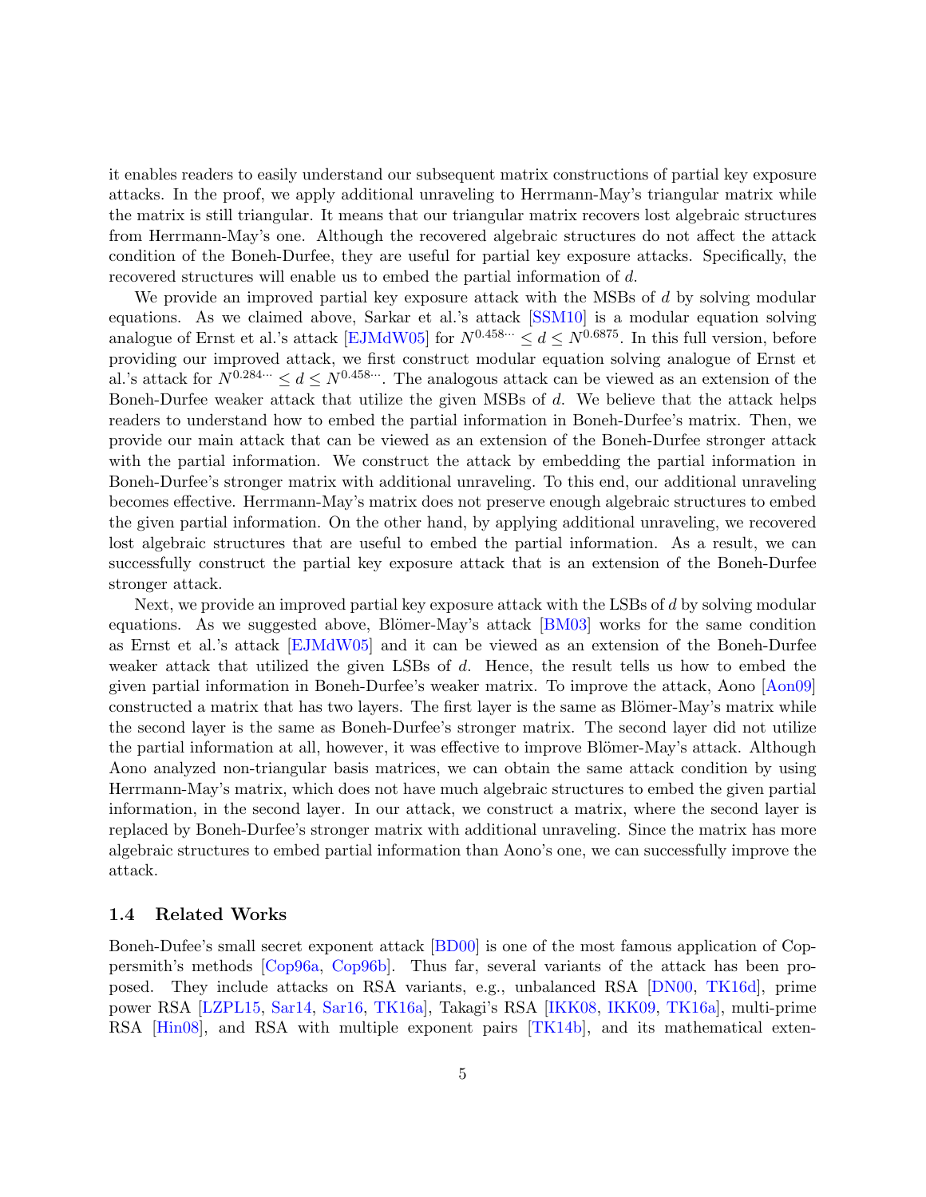it enables readers to easily understand our subsequent matrix constructions of partial key exposure attacks. In the proof, we apply additional unraveling to Herrmann-May's triangular matrix while the matrix is still triangular. It means that our triangular matrix recovers lost algebraic structures from Herrmann-May's one. Although the recovered algebraic structures do not affect the attack condition of the Boneh-Durfee, they are useful for partial key exposure attacks. Specifically, the recovered structures will enable us to embed the partial information of $d$.

We provide an improved partial key exposure attack with the MSBs of $d$ by solving modular equations. As we claimed above, Sarkar et al.'s attack [SSM10] is a modular equation solving analogue of Ernst et al.'s attack [EJMdW05] for $N^{0.458\cdots} \leq d \leq N^{0.6875}$. In this full version, before providing our improved attack, we first construct modular equation solving analogue of Ernst et al.'s attack for $N^{0.284\cdots} \leq d \leq N^{0.458\cdots}$. The analogous attack can be viewed as an extension of the Boneh-Durfee weaker attack that utilize the given MSBs of $d$. We believe that the attack helps readers to understand how to embed the partial information in Boneh-Durfee's matrix. Then, we provide our main attack that can be viewed as an extension of the Boneh-Durfee stronger attack with the partial information. We construct the attack by embedding the partial information in Boneh-Durfee's stronger matrix with additional unraveling. To this end, our additional unraveling becomes effective. Herrmann-May's matrix does not preserve enough algebraic structures to embed the given partial information. On the other hand, by applying additional unraveling, we recovered lost algebraic structures that are useful to embed the partial information. As a result, we can successfully construct the partial key exposure attack that is an extension of the Boneh-Durfee stronger attack.

Next, we provide an improved partial key exposure attack with the LSBs of $d$ by solving modular equations. As we suggested above, Blömer-May's attack [BM03] works for the same condition as Ernst et al.'s attack [EJMdW05] and it can be viewed as an extension of the Boneh-Durfee weaker attack that utilized the given LSBs of $d$. Hence, the result tells us how to embed the given partial information in Boneh-Durfee's weaker matrix. To improve the attack, Aono [Aon09] constructed a matrix that has two layers. The first layer is the same as Blömer-May's matrix while the second layer is the same as Boneh-Durfee's stronger matrix. The second layer did not utilize the partial information at all, however, it was effective to improve Blömer-May's attack. Although Aono analyzed non-triangular basis matrices, we can obtain the same attack condition by using Herrmann-May's matrix, which does not have much algebraic structures to embed the given partial information, in the second layer. In our attack, we construct a matrix, where the second layer is replaced by Boneh-Durfee's stronger matrix with additional unraveling. Since the matrix has more algebraic structures to embed partial information than Aono's one, we can successfully improve the attack.

### 1.4 Related Works

Boneh-Dufee's small secret exponent attack [BD00] is one of the most famous application of Coppersmith's methods [Cop96a, Cop96b]. Thus far, several variants of the attack has been proposed. They include attacks on RSA variants, e.g., unbalanced RSA [DN00, TK16d], prime power RSA [LZPL15, Sar14, Sar16, TK16a], Takagi's RSA [IKK08, IKK09, TK16a], multi-prime RSA [Hin08], and RSA with multiple exponent pairs [TK14b], and its mathematical exten-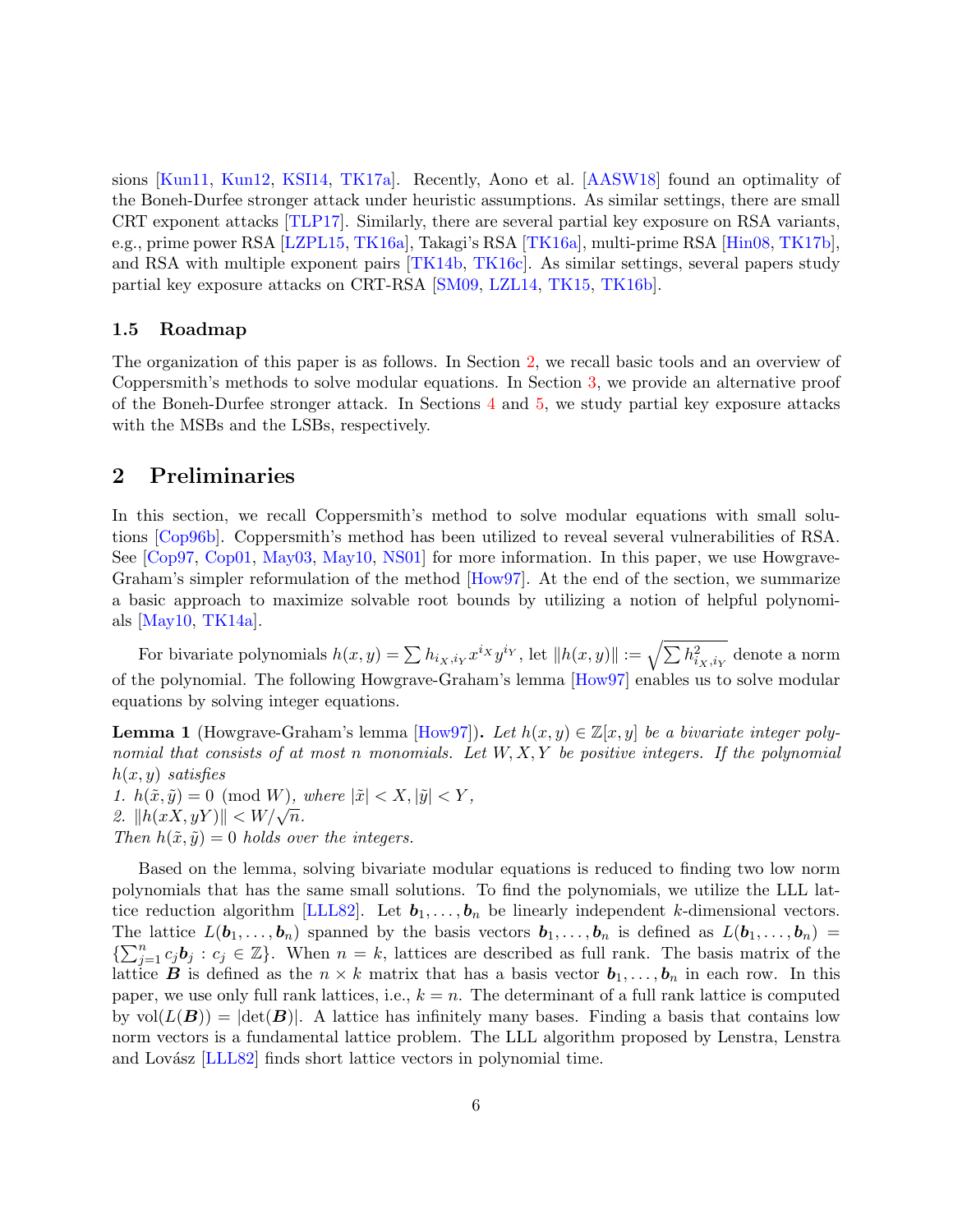sions [Kun11, Kun12, KSI14, TK17a]. Recently, Aono et al. [AASW18] found an optimality of the Boneh-Durfee stronger attack under heuristic assumptions. As similar settings, there are small CRT exponent attacks [TLP17]. Similarly, there are several partial key exposure on RSA variants, e.g., prime power RSA [LZPL15, TK16a], Takagi's RSA [TK16a], multi-prime RSA [Hin08, TK17b], and RSA with multiple exponent pairs [TK14b, TK16c]. As similar settings, several papers study partial key exposure attacks on CRT-RSA [SM09, LZL14, TK15, TK16b].

### 1.5 Roadmap

The organization of this paper is as follows. In Section 2, we recall basic tools and an overview of Coppersmith's methods to solve modular equations. In Section 3, we provide an alternative proof of the Boneh-Durfee stronger attack. In Sections 4 and 5, we study partial key exposure attacks with the MSBs and the LSBs, respectively.

## 2 Preliminaries

In this section, we recall Coppersmith's method to solve modular equations with small solutions [Cop96b]. Coppersmith's method has been utilized to reveal several vulnerabilities of RSA. See [Cop97, Cop01, May03, May10, NS01] for more information. In this paper, we use Howgrave-Graham's simpler reformulation of the method [How97]. At the end of the section, we summarize a basic approach to maximize solvable root bounds by utilizing a notion of helpful polynomials [May10, TK14a].

For bivariate polynomials $h(x,y) = \sum h_{i_X,i_Y} x^{i_X} y^{i_Y}$, let $\|h(x,y)\| := \sqrt{\sum h^2_{i_X,i_Y}}$ denote a norm of the polynomial. The following Howgrave-Graham's lemma [How97] enables us to solve modular equations by solving integer equations.

**Lemma 1** (Howgrave-Graham's lemma [How97])**.** *Let $h(x,y) \in \mathbb{Z}[x,y]$ be a bivariate integer polynomial that consists of at most $n$ monomials. Let $W, X, Y$ be positive integers. If the polynomial $h(x,y)$ satisfies*
*1. $h(\tilde{x}, \tilde{y}) = 0 \pmod{W}$, where $|\tilde{x}| < X, |\tilde{y}| < Y$,*
*2. $\|h(xX, yY)\| < W/\sqrt{n}$.*
*Then $h(\tilde{x}, \tilde{y}) = 0$ holds over the integers.*

Based on the lemma, solving bivariate modular equations is reduced to finding two low norm polynomials that has the same small solutions. To find the polynomials, we utilize the LLL lattice reduction algorithm [LLL82]. Let $\boldsymbol{b}_1, \ldots, \boldsymbol{b}_n$ be linearly independent $k$-dimensional vectors. The lattice $L(\boldsymbol{b}_1, \ldots, \boldsymbol{b}_n)$ spanned by the basis vectors $\boldsymbol{b}_1, \ldots, \boldsymbol{b}_n$ is defined as $L(\boldsymbol{b}_1, \ldots, \boldsymbol{b}_n) = \{\sum_{j=1}^{n} c_j \boldsymbol{b}_j : c_j \in \mathbb{Z}\}$. When $n = k$, lattices are described as full rank. The basis matrix of the lattice $\boldsymbol{B}$ is defined as the $n \times k$ matrix that has a basis vector $\boldsymbol{b}_1, \ldots, \boldsymbol{b}_n$ in each row. In this paper, we use only full rank lattices, i.e., $k = n$. The determinant of a full rank lattice is computed by $\mathrm{vol}(L(\boldsymbol{B})) = |\det(\boldsymbol{B})|$. A lattice has infinitely many bases. Finding a basis that contains low norm vectors is a fundamental lattice problem. The LLL algorithm proposed by Lenstra, Lenstra and Lovász [LLL82] finds short lattice vectors in polynomial time.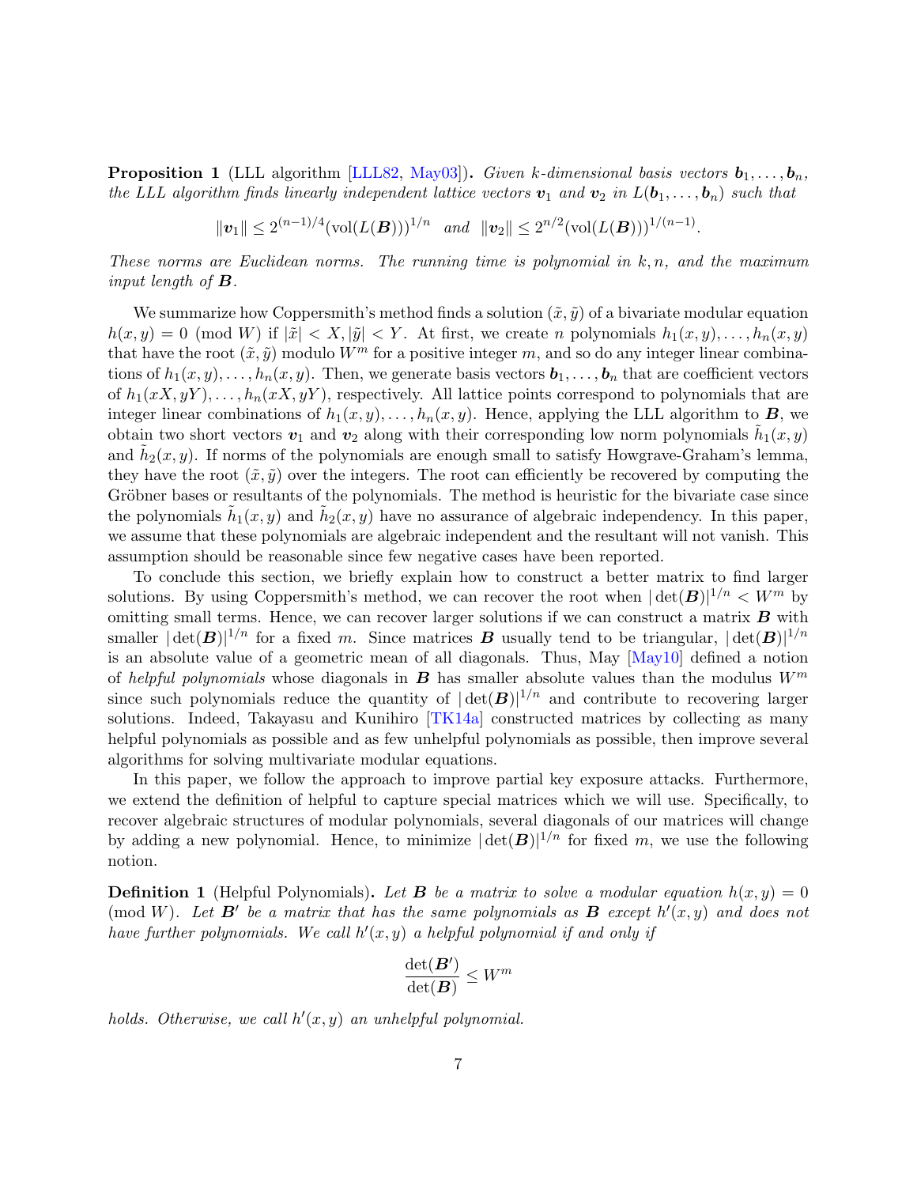**Proposition 1** (LLL algorithm [LLL82, May03]). *Given $k$-dimensional basis vectors $\boldsymbol{b}_1, \ldots, \boldsymbol{b}_n$, the LLL algorithm finds linearly independent lattice vectors $\boldsymbol{v}_1$ and $\boldsymbol{v}_2$ in $L(\boldsymbol{b}_1, \ldots, \boldsymbol{b}_n)$ such that*

$$\|\boldsymbol{v}_1\| \leq 2^{(n-1)/4}(\mathrm{vol}(L(\boldsymbol{B})))^{1/n} \quad \text{and} \quad \|\boldsymbol{v}_2\| \leq 2^{n/2}(\mathrm{vol}(L(\boldsymbol{B})))^{1/(n-1)}.$$

*These norms are Euclidean norms. The running time is polynomial in $k, n$, and the maximum input length of $\boldsymbol{B}$.*

We summarize how Coppersmith's method finds a solution $(\tilde{x}, \tilde{y})$ of a bivariate modular equation $h(x, y) = 0 \pmod W$ if $|\tilde{x}| < X, |\tilde{y}| < Y$. At first, we create $n$ polynomials $h_1(x, y), \ldots, h_n(x, y)$ that have the root $(\tilde{x}, \tilde{y})$ modulo $W^m$ for a positive integer $m$, and so do any integer linear combinations of $h_1(x, y), \ldots, h_n(x, y)$. Then, we generate basis vectors $\boldsymbol{b}_1, \ldots, \boldsymbol{b}_n$ that are coefficient vectors of $h_1(xX, yY), \ldots, h_n(xX, yY)$, respectively. All lattice points correspond to polynomials that are integer linear combinations of $h_1(x, y), \ldots, h_n(x, y)$. Hence, applying the LLL algorithm to $\boldsymbol{B}$, we obtain two short vectors $\boldsymbol{v}_1$ and $\boldsymbol{v}_2$ along with their corresponding low norm polynomials $\tilde{h}_1(x, y)$ and $\tilde{h}_2(x, y)$. If norms of the polynomials are enough small to satisfy Howgrave-Graham's lemma, they have the root $(\tilde{x}, \tilde{y})$ over the integers. The root can efficiently be recovered by computing the Gröbner bases or resultants of the polynomials. The method is heuristic for the bivariate case since the polynomials $\tilde{h}_1(x, y)$ and $\tilde{h}_2(x, y)$ have no assurance of algebraic independency. In this paper, we assume that these polynomials are algebraic independent and the resultant will not vanish. This assumption should be reasonable since few negative cases have been reported.

To conclude this section, we briefly explain how to construct a better matrix to find larger solutions. By using Coppersmith's method, we can recover the root when $|\det(\boldsymbol{B})|^{1/n} < W^m$ by omitting small terms. Hence, we can recover larger solutions if we can construct a matrix $\boldsymbol{B}$ with smaller $|\det(\boldsymbol{B})|^{1/n}$ for a fixed $m$. Since matrices $\boldsymbol{B}$ usually tend to be triangular, $|\det(\boldsymbol{B})|^{1/n}$ is an absolute value of a geometric mean of all diagonals. Thus, May [May10] defined a notion of *helpful polynomials* whose diagonals in $\boldsymbol{B}$ has smaller absolute values than the modulus $W^m$ since such polynomials reduce the quantity of $|\det(\boldsymbol{B})|^{1/n}$ and contribute to recovering larger solutions. Indeed, Takayasu and Kunihiro [TK14a] constructed matrices by collecting as many helpful polynomials as possible and as few unhelpful polynomials as possible, then improve several algorithms for solving multivariate modular equations.

In this paper, we follow the approach to improve partial key exposure attacks. Furthermore, we extend the definition of helpful to capture special matrices which we will use. Specifically, to recover algebraic structures of modular polynomials, several diagonals of our matrices will change by adding a new polynomial. Hence, to minimize $|\det(\boldsymbol{B})|^{1/n}$ for fixed $m$, we use the following notion.

**Definition 1** (Helpful Polynomials). *Let $\boldsymbol{B}$ be a matrix to solve a modular equation $h(x, y) = 0 \pmod W$. Let $\boldsymbol{B}'$ be a matrix that has the same polynomials as $\boldsymbol{B}$ except $h'(x, y)$ and does not have further polynomials. We call $h'(x, y)$ a helpful polynomial if and only if*

$$\frac{\det(\boldsymbol{B}')}{\det(\boldsymbol{B})} \leq W^m$$

*holds. Otherwise, we call $h'(x, y)$ an unhelpful polynomial.*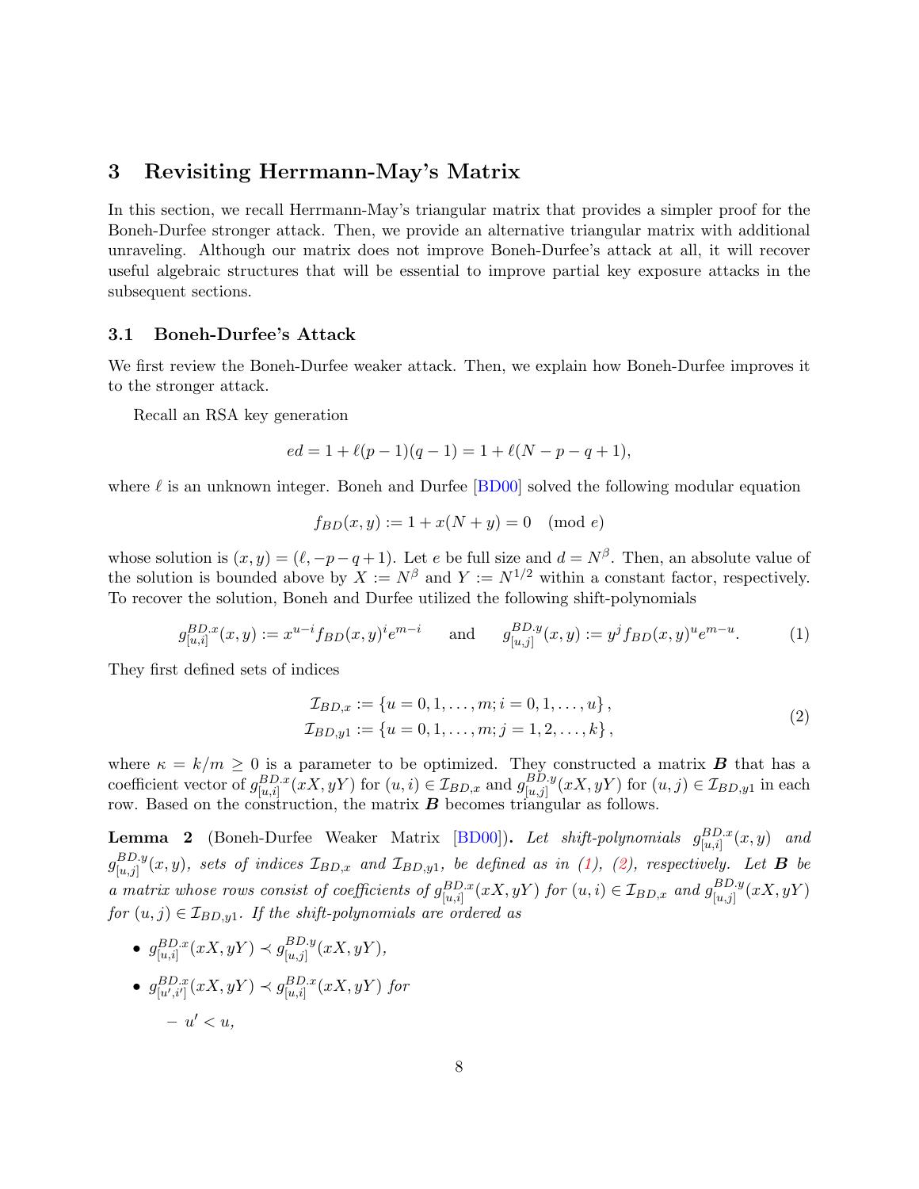## 3 Revisiting Herrmann-May's Matrix

In this section, we recall Herrmann-May's triangular matrix that provides a simpler proof for the Boneh-Durfee stronger attack. Then, we provide an alternative triangular matrix with additional unraveling. Although our matrix does not improve Boneh-Durfee's attack at all, it will recover useful algebraic structures that will be essential to improve partial key exposure attacks in the subsequent sections.

### 3.1 Boneh-Durfee's Attack

We first review the Boneh-Durfee weaker attack. Then, we explain how Boneh-Durfee improves it to the stronger attack.

Recall an RSA key generation

$$ed = 1 + \ell(p-1)(q-1) = 1 + \ell(N - p - q + 1),$$

where $\ell$ is an unknown integer. Boneh and Durfee [BD00] solved the following modular equation

$$f_{BD}(x, y) := 1 + x(N + y) = 0 \pmod{e}$$

whose solution is $(x, y) = (\ell, -p-q+1)$. Let $e$ be full size and $d = N^{\beta}$. Then, an absolute value of the solution is bounded above by $X := N^{\beta}$ and $Y := N^{1/2}$ within a constant factor, respectively. To recover the solution, Boneh and Durfee utilized the following shift-polynomials

$$g^{BD.x}_{[u,i]}(x, y) := x^{u-i} f_{BD}(x, y)^i e^{m-i} \quad \text{and} \quad g^{BD.y}_{[u,j]}(x, y) := y^j f_{BD}(x, y)^u e^{m-u}. \tag{1}$$

They first defined sets of indices

$$\begin{aligned} \mathcal{I}_{BD,x} &:= \{u = 0, 1, \ldots, m; i = 0, 1, \ldots, u\}, \\ \mathcal{I}_{BD,y1} &:= \{u = 0, 1, \ldots, m; j = 1, 2, \ldots, k\}, \end{aligned} \tag{2}$$

where $\kappa = k/m \geq 0$ is a parameter to be optimized. They constructed a matrix $\boldsymbol{B}$ that has a coefficient vector of $g^{BD.x}_{[u,i]}(xX, yY)$ for $(u, i) \in \mathcal{I}_{BD,x}$ and $g^{BD.y}_{[u,j]}(xX, yY)$ for $(u, j) \in \mathcal{I}_{BD,y1}$ in each row. Based on the construction, the matrix $\boldsymbol{B}$ becomes triangular as follows.

**Lemma 2** (Boneh-Durfee Weaker Matrix [BD00])**.** *Let shift-polynomials $g^{BD.x}_{[u,i]}(x, y)$ and $g^{BD.y}_{[u,j]}(x, y)$, sets of indices $\mathcal{I}_{BD,x}$ and $\mathcal{I}_{BD,y1}$, be defined as in (1), (2), respectively. Let $\boldsymbol{B}$ be a matrix whose rows consist of coefficients of $g^{BD.x}_{[u,i]}(xX, yY)$ for $(u, i) \in \mathcal{I}_{BD,x}$ and $g^{BD.y}_{[u,j]}(xX, yY)$ for $(u, j) \in \mathcal{I}_{BD,y1}$. If the shift-polynomials are ordered as*

- $g^{BD.x}_{[u,i]}(xX, yY) \prec g^{BD.y}_{[u,j]}(xX, yY)$,
- $g^{BD.x}_{[u',i']}(xX, yY) \prec g^{BD.x}_{[u,i]}(xX, yY)$ *for*
  - $u' < u$,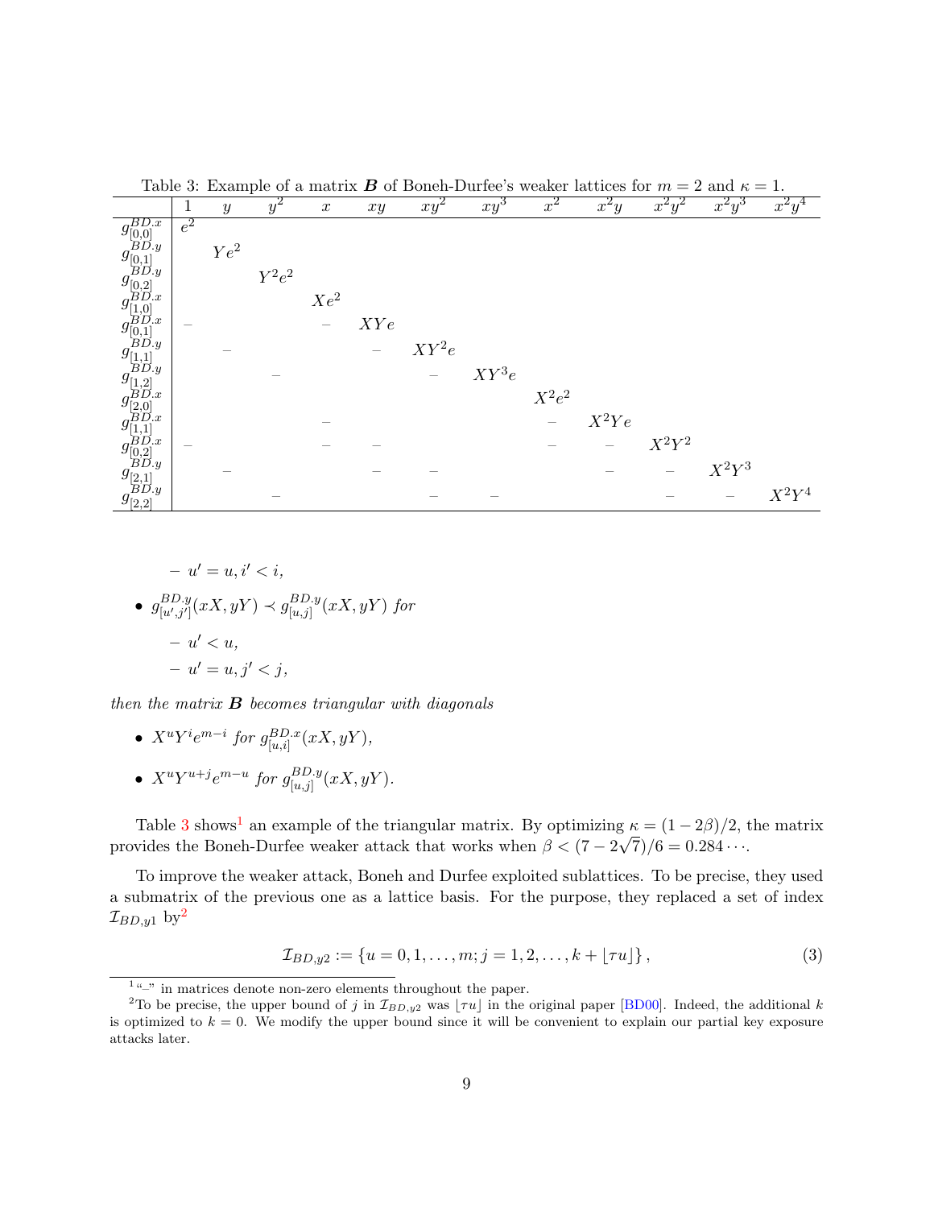Table 3: Example of a matrix $\boldsymbol{B}$ of Boneh-Durfee's weaker lattices for $m = 2$ and $\kappa = 1$.

| | $1$ | $y$ | $y^2$ | $x$ | $xy$ | $xy^2$ | $xy^3$ | $x^2$ | $x^2y$ | $x^2y^2$ | $x^2y^3$ | $x^2y^4$ |
|---|---|---|---|---|---|---|---|---|---|---|---|---|
| $g^{BD.x}_{[0,0]}$ | $e^2$ | | | | | | | | | | | |
| $g^{BD.y}_{[0,1]}$ | | $Ye^2$ | | | | | | | | | | |
| $g^{BD.y}_{[0,2]}$ | | | $Y^2e^2$ | | | | | | | | | |
| $g^{BD.x}_{[1,0]}$ | | | | $Xe^2$ | | | | | | | | |
| $g^{BD.x}_{[0,1]}$ | – | | | – | $XYe$ | | | | | | | |
| $g^{BD.y}_{[1,1]}$ | | – | | | – | $XY^2e$ | | | | | | |
| $g^{BD.y}_{[1,2]}$ | | | – | | | – | $XY^3e$ | | | | | |
| $g^{BD.x}_{[2,0]}$ | | | | | | | | $X^2e^2$ | | | | |
| $g^{BD.x}_{[1,1]}$ | | | | – | | | | – | $X^2Ye$ | | | |
| $g^{BD.x}_{[0,2]}$ | – | | | – | – | | | – | – | $X^2Y^2$ | | |
| $g^{BD.y}_{[2,1]}$ | | – | | | – | – | | | – | – | $X^2Y^3$ | |
| $g^{BD.y}_{[2,2]}$ | | | – | | | – | – | | | – | – | $X^2Y^4$ |

  - $u' = u, i' < i$,

- $g^{BD.y}_{[u',j']}(xX, yY) \prec g^{BD.y}_{[u,j]}(xX, yY)$ *for*
  - $u' < u$,
  - $u' = u, j' < j$,

*then the matrix* $\boldsymbol{B}$ *becomes triangular with diagonals*

- $X^uY^ie^{m-i}$ *for* $g^{BD.x}_{[u,i]}(xX, yY)$,
- $X^uY^{u+j}e^{m-u}$ *for* $g^{BD.y}_{[u,j]}(xX, yY)$.

Table 3 shows[1] an example of the triangular matrix. By optimizing $\kappa = (1-2\beta)/2$, the matrix provides the Boneh-Durfee weaker attack that works when $\beta < (7 - 2\sqrt{7})/6 = 0.284\cdots$.

To improve the weaker attack, Boneh and Durfee exploited sublattices. To be precise, they used a submatrix of the previous one as a lattice basis. For the purpose, they replaced a set of index $\mathcal{I}_{BD,y1}$ by[2]

$$\mathcal{I}_{BD,y2} := \{u = 0, 1, \ldots, m; j = 1, 2, \ldots, k + \lfloor \tau u \rfloor\}, \tag{3}$$

[1] "–" in matrices denote non-zero elements throughout the paper.

[2] To be precise, the upper bound of $j$ in $\mathcal{I}_{BD,y2}$ was $\lfloor \tau u \rfloor$ in the original paper [BD00]. Indeed, the additional $k$ is optimized to $k = 0$. We modify the upper bound since it will be convenient to explain our partial key exposure attacks later.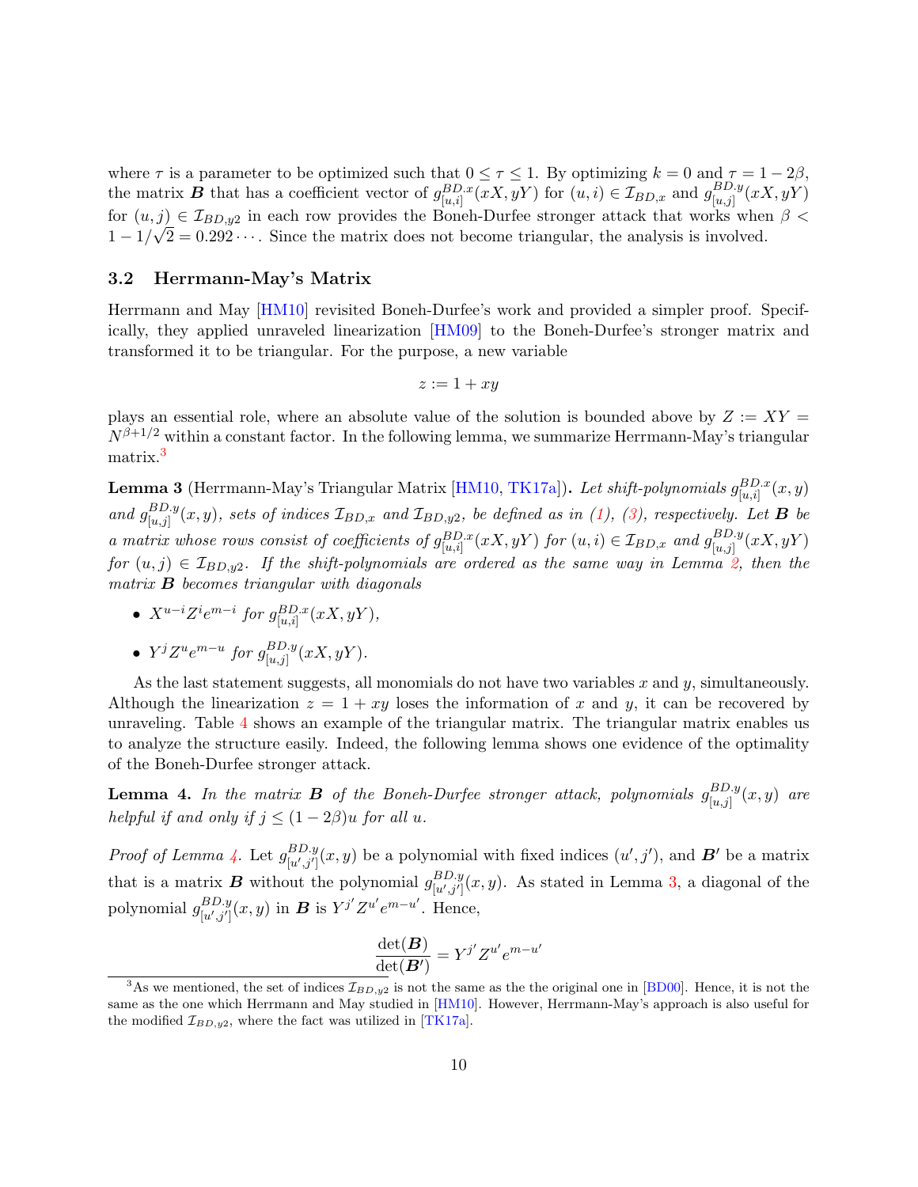where $\tau$ is a parameter to be optimized such that $0 \le \tau \le 1$. By optimizing $k = 0$ and $\tau = 1 - 2\beta$, the matrix $\boldsymbol{B}$ that has a coefficient vector of $g^{BD.x}_{[u,i]}(xX, yY)$ for $(u, i) \in \mathcal{I}_{BD,x}$ and $g^{BD.y}_{[u,j]}(xX, yY)$ for $(u, j) \in \mathcal{I}_{BD,y2}$ in each row provides the Boneh-Durfee stronger attack that works when $\beta < 1 - 1/\sqrt{2} = 0.292\cdots$. Since the matrix does not become triangular, the analysis is involved.

### 3.2 Herrmann-May's Matrix

Herrmann and May [HM10] revisited Boneh-Durfee's work and provided a simpler proof. Specifically, they applied unraveled linearization [HM09] to the Boneh-Durfee's stronger matrix and transformed it to be triangular. For the purpose, a new variable

$$z := 1 + xy$$

plays an essential role, where an absolute value of the solution is bounded above by $Z := XY = N^{\beta+1/2}$ within a constant factor. In the following lemma, we summarize Herrmann-May's triangular matrix.[3]

**Lemma 3** (Herrmann-May's Triangular Matrix [HM10, TK17a])**.** *Let shift-polynomials $g^{BD.x}_{[u,i]}(x, y)$ and $g^{BD.y}_{[u,j]}(x, y)$, sets of indices $\mathcal{I}_{BD,x}$ and $\mathcal{I}_{BD,y2}$, be defined as in (1), (3), respectively. Let $\boldsymbol{B}$ be a matrix whose rows consist of coefficients of $g^{BD.x}_{[u,i]}(xX, yY)$ for $(u, i) \in \mathcal{I}_{BD,x}$ and $g^{BD.y}_{[u,j]}(xX, yY)$ for $(u, j) \in \mathcal{I}_{BD,y2}$. If the shift-polynomials are ordered as the same way in Lemma 2, then the matrix $\boldsymbol{B}$ becomes triangular with diagonals*

- $X^{u-i} Z^i e^{m-i}$ *for* $g^{BD.x}_{[u,i]}(xX, yY)$,
- $Y^j Z^u e^{m-u}$ *for* $g^{BD.y}_{[u,j]}(xX, yY)$.

As the last statement suggests, all monomials do not have two variables $x$ and $y$, simultaneously. Although the linearization $z = 1 + xy$ loses the information of $x$ and $y$, it can be recovered by unraveling. Table 4 shows an example of the triangular matrix. The triangular matrix enables us to analyze the structure easily. Indeed, the following lemma shows one evidence of the optimality of the Boneh-Durfee stronger attack.

**Lemma 4.** *In the matrix $\boldsymbol{B}$ of the Boneh-Durfee stronger attack, polynomials $g^{BD.y}_{[u,j]}(x, y)$ are helpful if and only if $j \le (1 - 2\beta)u$ for all $u$.*

*Proof of Lemma 4.* Let $g^{BD.y}_{[u',j']}(x, y)$ be a polynomial with fixed indices $(u', j')$, and $\boldsymbol{B}'$ be a matrix that is a matrix $\boldsymbol{B}$ without the polynomial $g^{BD.y}_{[u',j']}(x, y)$. As stated in Lemma 3, a diagonal of the polynomial $g^{BD.y}_{[u',j']}(x, y)$ in $\boldsymbol{B}$ is $Y^{j'} Z^{u'} e^{m-u'}$. Hence,

$$\frac{\det(\boldsymbol{B})}{\det(\boldsymbol{B}')} = Y^{j'} Z^{u'} e^{m-u'}$$

[3] As we mentioned, the set of indices $\mathcal{I}_{BD,y2}$ is not the same as the the original one in [BD00]. Hence, it is not the same as the one which Herrmann and May studied in [HM10]. However, Herrmann-May's approach is also useful for the modified $\mathcal{I}_{BD,y2}$, where the fact was utilized in [TK17a].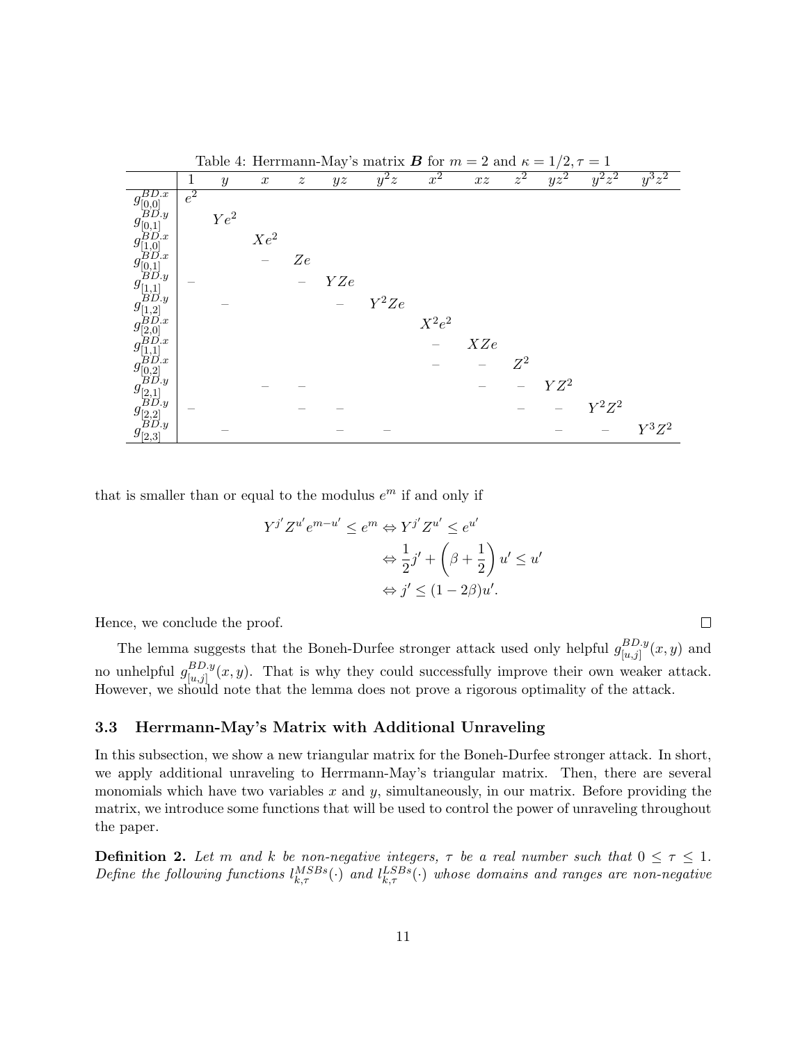Table 4: Herrmann-May's matrix $\boldsymbol{B}$ for $m = 2$ and $\kappa = 1/2, \tau = 1$

| | $1$ | $y$ | $x$ | $z$ | $yz$ | $y^2z$ | $x^2$ | $xz$ | $z^2$ | $yz^2$ | $y^2z^2$ | $y^3z^2$ |
|---|---|---|---|---|---|---|---|---|---|---|---|---|
| $g^{BD.x}_{[0,0]}$ | $e^2$ | | | | | | | | | | | |
| $g^{BD.y}_{[0,1]}$ | | $Ye^2$ | | | | | | | | | | |
| $g^{BD.x}_{[1,0]}$ | | | $Xe^2$ | | | | | | | | | |
| $g^{BD.x}_{[0,1]}$ | | | – | $Ze$ | | | | | | | | |
| $g^{BD.y}_{[1,1]}$ | – | | | – | $YZe$ | | | | | | | |
| $g^{BD.y}_{[1,2]}$ | | – | | | – | $Y^2Ze$ | | | | | | |
| $g^{BD.x}_{[2,0]}$ | | | | | | | $X^2e^2$ | | | | | |
| $g^{BD.x}_{[1,1]}$ | | | | | | | – | $XZe$ | | | | |
| $g^{BD.x}_{[0,2]}$ | | | | | | | – | – | $Z^2$ | | | |
| $g^{BD.y}_{[2,1]}$ | | | – | – | | | | – | – | $YZ^2$ | | |
| $g^{BD.y}_{[2,2]}$ | – | | | – | – | | | | – | – | $Y^2Z^2$ | |
| $g^{BD.y}_{[2,3]}$ | | – | | | – | – | | | | – | – | $Y^3Z^2$ |

that is smaller than or equal to the modulus $e^m$ if and only if

$$
\begin{aligned}
Y^{j'}Z^{u'}e^{m-u'} \le e^m \Leftrightarrow Y^{j'}Z^{u'} &\le e^{u'} \\
\Leftrightarrow \frac{1}{2}j' + \left(\beta + \frac{1}{2}\right)u' &\le u' \\
\Leftrightarrow j' &\le (1-2\beta)u'.
\end{aligned}
$$

Hence, we conclude the proof. $\square$

The lemma suggests that the Boneh-Durfee stronger attack used only helpful $g^{BD.y}_{[u,j]}(x, y)$ and no unhelpful $g^{BD.y}_{[u,j]}(x, y)$. That is why they could successfully improve their own weaker attack. However, we should note that the lemma does not prove a rigorous optimality of the attack.

### 3.3 Herrmann-May's Matrix with Additional Unraveling

In this subsection, we show a new triangular matrix for the Boneh-Durfee stronger attack. In short, we apply additional unraveling to Herrmann-May's triangular matrix. Then, there are several monomials which have two variables $x$ and $y$, simultaneously, in our matrix. Before providing the matrix, we introduce some functions that will be used to control the power of unraveling throughout the paper.

**Definition 2.** *Let $m$ and $k$ be non-negative integers, $\tau$ be a real number such that $0 \le \tau \le 1$. Define the following functions $l^{MSBs}_{k,\tau}(\cdot)$ and $l^{LSBs}_{k,\tau}(\cdot)$ whose domains and ranges are non-negative*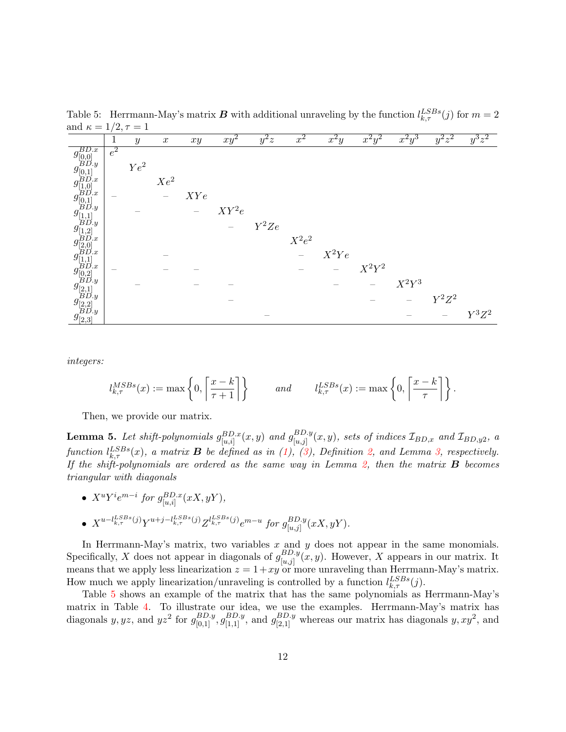Table 5: Herrmann-May's matrix $\boldsymbol{B}$ with additional unraveling by the function $l^{LSBs}_{k,\tau}(j)$ for $m = 2$ and $\kappa = 1/2, \tau = 1$

| | $1$ | $y$ | $x$ | $xy$ | $xy^2$ | $y^2z$ | $x^2$ | $x^2y$ | $x^2y^2$ | $x^2y^3$ | $y^2z^2$ | $y^3z^2$ |
|---|---|---|---|---|---|---|---|---|---|---|---|---|
| $g^{BD.x}_{[0,0]}$ | $e^2$ | | | | | | | | | | | |
| $g^{BD.y}_{[0,1]}$ | | $Ye^2$ | | | | | | | | | | |
| $g^{BD.x}_{[1,0]}$ | | | $Xe^2$ | | | | | | | | | |
| $g^{BD.x}_{[0,1]}$ | – | | – | $XYe$ | | | | | | | | |
| $g^{BD.y}_{[1,1]}$ | | – | | – | $XY^2e$ | | | | | | | |
| $g^{BD.y}_{[1,2]}$ | | | | | – | $Y^2Ze$ | | | | | | |
| $g^{BD.x}_{[2,0]}$ | | | | | | | $X^2e^2$ | | | | | |
| $g^{BD.x}_{[1,1]}$ | | | – | | | | – | $X^2Ye$ | | | | |
| $g^{BD.x}_{[0,2]}$ | – | | – | – | | | – | – | $X^2Y^2$ | | | |
| $g^{BD.y}_{[2,1]}$ | | – | | – | – | | | – | – | $X^2Y^3$ | | |
| $g^{BD.y}_{[2,2]}$ | | | | | – | | | | – | – | $Y^2Z^2$ | |
| $g^{BD.y}_{[2,3]}$ | | | | | | – | | | | – | – | $Y^3Z^2$ |

*integers:*

$$l^{MSBs}_{k,\tau}(x) := \max\left\{0, \left\lceil \frac{x-k}{\tau+1} \right\rceil\right\} \qquad \textit{and} \qquad l^{LSBs}_{k,\tau}(x) := \max\left\{0, \left\lceil \frac{x-k}{\tau} \right\rceil\right\}.$$

Then, we provide our matrix.

**Lemma 5.** *Let shift-polynomials $g^{BD.x}_{[u,i]}(x,y)$ and $g^{BD.y}_{[u,j]}(x,y)$, sets of indices $\mathcal{I}_{BD,x}$ and $\mathcal{I}_{BD,y2}$, a function $l^{LSBs}_{k,\tau}(x)$, a matrix $\boldsymbol{B}$ be defined as in (1), (3), Definition 2, and Lemma 3, respectively. If the shift-polynomials are ordered as the same way in Lemma 2, then the matrix $\boldsymbol{B}$ becomes triangular with diagonals*

- $X^uY^ie^{m-i}$ *for* $g^{BD.x}_{[u,i]}(xX, yY)$,
- $X^{u-l^{LSBs}_{k,\tau}(j)}Y^{u+j-l^{LSBs}_{k,\tau}(j)}Z^{l^{LSBs}_{k,\tau}(j)}e^{m-u}$ *for* $g^{BD.y}_{[u,j]}(xX, yY)$.

In Herrmann-May's matrix, two variables $x$ and $y$ does not appear in the same monomials. Specifically, $X$ does not appear in diagonals of $g^{BD.y}_{[u,j]}(x,y)$. However, $X$ appears in our matrix. It means that we apply less linearization $z = 1+xy$ or more unraveling than Herrmann-May's matrix. How much we apply linearization/unraveling is controlled by a function $l^{LSBs}_{k,\tau}(j)$.

Table 5 shows an example of the matrix that has the same polynomials as Herrmann-May's matrix in Table 4. To illustrate our idea, we use the examples. Herrmann-May's matrix has diagonals $y, yz$, and $yz^2$ for $g^{BD.y}_{[0,1]}, g^{BD.y}_{[1,1]}$, and $g^{BD.y}_{[2,1]}$ whereas our matrix has diagonals $y, xy^2$, and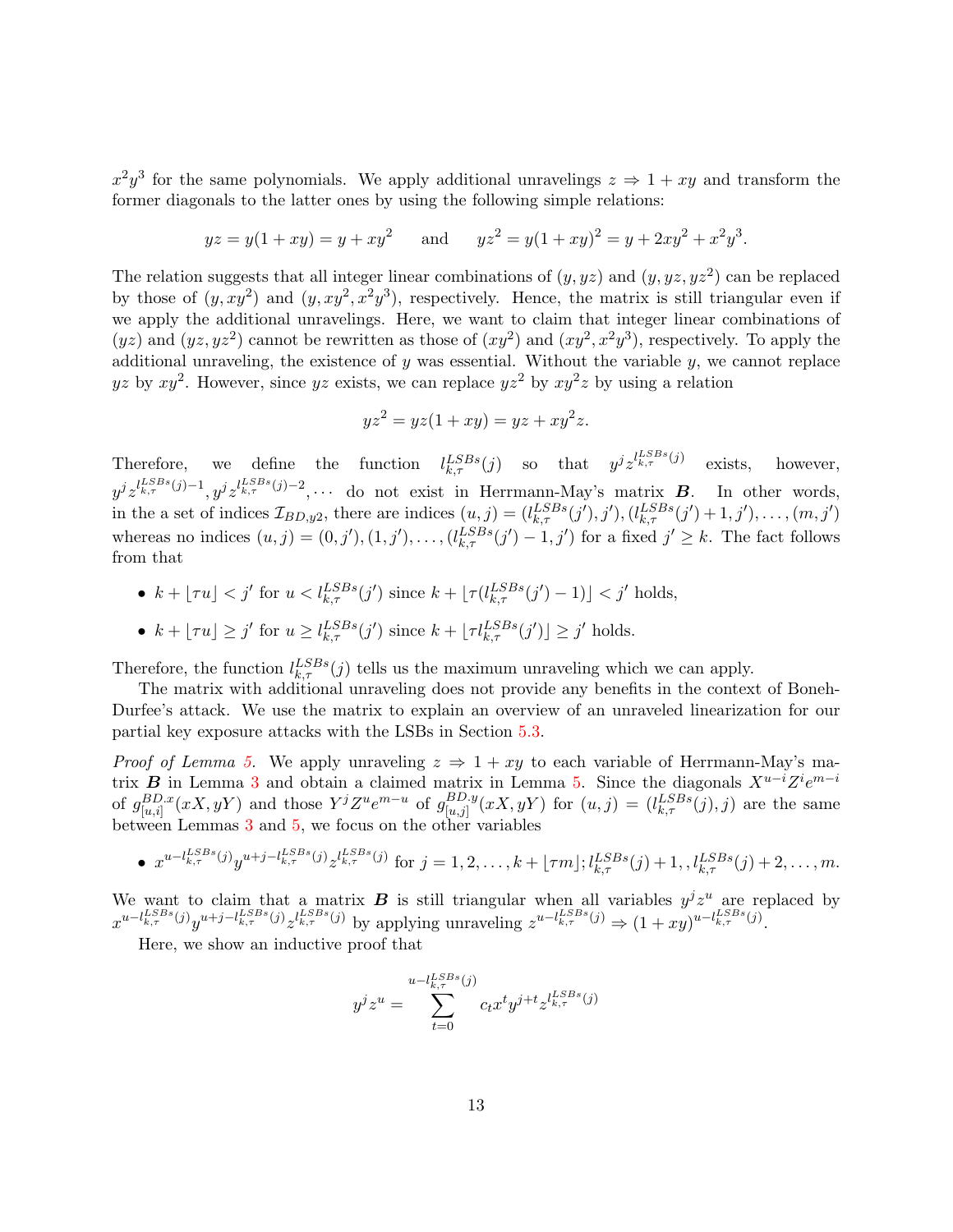$x^2y^3$ for the same polynomials. We apply additional unravelings $z \Rightarrow 1 + xy$ and transform the former diagonals to the latter ones by using the following simple relations:

$$yz = y(1 + xy) = y + xy^2 \qquad \text{and} \qquad yz^2 = y(1 + xy)^2 = y + 2xy^2 + x^2y^3.$$

The relation suggests that all integer linear combinations of $(y, yz)$ and $(y, yz, yz^2)$ can be replaced by those of $(y, xy^2)$ and $(y, xy^2, x^2y^3)$, respectively. Hence, the matrix is still triangular even if we apply the additional unravelings. Here, we want to claim that integer linear combinations of $(yz)$ and $(yz, yz^2)$ cannot be rewritten as those of $(xy^2)$ and $(xy^2, x^2y^3)$, respectively. To apply the additional unraveling, the existence of $y$ was essential. Without the variable $y$, we cannot replace $yz$ by $xy^2$. However, since $yz$ exists, we can replace $yz^2$ by $xy^2z$ by using a relation

$$yz^2 = yz(1 + xy) = yz + xy^2z.$$

Therefore, we define the function $l_{k,\tau}^{LSBs}(j)$ so that $y^j z^{l_{k,\tau}^{LSBs}(j)}$ exists, however, $y^j z^{l_{k,\tau}^{LSBs}(j)-1}, y^j z^{l_{k,\tau}^{LSBs}(j)-2}, \cdots$ do not exist in Herrmann-May's matrix $\boldsymbol{B}$. In other words, in the a set of indices $\mathcal{I}_{BD,y2}$, there are indices $(u, j) = (l_{k,\tau}^{LSBs}(j'), j'), (l_{k,\tau}^{LSBs}(j') + 1, j'), \ldots, (m, j')$ whereas no indices $(u, j) = (0, j'), (1, j'), \ldots, (l_{k,\tau}^{LSBs}(j') - 1, j')$ for a fixed $j' \geq k$. The fact follows from that

- $k + \lfloor \tau u \rfloor < j'$ for $u < l_{k,\tau}^{LSBs}(j')$ since $k + \lfloor \tau (l_{k,\tau}^{LSBs}(j') - 1) \rfloor < j'$ holds,
- $k + \lfloor \tau u \rfloor \geq j'$ for $u \geq l_{k,\tau}^{LSBs}(j')$ since $k + \lfloor \tau l_{k,\tau}^{LSBs}(j') \rfloor \geq j'$ holds.

Therefore, the function $l_{k,\tau}^{LSBs}(j)$ tells us the maximum unraveling which we can apply.

The matrix with additional unraveling does not provide any benefits in the context of Boneh-Durfee's attack. We use the matrix to explain an overview of an unraveled linearization for our partial key exposure attacks with the LSBs in Section 5.3.

*Proof of Lemma 5.* We apply unraveling $z \Rightarrow 1 + xy$ to each variable of Herrmann-May's matrix $\boldsymbol{B}$ in Lemma 3 and obtain a claimed matrix in Lemma 5. Since the diagonals $X^{u-i}Z^ie^{m-i}$ of $g_{[u,i]}^{BD.x}(xX, yY)$ and those $Y^jZ^ue^{m-u}$ of $g_{[u,j]}^{BD.y}(xX, yY)$ for $(u, j) = (l_{k,\tau}^{LSBs}(j), j)$ are the same between Lemmas 3 and 5, we focus on the other variables

- $x^{u-l_{k,\tau}^{LSBs}(j)} y^{u+j-l_{k,\tau}^{LSBs}(j)} z^{l_{k,\tau}^{LSBs}(j)}$ for $j = 1, 2, \ldots, k + \lfloor \tau m \rfloor; l_{k,\tau}^{LSBs}(j) + 1, , l_{k,\tau}^{LSBs}(j) + 2, \ldots, m.$

We want to claim that a matrix $\boldsymbol{B}$ is still triangular when all variables $y^jz^u$ are replaced by $x^{u-l_{k,\tau}^{LSBs}(j)} y^{u+j-l_{k,\tau}^{LSBs}(j)} z^{l_{k,\tau}^{LSBs}(j)}$ by applying unraveling $z^{u-l_{k,\tau}^{LSBs}(j)} \Rightarrow (1 + xy)^{u-l_{k,\tau}^{LSBs}(j)}$.

Here, we show an inductive proof that

$$y^jz^u = \sum_{t=0}^{u-l_{k,\tau}^{LSBs}(j)} c_t x^t y^{j+t} z^{l_{k,\tau}^{LSBs}(j)}$$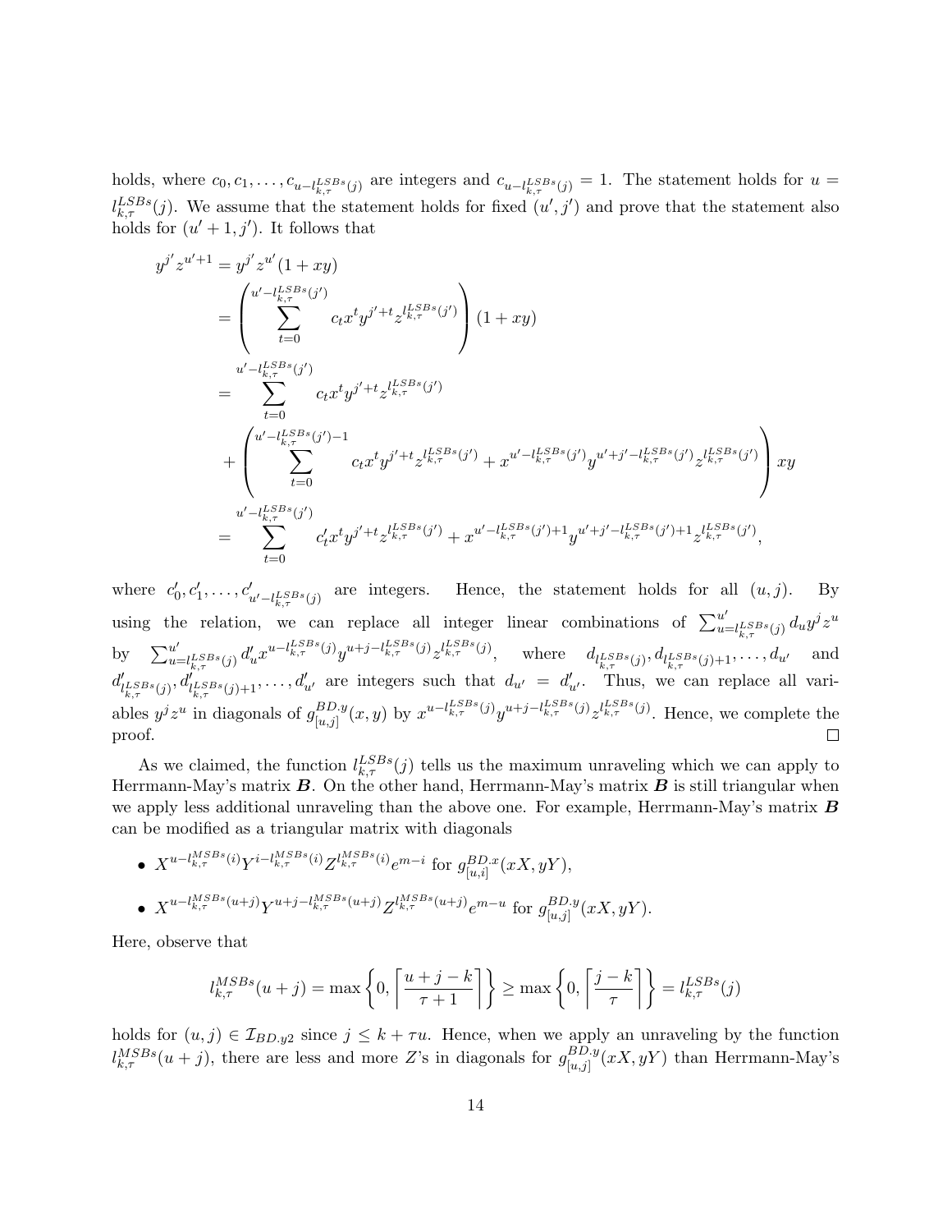holds, where $c_0, c_1, \ldots, c_{u-l_{k,\tau}^{LSBs}(j)}$ are integers and $c_{u-l_{k,\tau}^{LSBs}(j)} = 1$. The statement holds for $u = l_{k,\tau}^{LSBs}(j)$. We assume that the statement holds for fixed $(u', j')$ and prove that the statement also holds for $(u'+1, j')$. It follows that

$$
\begin{aligned}
y^{j'} z^{u'+1} &= y^{j'} z^{u'}(1+xy) \\
&= \left( \sum_{t=0}^{u'-l_{k,\tau}^{LSBs}(j')} c_t x^t y^{j'+t} z^{l_{k,\tau}^{LSBs}(j')} \right)(1+xy) \\
&= \sum_{t=0}^{u'-l_{k,\tau}^{LSBs}(j')} c_t x^t y^{j'+t} z^{l_{k,\tau}^{LSBs}(j')} \\
&\quad + \left( \sum_{t=0}^{u'-l_{k,\tau}^{LSBs}(j')-1} c_t x^t y^{j'+t} z^{l_{k,\tau}^{LSBs}(j')} + x^{u'-l_{k,\tau}^{LSBs}(j')} y^{u'+j'-l_{k,\tau}^{LSBs}(j')} z^{l_{k,\tau}^{LSBs}(j')} \right) xy \\
&= \sum_{t=0}^{u'-l_{k,\tau}^{LSBs}(j')} c'_t x^t y^{j'+t} z^{l_{k,\tau}^{LSBs}(j')} + x^{u'-l_{k,\tau}^{LSBs}(j')+1} y^{u'+j'-l_{k,\tau}^{LSBs}(j')+1} z^{l_{k,\tau}^{LSBs}(j')},
\end{aligned}
$$

where $c'_0, c'_1, \ldots, c'_{u'-l_{k,\tau}^{LSBs}(j)}$ are integers. Hence, the statement holds for all $(u, j)$. By using the relation, we can replace all integer linear combinations of $\sum_{u=l_{k,\tau}^{LSBs}(j)}^{u'} d_u y^j z^u$ by $\sum_{u=l_{k,\tau}^{LSBs}(j)}^{u'} d'_u x^{u-l_{k,\tau}^{LSBs}(j)} y^{u+j-l_{k,\tau}^{LSBs}(j)} z^{l_{k,\tau}^{LSBs}(j)}$, where $d_{l_{k,\tau}^{LSBs}(j)}, d_{l_{k,\tau}^{LSBs}(j)+1}, \ldots, d_{u'}$ and $d'_{l_{k,\tau}^{LSBs}(j)}, d'_{l_{k,\tau}^{LSBs}(j)+1}, \ldots, d'_{u'}$ are integers such that $d_{u'} = d'_{u'}$. Thus, we can replace all variables $y^j z^u$ in diagonals of $g_{[u,j]}^{BD.y}(x, y)$ by $x^{u-l_{k,\tau}^{LSBs}(j)} y^{u+j-l_{k,\tau}^{LSBs}(j)} z^{l_{k,\tau}^{LSBs}(j)}$. Hence, we complete the proof. □

As we claimed, the function $l_{k,\tau}^{LSBs}(j)$ tells us the maximum unraveling which we can apply to Herrmann-May's matrix $\boldsymbol{B}$. On the other hand, Herrmann-May's matrix $\boldsymbol{B}$ is still triangular when we apply less additional unraveling than the above one. For example, Herrmann-May's matrix $\boldsymbol{B}$ can be modified as a triangular matrix with diagonals

- $X^{u-l_{k,\tau}^{MSBs}(i)} Y^{i-l_{k,\tau}^{MSBs}(i)} Z^{l_{k,\tau}^{MSBs}(i)} e^{m-i}$ for $g_{[u,i]}^{BD.x}(xX, yY)$,
- $X^{u-l_{k,\tau}^{MSBs}(u+j)} Y^{u+j-l_{k,\tau}^{MSBs}(u+j)} Z^{l_{k,\tau}^{MSBs}(u+j)} e^{m-u}$ for $g_{[u,j]}^{BD.y}(xX, yY)$.

Here, observe that

$$
l_{k,\tau}^{MSBs}(u+j) = \max\left\{0, \left\lceil \frac{u+j-k}{\tau+1} \right\rceil \right\} \geq \max\left\{0, \left\lceil \frac{j-k}{\tau} \right\rceil \right\} = l_{k,\tau}^{LSBs}(j)
$$

holds for $(u, j) \in \mathcal{I}_{BD.y2}$ since $j \leq k + \tau u$. Hence, when we apply an unraveling by the function $l_{k,\tau}^{MSBs}(u+j)$, there are less and more $Z$'s in diagonals for $g_{[u,j]}^{BD.y}(xX, yY)$ than Herrmann-May's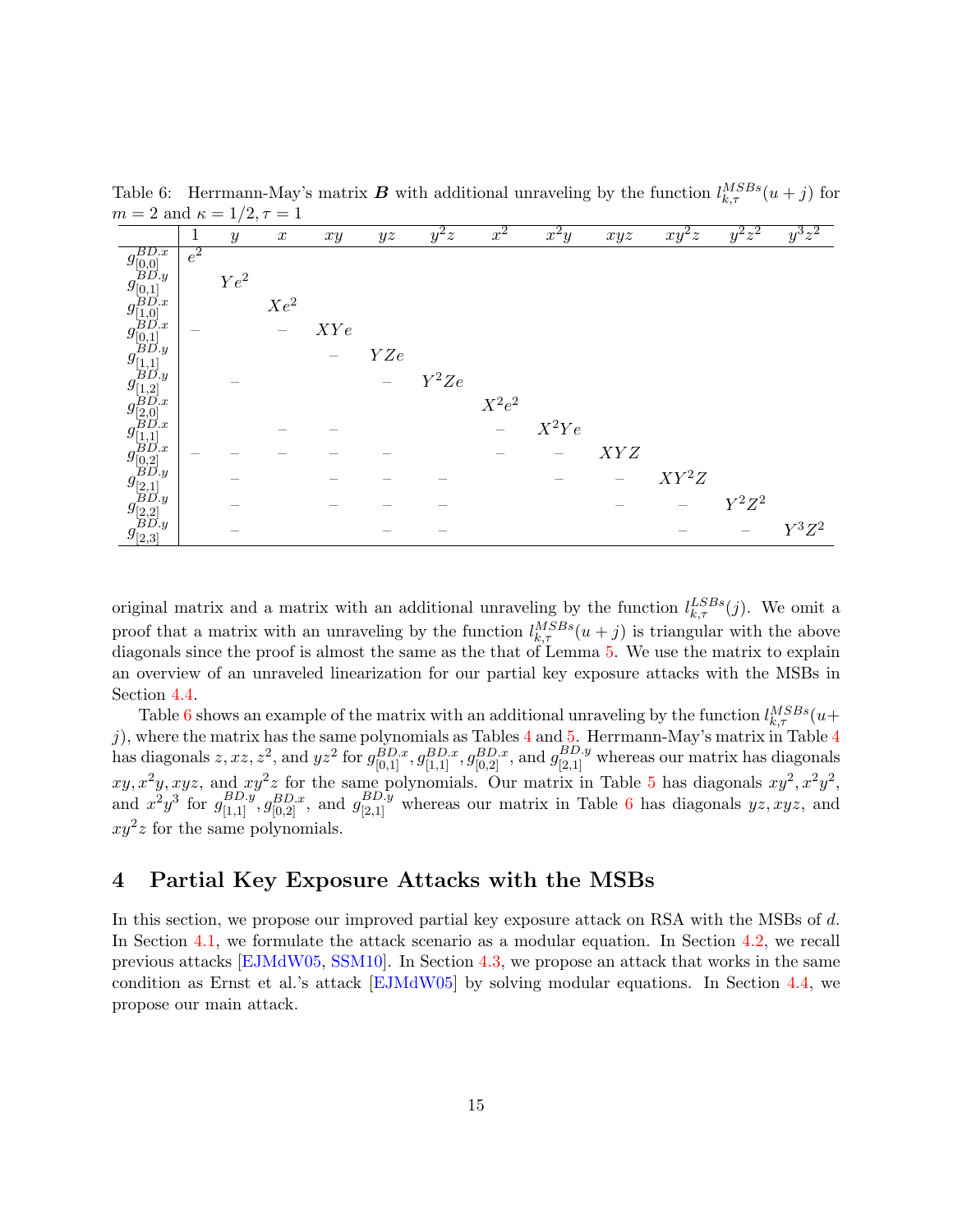Table 6: Herrmann-May's matrix $\boldsymbol{B}$ with additional unraveling by the function $l_{k,\tau}^{MSBs}(u+j)$ for $m=2$ and $\kappa = 1/2, \tau = 1$

| | $1$ | $y$ | $x$ | $xy$ | $yz$ | $y^2z$ | $x^2$ | $x^2y$ | $xyz$ | $xy^2z$ | $y^2z^2$ | $y^3z^2$ |
|---|---|---|---|---|---|---|---|---|---|---|---|---|
| $g_{[0,0]}^{BD.x}$ | $e^2$ | | | | | | | | | | | |
| $g_{[0,1]}^{BD.y}$ | | $Ye^2$ | | | | | | | | | | |
| $g_{[1,0]}^{BD.x}$ | | | $Xe^2$ | | | | | | | | | |
| $g_{[0,1]}^{BD.x}$ | – | | – | $XYe$ | | | | | | | | |
| $g_{[1,1]}^{BD.y}$ | | | | – | $YZe$ | | | | | | | |
| $g_{[1,2]}^{BD.y}$ | | – | | | – | $Y^2Ze$ | | | | | | |
| $g_{[2,0]}^{BD.x}$ | | | | | | | $X^2e^2$ | | | | | |
| $g_{[1,1]}^{BD.x}$ | | | – | – | | | – | $X^2Ye$ | | | | |
| $g_{[0,2]}^{BD.x}$ | – | – | – | – | – | | – | – | $XYZ$ | | | |
| $g_{[2,1]}^{BD.y}$ | | – | | – | – | – | | – | – | $XY^2Z$ | | |
| $g_{[2,2]}^{BD.y}$ | | – | | – | – | – | | | – | – | $Y^2Z^2$ | |
| $g_{[2,3]}^{BD.y}$ | | – | | | – | – | | | | – | – | $Y^3Z^2$ |

original matrix and a matrix with an additional unraveling by the function $l_{k,\tau}^{LSBs}(j)$. We omit a proof that a matrix with an unraveling by the function $l_{k,\tau}^{MSBs}(u+j)$ is triangular with the above diagonals since the proof is almost the same as the that of Lemma 5. We use the matrix to explain an overview of an unraveled linearization for our partial key exposure attacks with the MSBs in Section 4.4.

Table 6 shows an example of the matrix with an additional unraveling by the function $l_{k,\tau}^{MSBs}(u+j)$, where the matrix has the same polynomials as Tables 4 and 5. Herrmann-May's matrix in Table 4 has diagonals $z, xz, z^2$, and $yz^2$ for $g_{[0,1]}^{BD.x}, g_{[1,1]}^{BD.x}, g_{[0,2]}^{BD.x}$, and $g_{[2,1]}^{BD.y}$ whereas our matrix has diagonals $xy, x^2y, xyz$, and $xy^2z$ for the same polynomials. Our matrix in Table 5 has diagonals $xy^2, x^2y^2$, and $x^2y^3$ for $g_{[1,1]}^{BD.y}, g_{[0,2]}^{BD.x}$, and $g_{[2,1]}^{BD.y}$ whereas our matrix in Table 6 has diagonals $yz, xyz$, and $xy^2z$ for the same polynomials.

# 4 Partial Key Exposure Attacks with the MSBs

In this section, we propose our improved partial key exposure attack on RSA with the MSBs of $d$. In Section 4.1, we formulate the attack scenario as a modular equation. In Section 4.2, we recall previous attacks [EJMdW05, SSM10]. In Section 4.3, we propose an attack that works in the same condition as Ernst et al.'s attack [EJMdW05] by solving modular equations. In Section 4.4, we propose our main attack.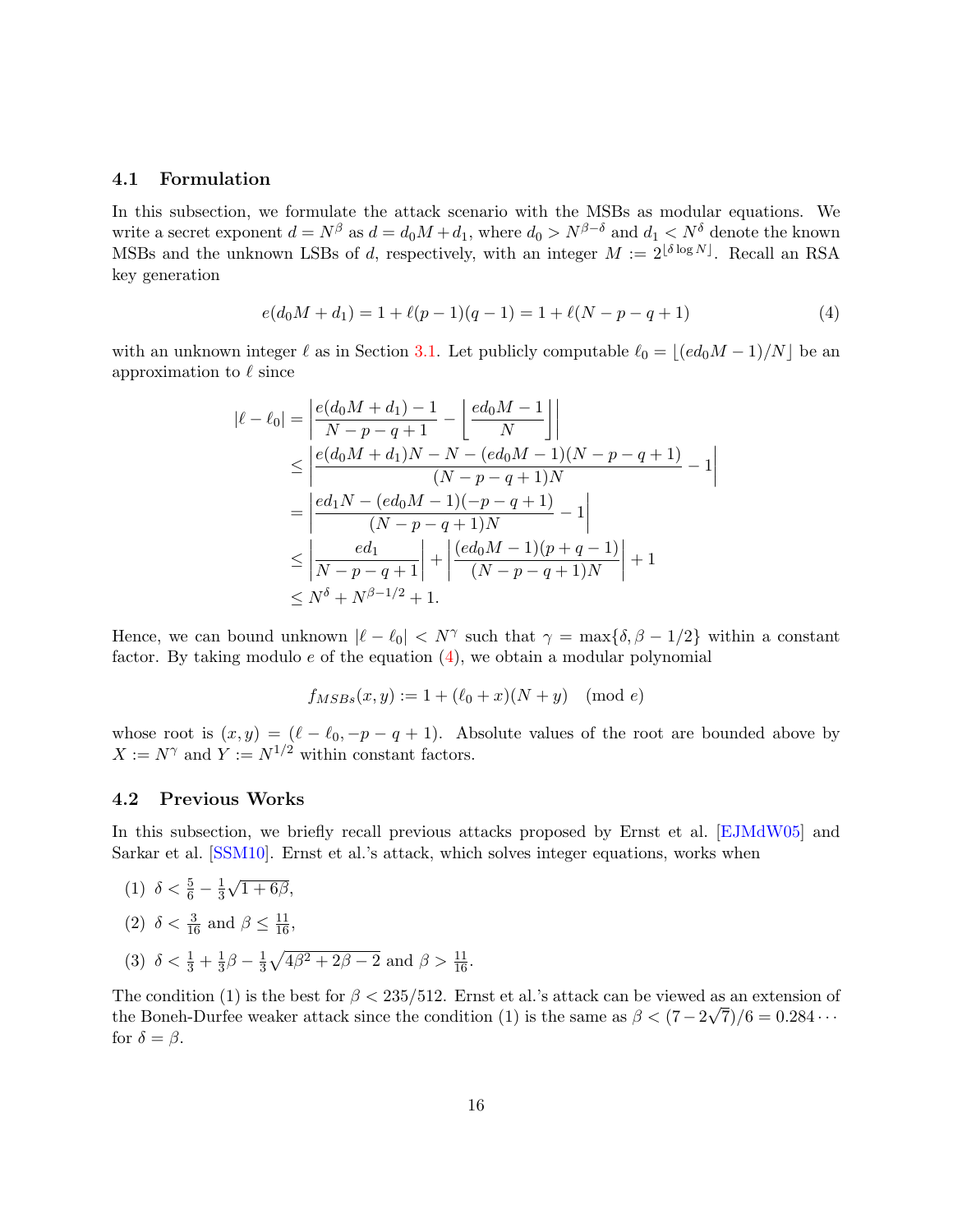### 4.1 Formulation

In this subsection, we formulate the attack scenario with the MSBs as modular equations. We write a secret exponent $d = N^\beta$ as $d = d_0 M + d_1$, where $d_0 > N^{\beta-\delta}$ and $d_1 < N^\delta$ denote the known MSBs and the unknown LSBs of $d$, respectively, with an integer $M := 2^{\lfloor \delta \log N \rfloor}$. Recall an RSA key generation

$$e(d_0 M + d_1) = 1 + \ell(p-1)(q-1) = 1 + \ell(N - p - q + 1) \tag{4}$$

with an unknown integer $\ell$ as in Section 3.1. Let publicly computable $\ell_0 = \lfloor (ed_0M - 1)/N \rfloor$ be an approximation to $\ell$ since

$$\begin{aligned}
|\ell - \ell_0| &= \left| \frac{e(d_0M + d_1) - 1}{N - p - q + 1} - \left\lfloor \frac{ed_0M - 1}{N} \right\rfloor \right| \\
&\leq \left| \frac{e(d_0M + d_1)N - N - (ed_0M - 1)(N - p - q + 1)}{(N - p - q + 1)N} - 1 \right| \\
&= \left| \frac{ed_1N - (ed_0M - 1)(-p - q + 1)}{(N - p - q + 1)N} - 1 \right| \\
&\leq \left| \frac{ed_1}{N - p - q + 1} \right| + \left| \frac{(ed_0M - 1)(p + q - 1)}{(N - p - q + 1)N} \right| + 1 \\
&\leq N^\delta + N^{\beta - 1/2} + 1.
\end{aligned}$$

Hence, we can bound unknown $|\ell - \ell_0| < N^\gamma$ such that $\gamma = \max\{\delta, \beta - 1/2\}$ within a constant factor. By taking modulo $e$ of the equation (4), we obtain a modular polynomial

$$f_{MSBs}(x, y) := 1 + (\ell_0 + x)(N + y) \pmod{e}$$

whose root is $(x, y) = (\ell - \ell_0, -p - q + 1)$. Absolute values of the root are bounded above by $X := N^\gamma$ and $Y := N^{1/2}$ within constant factors.

### 4.2 Previous Works

In this subsection, we briefly recall previous attacks proposed by Ernst et al. [EJMdW05] and Sarkar et al. [SSM10]. Ernst et al.'s attack, which solves integer equations, works when

(1) $\delta < \frac{5}{6} - \frac{1}{3}\sqrt{1 + 6\beta}$,

(2) $\delta < \frac{3}{16}$ and $\beta \leq \frac{11}{16}$,

(3) $\delta < \frac{1}{3} + \frac{1}{3}\beta - \frac{1}{3}\sqrt{4\beta^2 + 2\beta - 2}$ and $\beta > \frac{11}{16}$.

The condition (1) is the best for $\beta < 235/512$. Ernst et al.'s attack can be viewed as an extension of the Boneh-Durfee weaker attack since the condition (1) is the same as $\beta < (7 - 2\sqrt{7})/6 = 0.284\cdots$ for $\delta = \beta$.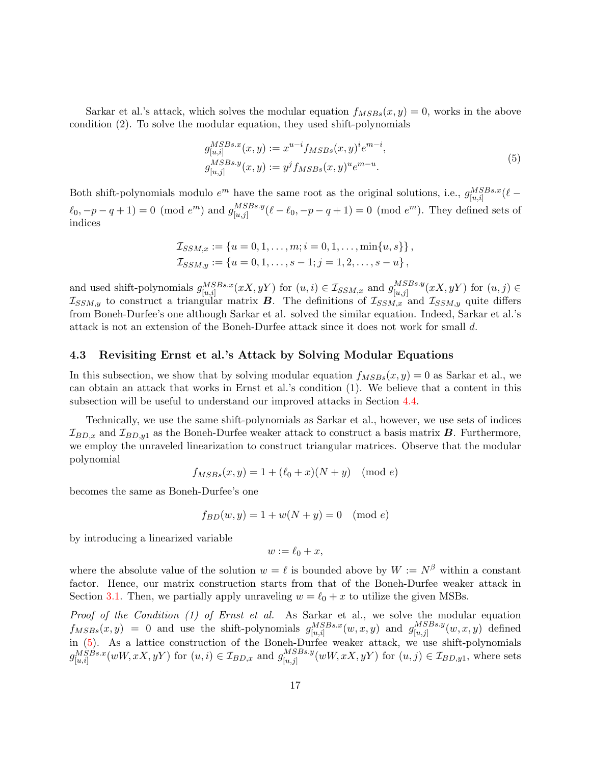Sarkar et al.'s attack, which solves the modular equation $f_{MSBs}(x, y) = 0$, works in the above condition (2). To solve the modular equation, they used shift-polynomials

$$
\begin{aligned}
g^{MSBs.x}_{[u,i]}(x, y) &:= x^{u-i} f_{MSBs}(x, y)^i e^{m-i}, \\
g^{MSBs.y}_{[u,j]}(x, y) &:= y^j f_{MSBs}(x, y)^u e^{m-u}.
\end{aligned}
\tag{5}
$$

Both shift-polynomials modulo $e^m$ have the same root as the original solutions, i.e., $g^{MSBs.x}_{[u,i]}(\ell - \ell_0, -p - q + 1) = 0 \pmod{e^m}$ and $g^{MSBs.y}_{[u,j]}(\ell - \ell_0, -p - q + 1) = 0 \pmod{e^m}$. They defined sets of indices

$$
\begin{aligned}
\mathcal{I}_{SSM,x} &:= \{u = 0, 1, \ldots, m; i = 0, 1, \ldots, \min\{u, s\}\}, \\
\mathcal{I}_{SSM,y} &:= \{u = 0, 1, \ldots, s - 1; j = 1, 2, \ldots, s - u\},
\end{aligned}
$$

and used shift-polynomials $g^{MSBs.x}_{[u,i]}(xX, yY)$ for $(u, i) \in \mathcal{I}_{SSM,x}$ and $g^{MSBs.y}_{[u,j]}(xX, yY)$ for $(u, j) \in \mathcal{I}_{SSM,y}$ to construct a triangular matrix $\boldsymbol{B}$. The definitions of $\mathcal{I}_{SSM,x}$ and $\mathcal{I}_{SSM,y}$ quite differs from Boneh-Durfee's one although Sarkar et al. solved the similar equation. Indeed, Sarkar et al.'s attack is not an extension of the Boneh-Durfee attack since it does not work for small $d$.

### 4.3 Revisiting Ernst et al.'s Attack by Solving Modular Equations

In this subsection, we show that by solving modular equation $f_{MSBs}(x, y) = 0$ as Sarkar et al., we can obtain an attack that works in Ernst et al.'s condition (1). We believe that a content in this subsection will be useful to understand our improved attacks in Section 4.4.

Technically, we use the same shift-polynomials as Sarkar et al., however, we use sets of indices $\mathcal{I}_{BD,x}$ and $\mathcal{I}_{BD,y1}$ as the Boneh-Durfee weaker attack to construct a basis matrix $\boldsymbol{B}$. Furthermore, we employ the unraveled linearization to construct triangular matrices. Observe that the modular polynomial

$$
f_{MSBs}(x, y) = 1 + (\ell_0 + x)(N + y) \pmod{e}
$$

becomes the same as Boneh-Durfee's one

$$
f_{BD}(w, y) = 1 + w(N + y) = 0 \pmod{e}
$$

by introducing a linearized variable

$$
w := \ell_0 + x,
$$

where the absolute value of the solution $w = \ell$ is bounded above by $W := N^\beta$ within a constant factor. Hence, our matrix construction starts from that of the Boneh-Durfee weaker attack in Section 3.1. Then, we partially apply unraveling $w = \ell_0 + x$ to utilize the given MSBs.

*Proof of the Condition (1) of Ernst et al.* As Sarkar et al., we solve the modular equation $f_{MSBs}(x, y) = 0$ and use the shift-polynomials $g^{MSBs.x}_{[u,i]}(w, x, y)$ and $g^{MSBs.y}_{[u,j]}(w, x, y)$ defined in (5). As a lattice construction of the Boneh-Durfee weaker attack, we use shift-polynomials $g^{MSBs.x}_{[u,i]}(wW, xX, yY)$ for $(u, i) \in \mathcal{I}_{BD,x}$ and $g^{MSBs.y}_{[u,j]}(wW, xX, yY)$ for $(u, j) \in \mathcal{I}_{BD,y1}$, where sets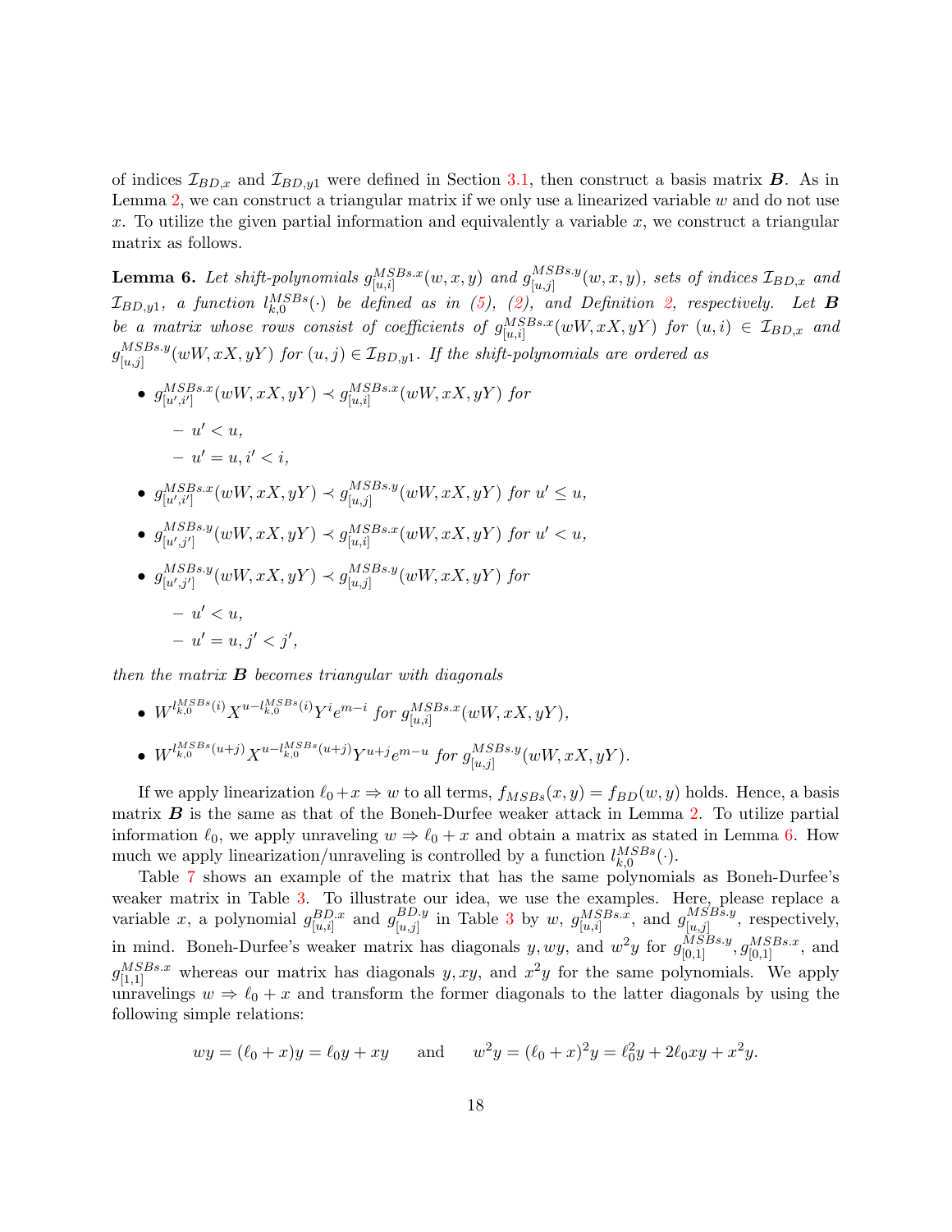of indices $\mathcal{I}_{BD,x}$ and $\mathcal{I}_{BD,y1}$ were defined in Section 3.1, then construct a basis matrix $\boldsymbol{B}$. As in Lemma 2, we can construct a triangular matrix if we only use a linearized variable $w$ and do not use $x$. To utilize the given partial information and equivalently a variable $x$, we construct a triangular matrix as follows.

**Lemma 6.** *Let shift-polynomials $g^{MSBs.x}_{[u,i]}(w,x,y)$ and $g^{MSBs.y}_{[u,j]}(w,x,y)$, sets of indices $\mathcal{I}_{BD,x}$ and $\mathcal{I}_{BD,y1}$, a function $l^{MSBs}_{k,0}(\cdot)$ be defined as in (5), (2), and Definition 2, respectively. Let $\boldsymbol{B}$ be a matrix whose rows consist of coefficients of $g^{MSBs.x}_{[u,i]}(wW,xX,yY)$ for $(u,i)\in\mathcal{I}_{BD,x}$ and $g^{MSBs.y}_{[u,j]}(wW,xX,yY)$ for $(u,j)\in\mathcal{I}_{BD,y1}$. If the shift-polynomials are ordered as*

- $g^{MSBs.x}_{[u',i']}(wW,xX,yY) \prec g^{MSBs.x}_{[u,i]}(wW,xX,yY)$ *for*
  - $u'<u$,
  - $u'=u, i'<i$,
- $g^{MSBs.x}_{[u',i']}(wW,xX,yY) \prec g^{MSBs.y}_{[u,j]}(wW,xX,yY)$ *for* $u'\le u$,
- $g^{MSBs.y}_{[u',j']}(wW,xX,yY) \prec g^{MSBs.x}_{[u,i]}(wW,xX,yY)$ *for* $u'<u$,
- $g^{MSBs.y}_{[u',j']}(wW,xX,yY) \prec g^{MSBs.y}_{[u,j]}(wW,xX,yY)$ *for*
  - $u'<u$,
  - $u'=u, j'<j'$,

*then the matrix $\boldsymbol{B}$ becomes triangular with diagonals*

- $W^{l^{MSBs}_{k,0}(i)}X^{u-l^{MSBs}_{k,0}(i)}Y^{i}e^{m-i}$ *for* $g^{MSBs.x}_{[u,i]}(wW,xX,yY)$,
- $W^{l^{MSBs}_{k,0}(u+j)}X^{u-l^{MSBs}_{k,0}(u+j)}Y^{u+j}e^{m-u}$ *for* $g^{MSBs.y}_{[u,j]}(wW,xX,yY)$.

If we apply linearization $\ell_0+x \Rightarrow w$ to all terms, $f_{MSBs}(x,y)=f_{BD}(w,y)$ holds. Hence, a basis matrix $\boldsymbol{B}$ is the same as that of the Boneh-Durfee weaker attack in Lemma 2. To utilize partial information $\ell_0$, we apply unraveling $w\Rightarrow \ell_0+x$ and obtain a matrix as stated in Lemma 6. How much we apply linearization/unraveling is controlled by a function $l^{MSBs}_{k,0}(\cdot)$.

Table 7 shows an example of the matrix that has the same polynomials as Boneh-Durfee's weaker matrix in Table 3. To illustrate our idea, we use the examples. Here, please replace a variable $x$, a polynomial $g^{BD.x}_{[u,i]}$ and $g^{BD.y}_{[u,j]}$ in Table 3 by $w$, $g^{MSBs.x}_{[u,i]}$, and $g^{MSBs.y}_{[u,j]}$, respectively, in mind. Boneh-Durfee's weaker matrix has diagonals $y, wy$, and $w^2y$ for $g^{MSBs.y}_{[0,1]}, g^{MSBs.x}_{[0,1]}$, and $g^{MSBs.x}_{[1,1]}$ whereas our matrix has diagonals $y, xy$, and $x^2y$ for the same polynomials. We apply unravelings $w\Rightarrow \ell_0+x$ and transform the former diagonals to the latter diagonals by using the following simple relations:

$$wy=(\ell_0+x)y=\ell_0y+xy \qquad \text{and} \qquad w^2y=(\ell_0+x)^2y=\ell_0^2y+2\ell_0xy+x^2y.$$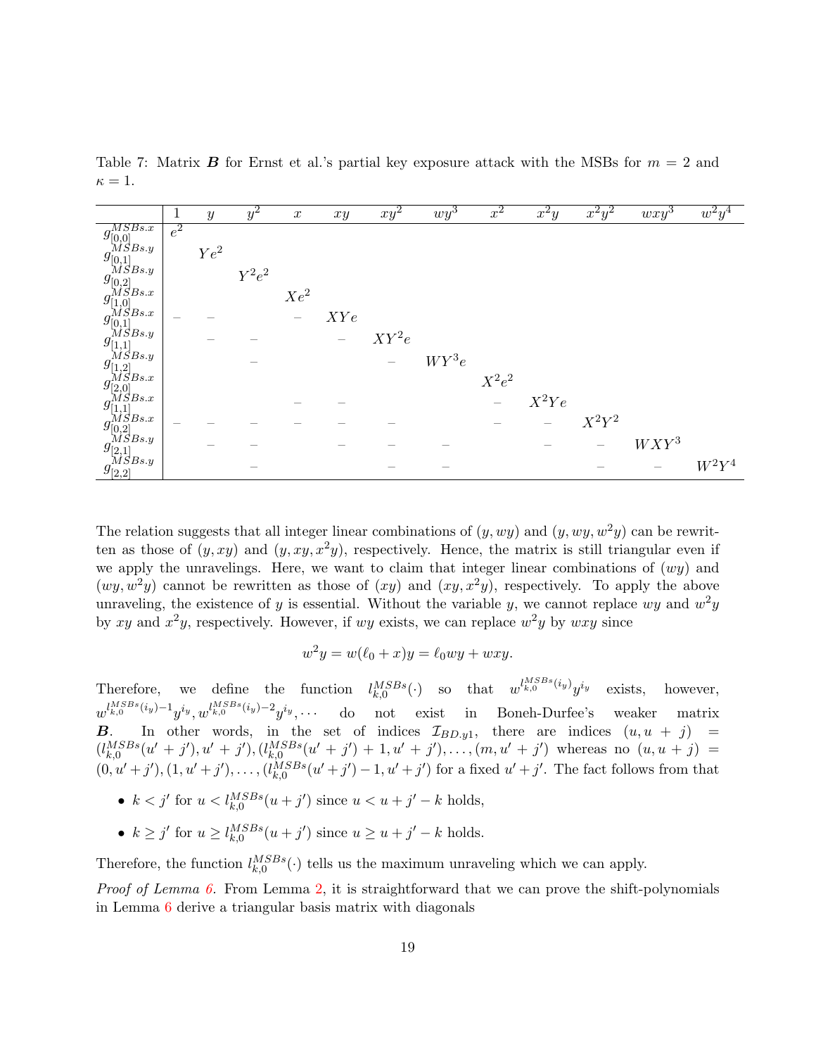Table 7: Matrix $\boldsymbol{B}$ for Ernst et al.'s partial key exposure attack with the MSBs for $m = 2$ and $\kappa = 1$.

| | $1$ | $y$ | $y^2$ | $x$ | $xy$ | $xy^2$ | $wy^3$ | $x^2$ | $x^2y$ | $x^2y^2$ | $wxy^3$ | $w^2y^4$ |
|---|---|---|---|---|---|---|---|---|---|---|---|---|
| $g^{MSBs.x}_{[0,0]}$ | $e^2$ | | | | | | | | | | | |
| $g^{MSBs.y}_{[0,1]}$ | | $Ye^2$ | | | | | | | | | | |
| $g^{MSBs.y}_{[0,2]}$ | | | $Y^2e^2$ | | | | | | | | | |
| $g^{MSBs.x}_{[1,0]}$ | | | | $Xe^2$ | | | | | | | | |
| $g^{MSBs.x}_{[0,1]}$ | $-$ | $-$ | | $-$ | $XYe$ | | | | | | | |
| $g^{MSBs.y}_{[1,1]}$ | | $-$ | $-$ | | $-$ | $XY^2e$ | | | | | | |
| $g^{MSBs.y}_{[1,2]}$ | | | $-$ | | | $-$ | $WY^3e$ | | | | | |
| $g^{MSBs.x}_{[2,0]}$ | | | | | | | | $X^2e^2$ | | | | |
| $g^{MSBs.x}_{[1,1]}$ | | | | $-$ | $-$ | | | $-$ | $X^2Ye$ | | | |
| $g^{MSBs.x}_{[0,2]}$ | $-$ | $-$ | $-$ | $-$ | $-$ | $-$ | | $-$ | $-$ | $X^2Y^2$ | | |
| $g^{MSBs.y}_{[2,1]}$ | | $-$ | $-$ | | $-$ | $-$ | $-$ | | $-$ | $-$ | $WXY^3$ | |
| $g^{MSBs.y}_{[2,2]}$ | | | $-$ | | | $-$ | $-$ | | | $-$ | $-$ | $W^2Y^4$ |

The relation suggests that all integer linear combinations of $(y, wy)$ and $(y, wy, w^2y)$ can be rewritten as those of $(y, xy)$ and $(y, xy, x^2y)$, respectively. Hence, the matrix is still triangular even if we apply the unravelings. Here, we want to claim that integer linear combinations of $(wy)$ and $(wy, w^2y)$ cannot be rewritten as those of $(xy)$ and $(xy, x^2y)$, respectively. To apply the above unraveling, the existence of $y$ is essential. Without the variable $y$, we cannot replace $wy$ and $w^2y$ by $xy$ and $x^2y$, respectively. However, if $wy$ exists, we can replace $w^2y$ by $wxy$ since

$$w^2y = w(\ell_0 + x)y = \ell_0 wy + wxy.$$

Therefore, we define the function $l^{MSBs}_{k,0}(\cdot)$ so that $w^{l^{MSBs}_{k,0}(i_y)}y^{i_y}$ exists, however, $w^{l^{MSBs}_{k,0}(i_y)-1}y^{i_y}, w^{l^{MSBs}_{k,0}(i_y)-2}y^{i_y}, \cdots$ do not exist in Boneh-Durfee's weaker matrix $\boldsymbol{B}$. In other words, in the set of indices $\mathcal{I}_{BD.y1}$, there are indices $(u, u + j) = (l^{MSBs}_{k,0}(u' + j'), u' + j'), (l^{MSBs}_{k,0}(u' + j') + 1, u' + j'), \ldots, (m, u' + j')$ whereas no $(u, u + j) = (0, u' + j'), (1, u' + j'), \ldots, (l^{MSBs}_{k,0}(u' + j') - 1, u' + j')$ for a fixed $u' + j'$. The fact follows from that

- $k < j'$ for $u < l^{MSBs}_{k,0}(u + j')$ since $u < u + j' - k$ holds,
- $k \geq j'$ for $u \geq l^{MSBs}_{k,0}(u + j')$ since $u \geq u + j' - k$ holds.

Therefore, the function $l^{MSBs}_{k,0}(\cdot)$ tells us the maximum unraveling which we can apply.

*Proof of Lemma 6.* From Lemma 2, it is straightforward that we can prove the shift-polynomials in Lemma 6 derive a triangular basis matrix with diagonals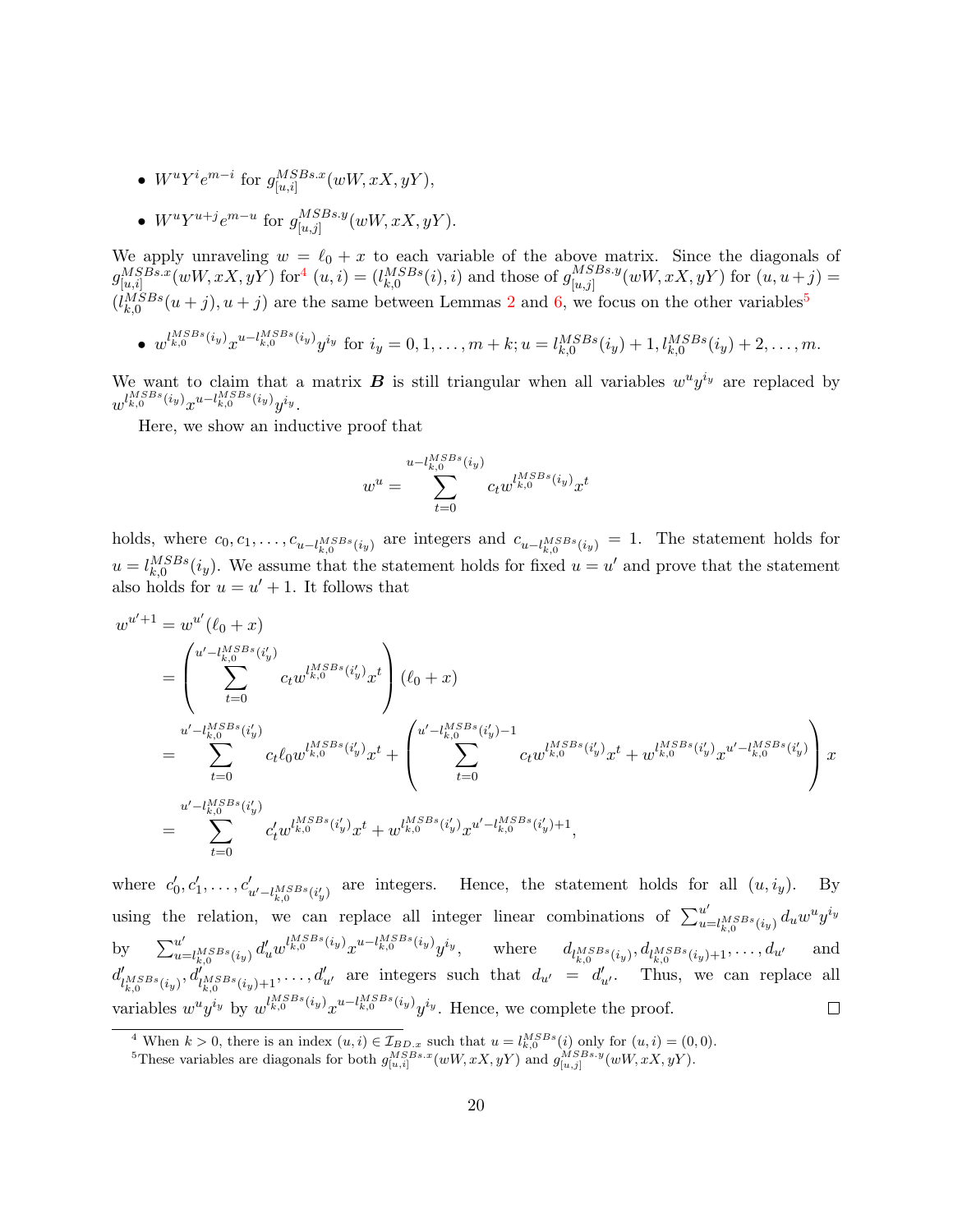- $W^u Y^i e^{m-i}$ for $g^{MSBs.x}_{[u,i]}(wW, xX, yY)$,
- $W^u Y^{u+j} e^{m-u}$ for $g^{MSBs.y}_{[u,j]}(wW, xX, yY)$.

We apply unraveling $w = \ell_0 + x$ to each variable of the above matrix. Since the diagonals of $g^{MSBs.x}_{[u,i]}(wW, xX, yY)$ for[4] $(u, i) = (l^{MSBs}_{k,0}(i), i)$ and those of $g^{MSBs.y}_{[u,j]}(wW, xX, yY)$ for $(u, u+j) = (l^{MSBs}_{k,0}(u+j), u+j)$ are the same between Lemmas 2 and 6, we focus on the other variables[5]

- $w^{l^{MSBs}_{k,0}(i_y)} x^{u - l^{MSBs}_{k,0}(i_y)} y^{i_y}$ for $i_y = 0, 1, \ldots, m+k; u = l^{MSBs}_{k,0}(i_y)+1, l^{MSBs}_{k,0}(i_y)+2, \ldots, m$.

We want to claim that a matrix $\boldsymbol{B}$ is still triangular when all variables $w^u y^{i_y}$ are replaced by $w^{l^{MSBs}_{k,0}(i_y)} x^{u - l^{MSBs}_{k,0}(i_y)} y^{i_y}$.

Here, we show an inductive proof that

$$w^u = \sum_{t=0}^{u - l^{MSBs}_{k,0}(i_y)} c_t w^{l^{MSBs}_{k,0}(i_y)} x^t$$

holds, where $c_0, c_1, \ldots, c_{u - l^{MSBs}_{k,0}(i_y)}$ are integers and $c_{u - l^{MSBs}_{k,0}(i_y)} = 1$. The statement holds for $u = l^{MSBs}_{k,0}(i_y)$. We assume that the statement holds for fixed $u = u'$ and prove that the statement also holds for $u = u'+1$. It follows that

$$
\begin{aligned}
w^{u'+1} &= w^{u'}(\ell_0 + x) \\
&= \left( \sum_{t=0}^{u' - l^{MSBs}_{k,0}(i'_y)} c_t w^{l^{MSBs}_{k,0}(i'_y)} x^t \right) (\ell_0 + x) \\
&= \sum_{t=0}^{u' - l^{MSBs}_{k,0}(i'_y)} c_t \ell_0 w^{l^{MSBs}_{k,0}(i'_y)} x^t + \left( \sum_{t=0}^{u' - l^{MSBs}_{k,0}(i'_y) - 1} c_t w^{l^{MSBs}_{k,0}(i'_y)} x^t + w^{l^{MSBs}_{k,0}(i'_y)} x^{u' - l^{MSBs}_{k,0}(i'_y)} \right) x \\
&= \sum_{t=0}^{u' - l^{MSBs}_{k,0}(i'_y)} c'_t w^{l^{MSBs}_{k,0}(i'_y)} x^t + w^{l^{MSBs}_{k,0}(i'_y)} x^{u' - l^{MSBs}_{k,0}(i'_y) + 1},
\end{aligned}
$$

where $c'_0, c'_1, \ldots, c'_{u' - l^{MSBs}_{k,0}(i'_y)}$ are integers. Hence, the statement holds for all $(u, i_y)$. By using the relation, we can replace all integer linear combinations of $\sum_{u = l^{MSBs}_{k,0}(i_y)}^{u'} d_u w^u y^{i_y}$ by $\sum_{u = l^{MSBs}_{k,0}(i_y)}^{u'} d'_u w^{l^{MSBs}_{k,0}(i_y)} x^{u - l^{MSBs}_{k,0}(i_y)} y^{i_y}$, where $d_{l^{MSBs}_{k,0}(i_y)}, d_{l^{MSBs}_{k,0}(i_y)+1}, \ldots, d_{u'}$ and $d'_{l^{MSBs}_{k,0}(i_y)}, d'_{l^{MSBs}_{k,0}(i_y)+1}, \ldots, d'_{u'}$ are integers such that $d_{u'} = d'_{u'}$. Thus, we can replace all variables $w^u y^{i_y}$ by $w^{l^{MSBs}_{k,0}(i_y)} x^{u - l^{MSBs}_{k,0}(i_y)} y^{i_y}$. Hence, we complete the proof. □

---

[4] When $k > 0$, there is an index $(u, i) \in \mathcal{I}_{BD.x}$ such that $u = l^{MSBs}_{k,0}(i)$ only for $(u, i) = (0, 0)$.

[5] These variables are diagonals for both $g^{MSBs.x}_{[u,i]}(wW, xX, yY)$ and $g^{MSBs.y}_{[u,j]}(wW, xX, yY)$.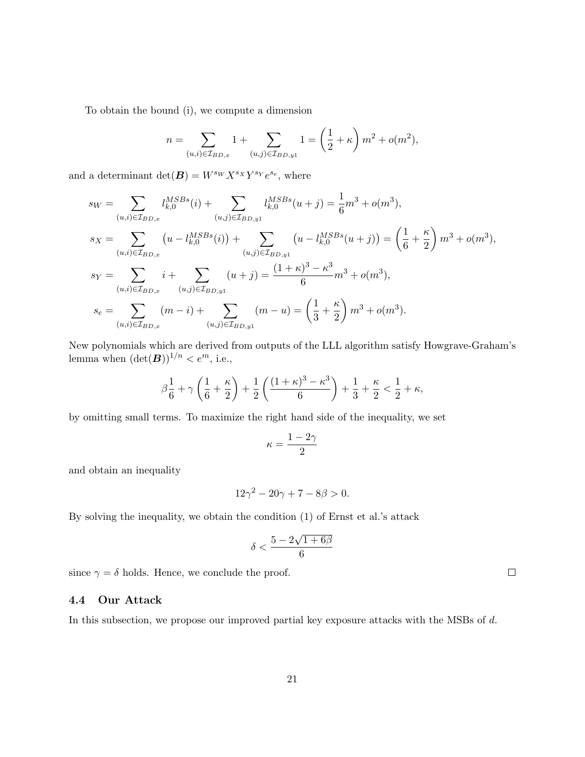To obtain the bound (i), we compute a dimension

$$n = \sum_{(u,i)\in\mathcal{I}_{BD,x}} 1 + \sum_{(u,j)\in\mathcal{I}_{BD,y1}} 1 = \left(\frac{1}{2}+\kappa\right)m^2 + o(m^2),$$

and a determinant $\det(\boldsymbol{B}) = W^{s_W}X^{s_X}Y^{s_Y}e^{s_e}$, where

$$\begin{aligned}
s_W &= \sum_{(u,i)\in\mathcal{I}_{BD,x}} l_{k,0}^{MSBs}(i) + \sum_{(u,j)\in\mathcal{I}_{BD,y1}} l_{k,0}^{MSBs}(u+j) = \frac{1}{6}m^3 + o(m^3),\\
s_X &= \sum_{(u,i)\in\mathcal{I}_{BD,x}} \left(u - l_{k,0}^{MSBs}(i)\right) + \sum_{(u,j)\in\mathcal{I}_{BD,y1}} \left(u - l_{k,0}^{MSBs}(u+j)\right) = \left(\frac{1}{6}+\frac{\kappa}{2}\right)m^3 + o(m^3),\\
s_Y &= \sum_{(u,i)\in\mathcal{I}_{BD,x}} i + \sum_{(u,j)\in\mathcal{I}_{BD,y1}} (u+j) = \frac{(1+\kappa)^3-\kappa^3}{6}m^3 + o(m^3),\\
s_e &= \sum_{(u,i)\in\mathcal{I}_{BD,x}} (m-i) + \sum_{(u,j)\in\mathcal{I}_{BD,y1}} (m-u) = \left(\frac{1}{3}+\frac{\kappa}{2}\right)m^3 + o(m^3).
\end{aligned}$$

New polynomials which are derived from outputs of the LLL algorithm satisfy Howgrave-Graham's lemma when $(\det(\boldsymbol{B}))^{1/n} < e^m$, i.e.,

$$\beta\frac{1}{6} + \gamma\left(\frac{1}{6}+\frac{\kappa}{2}\right) + \frac{1}{2}\left(\frac{(1+\kappa)^3-\kappa^3}{6}\right) + \frac{1}{3} + \frac{\kappa}{2} < \frac{1}{2} + \kappa,$$

by omitting small terms. To maximize the right hand side of the inequality, we set

$$\kappa = \frac{1-2\gamma}{2}$$

and obtain an inequality

$$12\gamma^2 - 20\gamma + 7 - 8\beta > 0.$$

By solving the inequality, we obtain the condition (1) of Ernst et al.'s attack

$$\delta < \frac{5-2\sqrt{1+6\beta}}{6}$$

since $\gamma = \delta$ holds. Hence, we conclude the proof. □

### 4.4 Our Attack

In this subsection, we propose our improved partial key exposure attacks with the MSBs of $d$.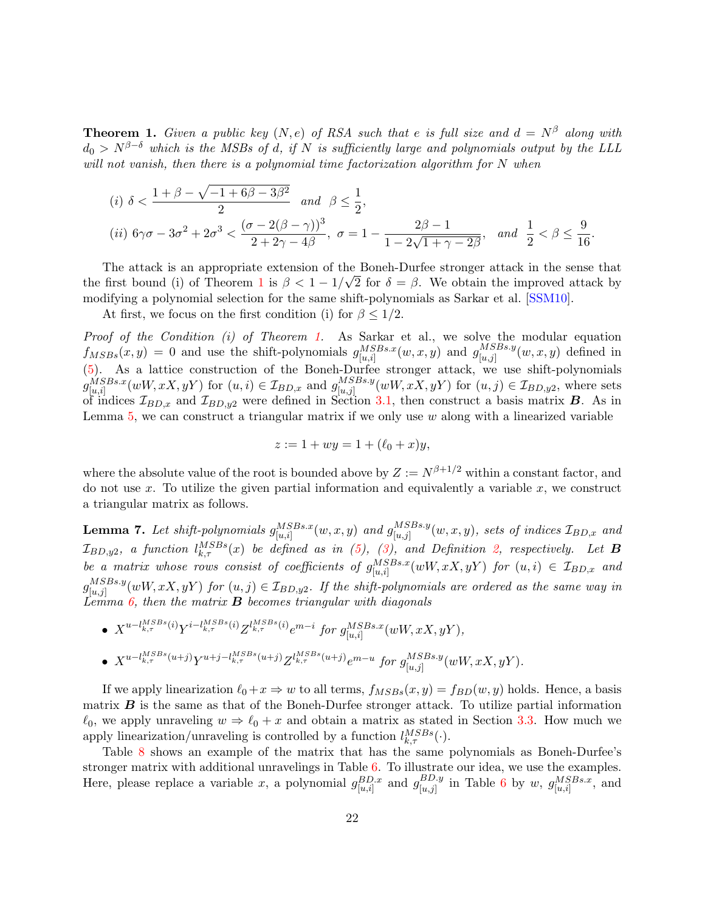**Theorem 1.** *Given a public key $(N, e)$ of RSA such that $e$ is full size and $d = N^\beta$ along with $d_0 > N^{\beta-\delta}$ which is the MSBs of $d$, if $N$ is sufficiently large and polynomials output by the LLL will not vanish, then there is a polynomial time factorization algorithm for $N$ when*

$$(i)\ \delta < \frac{1+\beta-\sqrt{-1+6\beta-3\beta^2}}{2} \quad and \quad \beta \le \frac{1}{2},$$

$$(ii)\ 6\gamma\sigma - 3\sigma^2 + 2\sigma^3 < \frac{(\sigma-2(\beta-\gamma))^3}{2+2\gamma-4\beta},\ \sigma = 1 - \frac{2\beta-1}{1-2\sqrt{1+\gamma-2\beta}}, \quad and \quad \frac{1}{2} < \beta \le \frac{9}{16}.$$

The attack is an appropriate extension of the Boneh-Durfee stronger attack in the sense that the first bound (i) of Theorem 1 is $\beta < 1 - 1/\sqrt{2}$ for $\delta = \beta$. We obtain the improved attack by modifying a polynomial selection for the same shift-polynomials as Sarkar et al. [SSM10].

At first, we focus on the first condition (i) for $\beta \le 1/2$.

*Proof of the Condition (i) of Theorem 1.* As Sarkar et al., we solve the modular equation $f_{MSBs}(x, y) = 0$ and use the shift-polynomials $g^{MSBs.x}_{[u,i]}(w, x, y)$ and $g^{MSBs.y}_{[u,j]}(w, x, y)$ defined in (5). As a lattice construction of the Boneh-Durfee stronger attack, we use shift-polynomials $g^{MSBs.x}_{[u,i]}(wW, xX, yY)$ for $(u, i) \in \mathcal{I}_{BD,x}$ and $g^{MSBs.y}_{[u,j]}(wW, xX, yY)$ for $(u, j) \in \mathcal{I}_{BD,y2}$, where sets of indices $\mathcal{I}_{BD,x}$ and $\mathcal{I}_{BD,y2}$ were defined in Section 3.1, then construct a basis matrix $\boldsymbol{B}$. As in Lemma 5, we can construct a triangular matrix if we only use $w$ along with a linearized variable

$$z := 1 + wy = 1 + (\ell_0 + x)y,$$

where the absolute value of the root is bounded above by $Z := N^{\beta+1/2}$ within a constant factor, and do not use $x$. To utilize the given partial information and equivalently a variable $x$, we construct a triangular matrix as follows.

**Lemma 7.** *Let shift-polynomials $g^{MSBs.x}_{[u,i]}(w, x, y)$ and $g^{MSBs.y}_{[u,j]}(w, x, y)$, sets of indices $\mathcal{I}_{BD,x}$ and $\mathcal{I}_{BD,y2}$, a function $l^{MSBs}_{k,\tau}(x)$ be defined as in (5), (3), and Definition 2, respectively. Let $\boldsymbol{B}$ be a matrix whose rows consist of coefficients of $g^{MSBs.x}_{[u,i]}(wW, xX, yY)$ for $(u, i) \in \mathcal{I}_{BD,x}$ and $g^{MSBs.y}_{[u,j]}(wW, xX, yY)$ for $(u, j) \in \mathcal{I}_{BD,y2}$. If the shift-polynomials are ordered as the same way in Lemma 6, then the matrix $\boldsymbol{B}$ becomes triangular with diagonals*

- $X^{u-l^{MSBs}_{k,\tau}(i)} Y^{i-l^{MSBs}_{k,\tau}(i)} Z^{l^{MSBs}_{k,\tau}(i)} e^{m-i}$ *for* $g^{MSBs.x}_{[u,i]}(wW, xX, yY)$,
- $X^{u-l^{MSBs}_{k,\tau}(u+j)} Y^{u+j-l^{MSBs}_{k,\tau}(u+j)} Z^{l^{MSBs}_{k,\tau}(u+j)} e^{m-u}$ *for* $g^{MSBs.y}_{[u,j]}(wW, xX, yY)$.

If we apply linearization $\ell_0 + x \Rightarrow w$ to all terms, $f_{MSBs}(x, y) = f_{BD}(w, y)$ holds. Hence, a basis matrix $\boldsymbol{B}$ is the same as that of the Boneh-Durfee stronger attack. To utilize partial information $\ell_0$, we apply unraveling $w \Rightarrow \ell_0 + x$ and obtain a matrix as stated in Section 3.3. How much we apply linearization/unraveling is controlled by a function $l^{MSBs}_{k,\tau}(\cdot)$.

Table 8 shows an example of the matrix that has the same polynomials as Boneh-Durfee's stronger matrix with additional unravelings in Table 6. To illustrate our idea, we use the examples. Here, please replace a variable $x$, a polynomial $g^{BD.x}_{[u,i]}$ and $g^{BD.y}_{[u,j]}$ in Table 6 by $w$, $g^{MSBs.x}_{[u,i]}$, and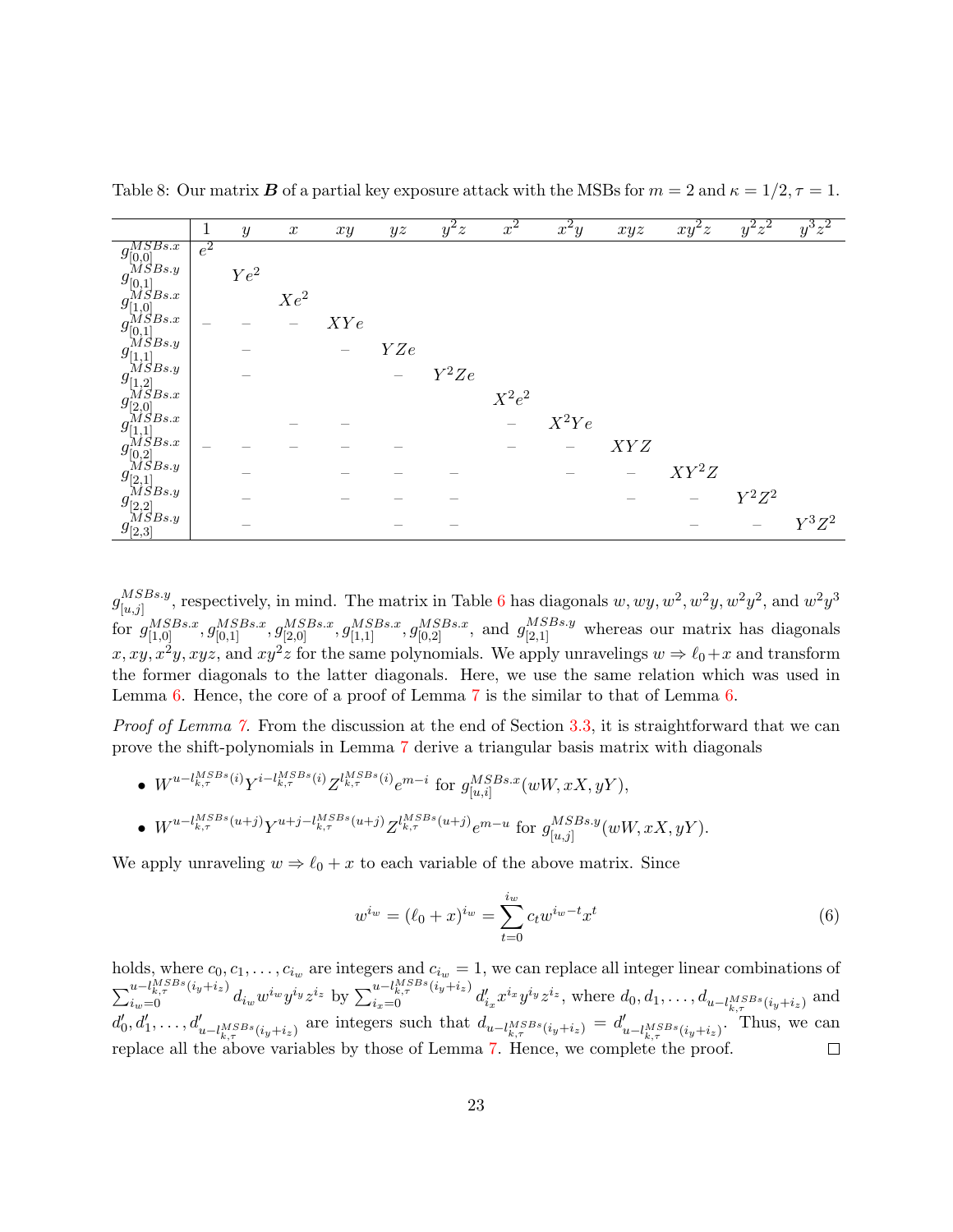Table 8: Our matrix $\boldsymbol{B}$ of a partial key exposure attack with the MSBs for $m = 2$ and $\kappa = 1/2, \tau = 1$.

| | $1$ | $y$ | $x$ | $xy$ | $yz$ | $y^2z$ | $x^2$ | $x^2y$ | $xyz$ | $xy^2z$ | $y^2z^2$ | $y^3z^2$ |
|---|---|---|---|---|---|---|---|---|---|---|---|---|
| $g^{MSBs.x}_{[0,0]}$ | $e^2$ | | | | | | | | | | | |
| $g^{MSBs.y}_{[0,1]}$ | | $Ye^2$ | | | | | | | | | | |
| $g^{MSBs.x}_{[1,0]}$ | | | $Xe^2$ | | | | | | | | | |
| $g^{MSBs.x}_{[0,1]}$ | – | – | – | $XYe$ | | | | | | | | |
| $g^{MSBs.y}_{[1,1]}$ | | – | | – | $YZe$ | | | | | | | |
| $g^{MSBs.y}_{[1,2]}$ | | – | | | – | $Y^2Ze$ | | | | | | |
| $g^{MSBs.x}_{[2,0]}$ | | | | | | | $X^2e^2$ | | | | | |
| $g^{MSBs.x}_{[1,1]}$ | | | – | – | | | – | $X^2Ye$ | | | | |
| $g^{MSBs.x}_{[0,2]}$ | – | – | – | – | – | | – | – | $XYZ$ | | | |
| $g^{MSBs.y}_{[2,1]}$ | | – | | – | – | – | | – | – | $XY^2Z$ | | |
| $g^{MSBs.y}_{[2,2]}$ | | – | | – | – | – | | | – | – | $Y^2Z^2$ | |
| $g^{MSBs.y}_{[2,3]}$ | | – | | | – | – | | | | – | – | $Y^3Z^2$ |

$g^{MSBs.y}_{[u,j]}$, respectively, in mind. The matrix in Table 6 has diagonals $w, wy, w^2, w^2y, w^2y^2$, and $w^2y^3$ for $g^{MSBs.x}_{[1,0]}, g^{MSBs.x}_{[0,1]}, g^{MSBs.x}_{[2,0]}, g^{MSBs.x}_{[1,1]}, g^{MSBs.x}_{[0,2]}$, and $g^{MSBs.y}_{[2,1]}$ whereas our matrix has diagonals $x, xy, x^2y, xyz$, and $xy^2z$ for the same polynomials. We apply unravelings $w \Rightarrow \ell_0 + x$ and transform the former diagonals to the latter diagonals. Here, we use the same relation which was used in Lemma 6. Hence, the core of a proof of Lemma 7 is the similar to that of Lemma 6.

*Proof of Lemma 7.* From the discussion at the end of Section 3.3, it is straightforward that we can prove the shift-polynomials in Lemma 7 derive a triangular basis matrix with diagonals

- $W^{u-l^{MSBs}_{k,\tau}(i)} Y^{i-l^{MSBs}_{k,\tau}(i)} Z^{l^{MSBs}_{k,\tau}(i)} e^{m-i}$ for $g^{MSBs.x}_{[u,i]}(wW, xX, yY)$,
- $W^{u-l^{MSBs}_{k,\tau}(u+j)} Y^{u+j-l^{MSBs}_{k,\tau}(u+j)} Z^{l^{MSBs}_{k,\tau}(u+j)} e^{m-u}$ for $g^{MSBs.y}_{[u,j]}(wW, xX, yY)$.

We apply unraveling $w \Rightarrow \ell_0 + x$ to each variable of the above matrix. Since

$$w^{i_w} = (\ell_0 + x)^{i_w} = \sum_{t=0}^{i_w} c_t w^{i_w - t} x^t \tag{6}$$

holds, where $c_0, c_1, \ldots, c_{i_w}$ are integers and $c_{i_w} = 1$, we can replace all integer linear combinations of $\sum_{i_w=0}^{u-l^{MSBs}_{k,\tau}(i_y+i_z)} d_{i_w} w^{i_w} y^{i_y} z^{i_z}$ by $\sum_{i_x=0}^{u-l^{MSBs}_{k,\tau}(i_y+i_z)} d'_{i_x} x^{i_x} y^{i_y} z^{i_z}$, where $d_0, d_1, \ldots, d_{u-l^{MSBs}_{k,\tau}(i_y+i_z)}$ and $d'_0, d'_1, \ldots, d'_{u-l^{MSBs}_{k,\tau}(i_y+i_z)}$ are integers such that $d_{u-l^{MSBs}_{k,\tau}(i_y+i_z)} = d'_{u-l^{MSBs}_{k,\tau}(i_y+i_z)}$. Thus, we can replace all the above variables by those of Lemma 7. Hence, we complete the proof. $\square$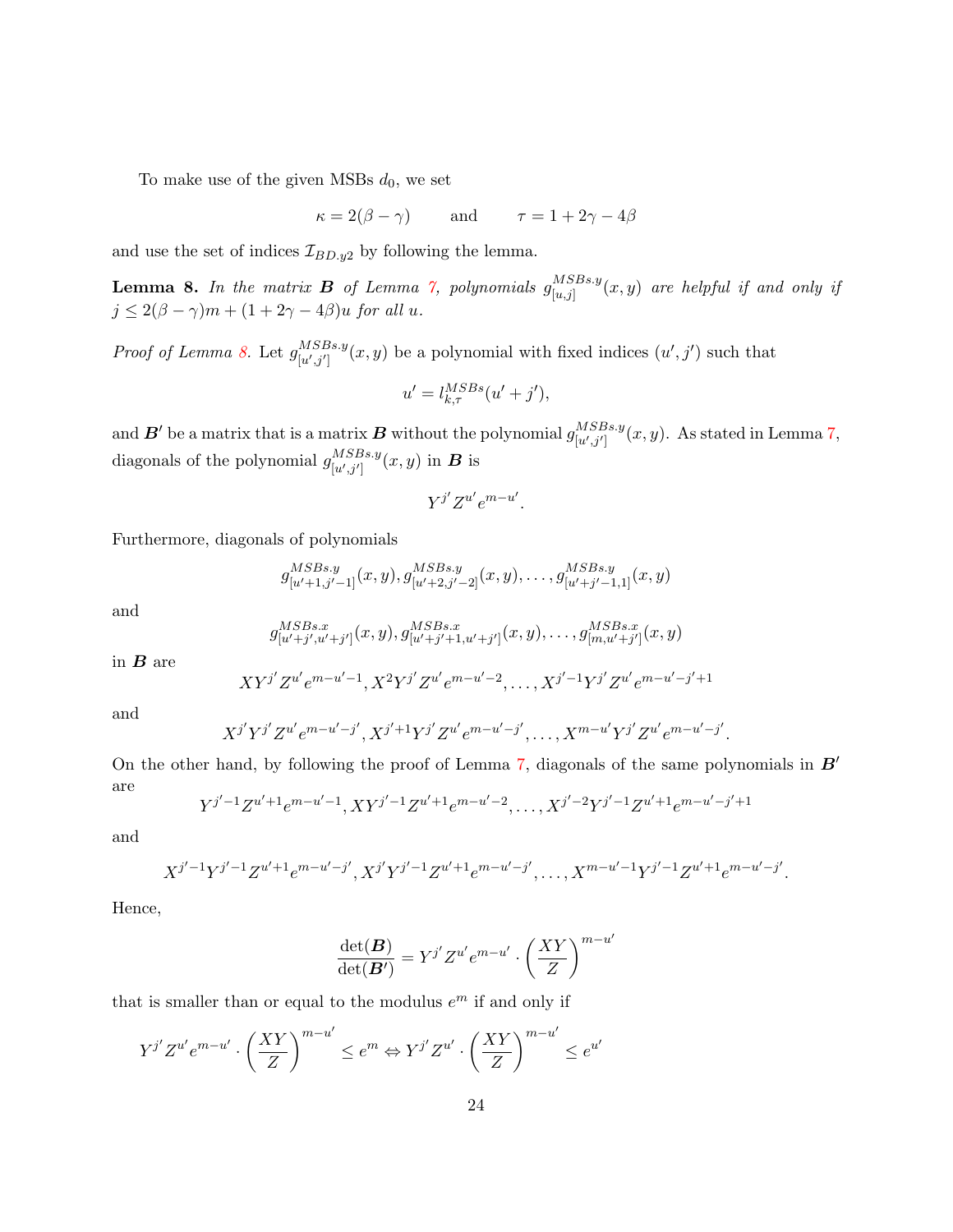To make use of the given MSBs $d_0$, we set

$$\kappa = 2(\beta - \gamma) \qquad \text{and} \qquad \tau = 1 + 2\gamma - 4\beta$$

and use the set of indices $\mathcal{I}_{BD.y2}$ by following the lemma.

**Lemma 8.** *In the matrix $\boldsymbol{B}$ of Lemma 7, polynomials $g^{MSBs.y}_{[u,j]}(x, y)$ are helpful if and only if $j \leq 2(\beta - \gamma)m + (1 + 2\gamma - 4\beta)u$ for all $u$.*

*Proof of Lemma 8.* Let $g^{MSBs.y}_{[u',j']}(x, y)$ be a polynomial with fixed indices $(u', j')$ such that

$$u' = l^{MSBs}_{k,\tau}(u' + j'),$$

and $\boldsymbol{B'}$ be a matrix that is a matrix $\boldsymbol{B}$ without the polynomial $g^{MSBs.y}_{[u',j']}(x, y)$. As stated in Lemma 7, diagonals of the polynomial $g^{MSBs.y}_{[u',j']}(x, y)$ in $\boldsymbol{B}$ is

$$Y^{j'} Z^{u'} e^{m-u'}.$$

Furthermore, diagonals of polynomials

$$g^{MSBs.y}_{[u'+1,j'-1]}(x, y), g^{MSBs.y}_{[u'+2,j'-2]}(x, y), \ldots, g^{MSBs.y}_{[u'+j'-1,1]}(x, y)$$

and

$$g^{MSBs.x}_{[u'+j',u'+j']}(x, y), g^{MSBs.x}_{[u'+j'+1,u'+j']}(x, y), \ldots, g^{MSBs.x}_{[m,u'+j']}(x, y)$$

in $\boldsymbol{B}$ are

$$XY^{j'} Z^{u'} e^{m-u'-1}, X^2 Y^{j'} Z^{u'} e^{m-u'-2}, \ldots, X^{j'-1} Y^{j'} Z^{u'} e^{m-u'-j'+1}$$

and

$$X^{j'} Y^{j'} Z^{u'} e^{m-u'-j'}, X^{j'+1} Y^{j'} Z^{u'} e^{m-u'-j'}, \ldots, X^{m-u'} Y^{j'} Z^{u'} e^{m-u'-j'}.$$

On the other hand, by following the proof of Lemma 7, diagonals of the same polynomials in $\boldsymbol{B'}$ are

$$Y^{j'-1} Z^{u'+1} e^{m-u'-1}, XY^{j'-1} Z^{u'+1} e^{m-u'-2}, \ldots, X^{j'-2} Y^{j'-1} Z^{u'+1} e^{m-u'-j'+1}$$

and

$$X^{j'-1} Y^{j'-1} Z^{u'+1} e^{m-u'-j'}, X^{j'} Y^{j'-1} Z^{u'+1} e^{m-u'-j'}, \ldots, X^{m-u'-1} Y^{j'-1} Z^{u'+1} e^{m-u'-j'}.$$

Hence,

$$\frac{\det(\boldsymbol{B})}{\det(\boldsymbol{B'})} = Y^{j'} Z^{u'} e^{m-u'} \cdot \left(\frac{XY}{Z}\right)^{m-u'}$$

that is smaller than or equal to the modulus $e^m$ if and only if

$$Y^{j'} Z^{u'} e^{m-u'} \cdot \left(\frac{XY}{Z}\right)^{m-u'} \leq e^m \Leftrightarrow Y^{j'} Z^{u'} \cdot \left(\frac{XY}{Z}\right)^{m-u'} \leq e^{u'}$$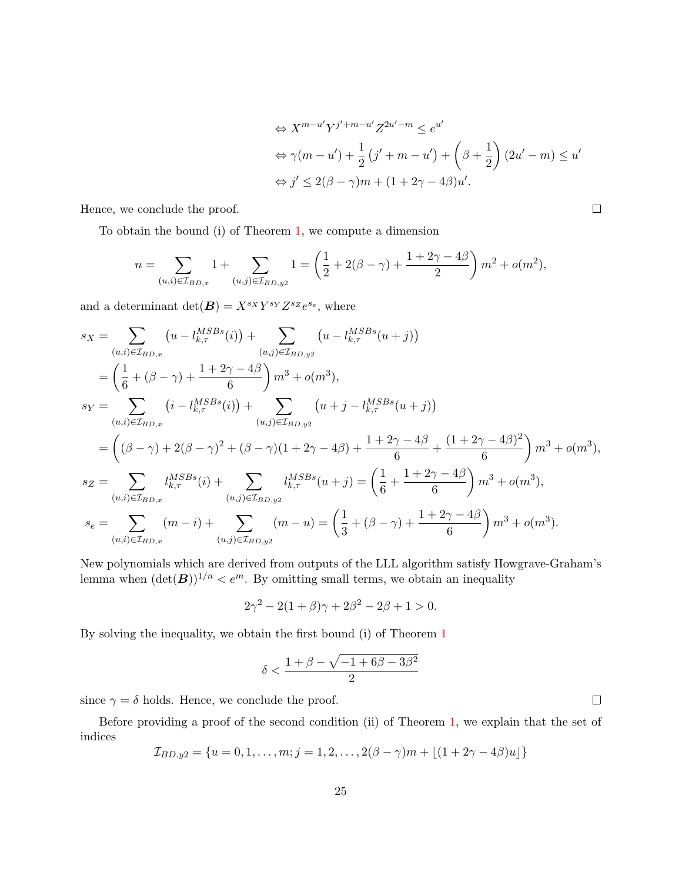$$
\begin{aligned}
&\Leftrightarrow X^{m-u'} Y^{j'+m-u'} Z^{2u'-m} \leq e^{u'} \\
&\Leftrightarrow \gamma(m-u') + \frac{1}{2}\left(j' + m - u'\right) + \left(\beta + \frac{1}{2}\right)(2u' - m) \leq u' \\
&\Leftrightarrow j' \leq 2(\beta - \gamma)m + (1 + 2\gamma - 4\beta)u'.
\end{aligned}
$$

Hence, we conclude the proof. ∎

To obtain the bound (i) of Theorem 1, we compute a dimension

$$
n = \sum_{(u,i)\in\mathcal{I}_{BD,x}} 1 + \sum_{(u,j)\in\mathcal{I}_{BD,y2}} 1 = \left(\frac{1}{2} + 2(\beta-\gamma) + \frac{1+2\gamma-4\beta}{2}\right)m^2 + o(m^2),
$$

and a determinant $\det(\boldsymbol{B}) = X^{s_X} Y^{s_Y} Z^{s_Z} e^{s_e}$, where

$$
\begin{aligned}
s_X &= \sum_{(u,i)\in\mathcal{I}_{BD,x}} \left(u - l_{k,\tau}^{MSBs}(i)\right) + \sum_{(u,j)\in\mathcal{I}_{BD,y2}} \left(u - l_{k,\tau}^{MSBs}(u+j)\right) \\
&= \left(\frac{1}{6} + (\beta-\gamma) + \frac{1+2\gamma-4\beta}{6}\right)m^3 + o(m^3), \\
s_Y &= \sum_{(u,i)\in\mathcal{I}_{BD,x}} \left(i - l_{k,\tau}^{MSBs}(i)\right) + \sum_{(u,j)\in\mathcal{I}_{BD,y2}} \left(u + j - l_{k,\tau}^{MSBs}(u+j)\right) \\
&= \left((\beta-\gamma) + 2(\beta-\gamma)^2 + (\beta-\gamma)(1+2\gamma-4\beta) + \frac{1+2\gamma-4\beta}{6} + \frac{(1+2\gamma-4\beta)^2}{6}\right)m^3 + o(m^3), \\
s_Z &= \sum_{(u,i)\in\mathcal{I}_{BD,x}} l_{k,\tau}^{MSBs}(i) + \sum_{(u,j)\in\mathcal{I}_{BD,y2}} l_{k,\tau}^{MSBs}(u+j) = \left(\frac{1}{6} + \frac{1+2\gamma-4\beta}{6}\right)m^3 + o(m^3), \\
s_e &= \sum_{(u,i)\in\mathcal{I}_{BD,x}} (m-i) + \sum_{(u,j)\in\mathcal{I}_{BD,y2}} (m-u) = \left(\frac{1}{3} + (\beta-\gamma) + \frac{1+2\gamma-4\beta}{6}\right)m^3 + o(m^3).
\end{aligned}
$$

New polynomials which are derived from outputs of the LLL algorithm satisfy Howgrave-Graham's lemma when $(\det(\boldsymbol{B}))^{1/n} < e^m$. By omitting small terms, we obtain an inequality

$$
2\gamma^2 - 2(1+\beta)\gamma + 2\beta^2 - 2\beta + 1 > 0.
$$

By solving the inequality, we obtain the first bound (i) of Theorem 1

$$
\delta < \frac{1 + \beta - \sqrt{-1 + 6\beta - 3\beta^2}}{2}
$$

since $\gamma = \delta$ holds. Hence, we conclude the proof. ∎

Before providing a proof of the second condition (ii) of Theorem 1, we explain that the set of indices

$$
\mathcal{I}_{BD.y2} = \{u = 0, 1, \ldots, m; j = 1, 2, \ldots, 2(\beta-\gamma)m + \lfloor (1 + 2\gamma - 4\beta)u \rfloor\}
$$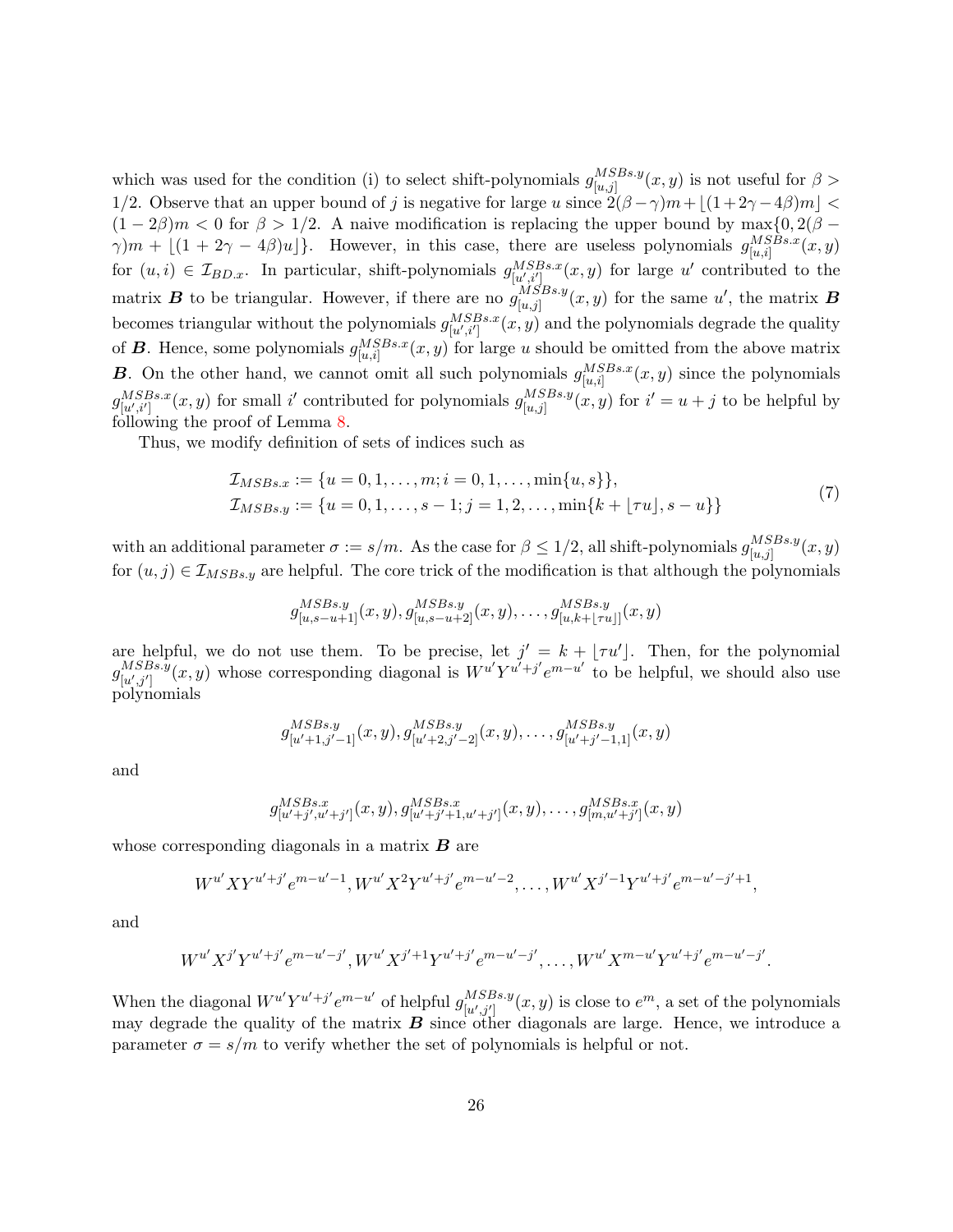which was used for the condition (i) to select shift-polynomials $g^{MSBs.y}_{[u,j]}(x,y)$ is not useful for $\beta > 1/2$. Observe that an upper bound of $j$ is negative for large $u$ since $2(\beta-\gamma)m + \lfloor (1+2\gamma-4\beta)m \rfloor < (1-2\beta)m < 0$ for $\beta > 1/2$. A naive modification is replacing the upper bound by $\max\{0, 2(\beta-\gamma)m + \lfloor (1+2\gamma-4\beta)u \rfloor\}$. However, in this case, there are useless polynomials $g^{MSBs.x}_{[u,i]}(x,y)$ for $(u,i) \in \mathcal{I}_{BD.x}$. In particular, shift-polynomials $g^{MSBs.x}_{[u',i']}(x,y)$ for large $u'$ contributed to the matrix $\boldsymbol{B}$ to be triangular. However, if there are no $g^{MSBs.y}_{[u,j]}(x,y)$ for the same $u'$, the matrix $\boldsymbol{B}$ becomes triangular without the polynomials $g^{MSBs.x}_{[u',i']}(x,y)$ and the polynomials degrade the quality of $\boldsymbol{B}$. Hence, some polynomials $g^{MSBs.x}_{[u,i]}(x,y)$ for large $u$ should be omitted from the above matrix $\boldsymbol{B}$. On the other hand, we cannot omit all such polynomials $g^{MSBs.x}_{[u,i]}(x,y)$ since the polynomials $g^{MSBs.x}_{[u',i']}(x,y)$ for small $i'$ contributed for polynomials $g^{MSBs.y}_{[u,j]}(x,y)$ for $i' = u+j$ to be helpful by following the proof of Lemma 8.

Thus, we modify definition of sets of indices such as

$$
\begin{aligned}
\mathcal{I}_{MSBs.x} &:= \{u = 0,1,\ldots,m; i = 0,1,\ldots,\min\{u,s\}\}, \\
\mathcal{I}_{MSBs.y} &:= \{u = 0,1,\ldots,s-1; j = 1,2,\ldots,\min\{k+\lfloor \tau u \rfloor, s-u\}\}
\end{aligned}
\tag{7}
$$

with an additional parameter $\sigma := s/m$. As the case for $\beta \le 1/2$, all shift-polynomials $g^{MSBs.y}_{[u,j]}(x,y)$ for $(u,j) \in \mathcal{I}_{MSBs.y}$ are helpful. The core trick of the modification is that although the polynomials

$$
g^{MSBs.y}_{[u,s-u+1]}(x,y), g^{MSBs.y}_{[u,s-u+2]}(x,y), \ldots, g^{MSBs.y}_{[u,k+\lfloor \tau u \rfloor]}(x,y)
$$

are helpful, we do not use them. To be precise, let $j' = k + \lfloor \tau u' \rfloor$. Then, for the polynomial $g^{MSBs.y}_{[u',j']}(x,y)$ whose corresponding diagonal is $W^{u'}Y^{u'+j'}e^{m-u'}$ to be helpful, we should also use polynomials

$$
g^{MSBs.y}_{[u'+1,j'-1]}(x,y), g^{MSBs.y}_{[u'+2,j'-2]}(x,y), \ldots, g^{MSBs.y}_{[u'+j'-1,1]}(x,y)
$$

and

$$
g^{MSBs.x}_{[u'+j',u'+j']}(x,y), g^{MSBs.x}_{[u'+j'+1,u'+j']}(x,y), \ldots, g^{MSBs.x}_{[m,u'+j']}(x,y)
$$

whose corresponding diagonals in a matrix $\boldsymbol{B}$ are

$$
W^{u'}XY^{u'+j'}e^{m-u'-1}, W^{u'}X^2Y^{u'+j'}e^{m-u'-2}, \ldots, W^{u'}X^{j'-1}Y^{u'+j'}e^{m-u'-j'+1},
$$

and

$$
W^{u'}X^{j'}Y^{u'+j'}e^{m-u'-j'}, W^{u'}X^{j'+1}Y^{u'+j'}e^{m-u'-j'}, \ldots, W^{u'}X^{m-u'}Y^{u'+j'}e^{m-u'-j'}.
$$

When the diagonal $W^{u'}Y^{u'+j'}e^{m-u'}$ of helpful $g^{MSBs.y}_{[u',j']}(x,y)$ is close to $e^m$, a set of the polynomials may degrade the quality of the matrix $\boldsymbol{B}$ since other diagonals are large. Hence, we introduce a parameter $\sigma = s/m$ to verify whether the set of polynomials is helpful or not.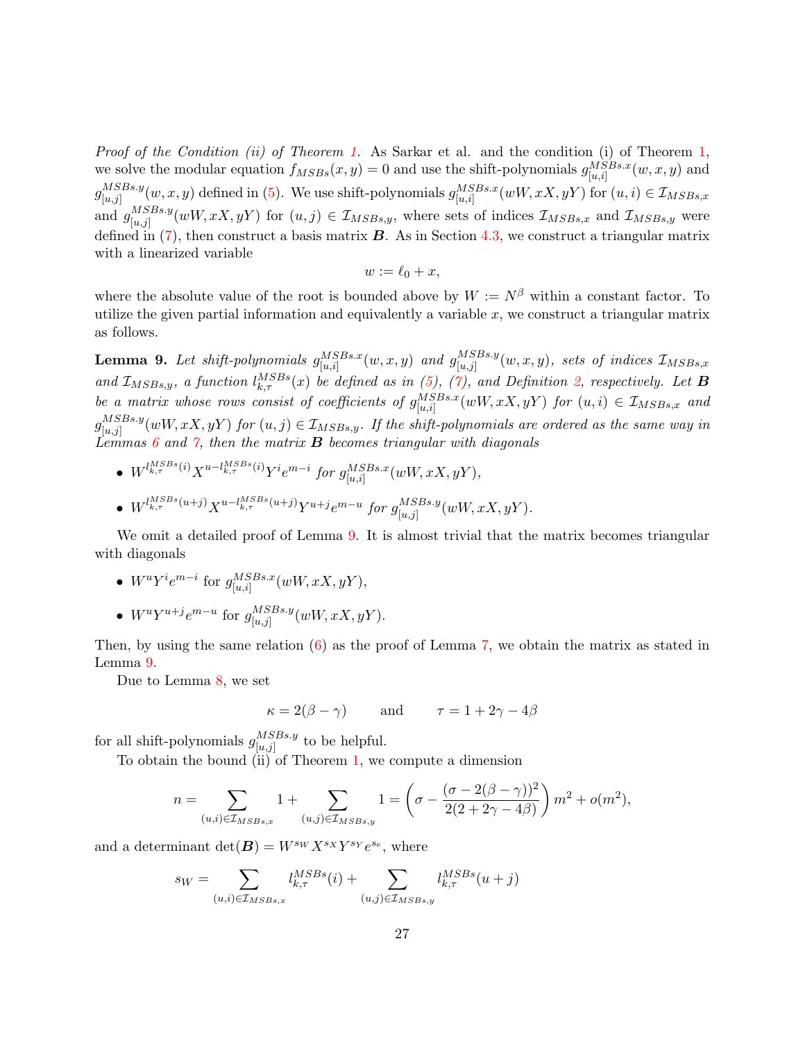*Proof of the Condition (ii) of Theorem 1.* As Sarkar et al. and the condition (i) of Theorem 1, we solve the modular equation $f_{MSBs}(x, y) = 0$ and use the shift-polynomials $g^{MSBs.x}_{[u,i]}(w, x, y)$ and $g^{MSBs.y}_{[u,j]}(w, x, y)$ defined in (5). We use shift-polynomials $g^{MSBs.x}_{[u,i]}(wW, xX, yY)$ for $(u, i) \in \mathcal{I}_{MSBs,x}$ and $g^{MSBs.y}_{[u,j]}(wW, xX, yY)$ for $(u, j) \in \mathcal{I}_{MSBs,y}$, where sets of indices $\mathcal{I}_{MSBs,x}$ and $\mathcal{I}_{MSBs,y}$ were defined in (7), then construct a basis matrix $\boldsymbol{B}$. As in Section 4.3, we construct a triangular matrix with a linearized variable

$$w := \ell_0 + x,$$

where the absolute value of the root is bounded above by $W := N^\beta$ within a constant factor. To utilize the given partial information and equivalently a variable $x$, we construct a triangular matrix as follows.

**Lemma 9.** *Let shift-polynomials $g^{MSBs.x}_{[u,i]}(w, x, y)$ and $g^{MSBs.y}_{[u,j]}(w, x, y)$, sets of indices $\mathcal{I}_{MSBs,x}$ and $\mathcal{I}_{MSBs,y}$, a function $l^{MSBs}_{k,\tau}(x)$ be defined as in (5), (7), and Definition 2, respectively. Let $\boldsymbol{B}$ be a matrix whose rows consist of coefficients of $g^{MSBs.x}_{[u,i]}(wW, xX, yY)$ for $(u, i) \in \mathcal{I}_{MSBs,x}$ and $g^{MSBs.y}_{[u,j]}(wW, xX, yY)$ for $(u, j) \in \mathcal{I}_{MSBs,y}$. If the shift-polynomials are ordered as the same way in Lemmas 6 and 7, then the matrix $\boldsymbol{B}$ becomes triangular with diagonals*

- $W^{l^{MSBs}_{k,\tau}(i)} X^{u - l^{MSBs}_{k,\tau}(i)} Y^i e^{m-i}$ *for* $g^{MSBs.x}_{[u,i]}(wW, xX, yY)$,
- $W^{l^{MSBs}_{k,\tau}(u+j)} X^{u - l^{MSBs}_{k,\tau}(u+j)} Y^{u+j} e^{m-u}$ *for* $g^{MSBs.y}_{[u,j]}(wW, xX, yY)$.

We omit a detailed proof of Lemma 9. It is almost trivial that the matrix becomes triangular with diagonals

- $W^u Y^i e^{m-i}$ for $g^{MSBs.x}_{[u,i]}(wW, xX, yY)$,
- $W^u Y^{u+j} e^{m-u}$ for $g^{MSBs.y}_{[u,j]}(wW, xX, yY)$.

Then, by using the same relation (6) as the proof of Lemma 7, we obtain the matrix as stated in Lemma 9.

Due to Lemma 8, we set

$$\kappa = 2(\beta - \gamma) \qquad \text{and} \qquad \tau = 1 + 2\gamma - 4\beta$$

for all shift-polynomials $g^{MSBs.y}_{[u,j]}$ to be helpful.

To obtain the bound (ii) of Theorem 1, we compute a dimension

$$n = \sum_{(u,i) \in \mathcal{I}_{MSBs,x}} 1 + \sum_{(u,j) \in \mathcal{I}_{MSBs,y}} 1 = \left( \sigma - \frac{(\sigma - 2(\beta - \gamma))^2}{2(2 + 2\gamma - 4\beta)} \right) m^2 + o(m^2),$$

and a determinant $\det(\boldsymbol{B}) = W^{s_W} X^{s_X} Y^{s_Y} e^{s_e}$, where

$$s_W = \sum_{(u,i) \in \mathcal{I}_{MSBs,x}} l^{MSBs}_{k,\tau}(i) + \sum_{(u,j) \in \mathcal{I}_{MSBs,y}} l^{MSBs}_{k,\tau}(u + j)$$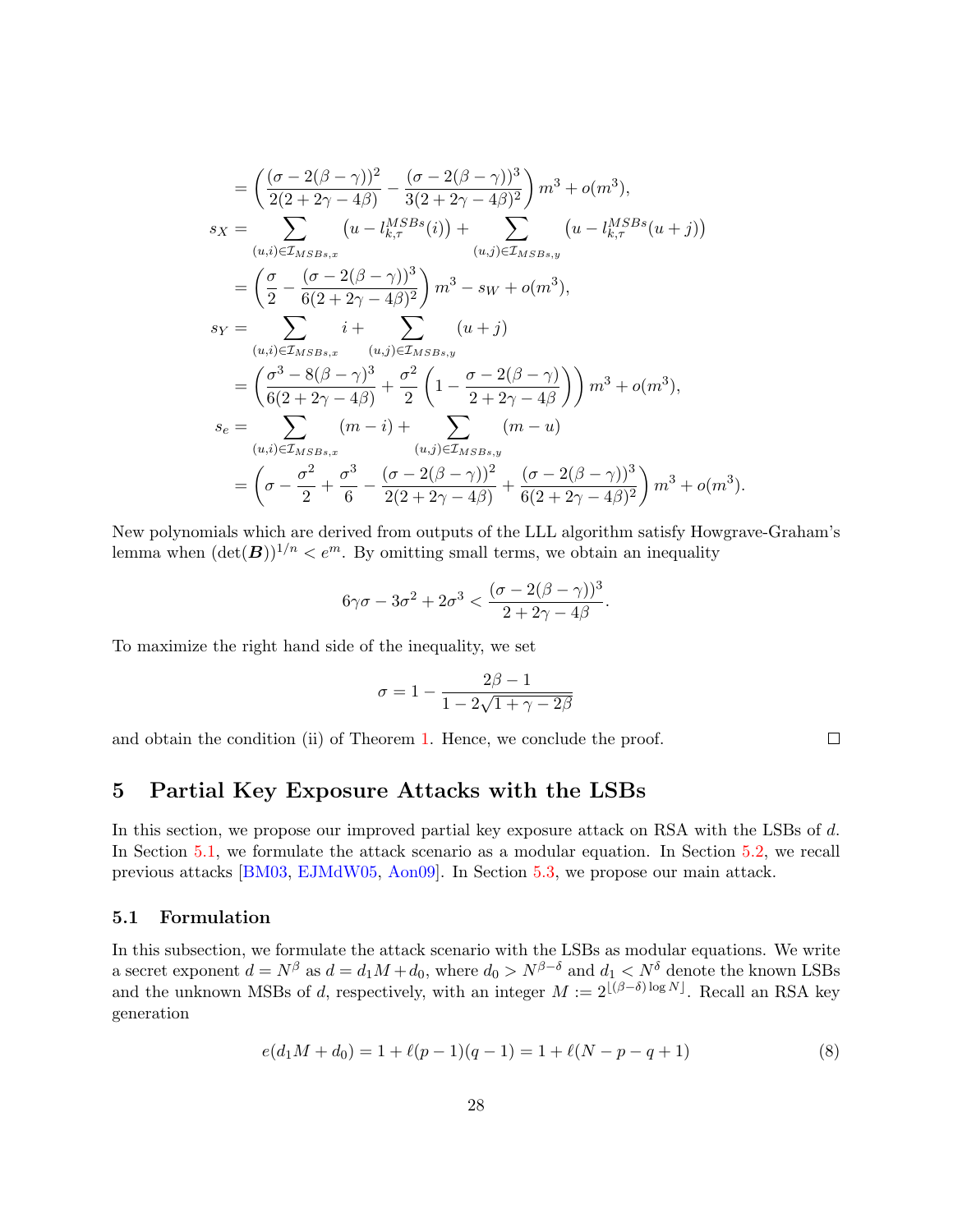$$
\begin{aligned}
&= \left(\frac{(\sigma-2(\beta-\gamma))^2}{2(2+2\gamma-4\beta)} - \frac{(\sigma-2(\beta-\gamma))^3}{3(2+2\gamma-4\beta)^2}\right)m^3 + o(m^3),\\
s_X &= \sum_{(u,i)\in\mathcal{I}_{MSBs,x}} \left(u - l_{k,\tau}^{MSBs}(i)\right) + \sum_{(u,j)\in\mathcal{I}_{MSBs,y}} \left(u - l_{k,\tau}^{MSBs}(u+j)\right)\\
&= \left(\frac{\sigma}{2} - \frac{(\sigma-2(\beta-\gamma))^3}{6(2+2\gamma-4\beta)^2}\right)m^3 - s_W + o(m^3),\\
s_Y &= \sum_{(u,i)\in\mathcal{I}_{MSBs,x}} i + \sum_{(u,j)\in\mathcal{I}_{MSBs,y}} (u+j)\\
&= \left(\frac{\sigma^3 - 8(\beta-\gamma)^3}{6(2+2\gamma-4\beta)} + \frac{\sigma^2}{2}\left(1 - \frac{\sigma-2(\beta-\gamma)}{2+2\gamma-4\beta}\right)\right)m^3 + o(m^3),\\
s_e &= \sum_{(u,i)\in\mathcal{I}_{MSBs,x}} (m-i) + \sum_{(u,j)\in\mathcal{I}_{MSBs,y}} (m-u)\\
&= \left(\sigma - \frac{\sigma^2}{2} + \frac{\sigma^3}{6} - \frac{(\sigma-2(\beta-\gamma))^2}{2(2+2\gamma-4\beta)} + \frac{(\sigma-2(\beta-\gamma))^3}{6(2+2\gamma-4\beta)^2}\right)m^3 + o(m^3).
\end{aligned}
$$

New polynomials which are derived from outputs of the LLL algorithm satisfy Howgrave-Graham's lemma when $(\det(\boldsymbol{B}))^{1/n} < e^m$. By omitting small terms, we obtain an inequality

$$
6\gamma\sigma - 3\sigma^2 + 2\sigma^3 < \frac{(\sigma-2(\beta-\gamma))^3}{2+2\gamma-4\beta}.
$$

To maximize the right hand side of the inequality, we set

$$
\sigma = 1 - \frac{2\beta-1}{1-2\sqrt{1+\gamma-2\beta}}
$$

and obtain the condition (ii) of Theorem 1. Hence, we conclude the proof. □

# 5 Partial Key Exposure Attacks with the LSBs

In this section, we propose our improved partial key exposure attack on RSA with the LSBs of $d$. In Section 5.1, we formulate the attack scenario as a modular equation. In Section 5.2, we recall previous attacks [BM03, EJMdW05, Aon09]. In Section 5.3, we propose our main attack.

## 5.1 Formulation

In this subsection, we formulate the attack scenario with the LSBs as modular equations. We write a secret exponent $d = N^\beta$ as $d = d_1 M + d_0$, where $d_0 > N^{\beta-\delta}$ and $d_1 < N^\delta$ denote the known LSBs and the unknown MSBs of $d$, respectively, with an integer $M := 2^{\lfloor(\beta-\delta)\log N\rfloor}$. Recall an RSA key generation

$$
e(d_1 M + d_0) = 1 + \ell(p-1)(q-1) = 1 + \ell(N-p-q+1) \tag{8}
$$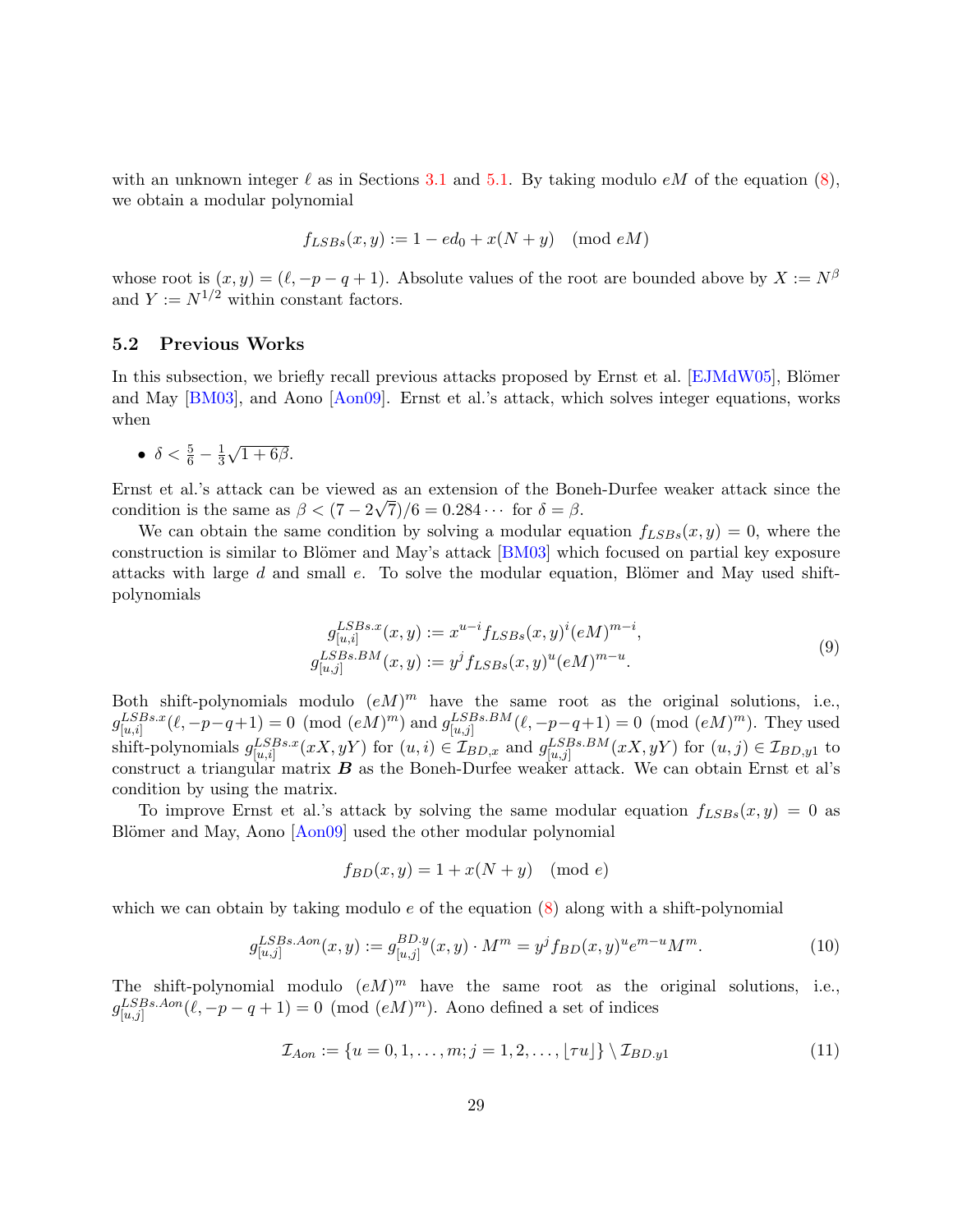with an unknown integer $\ell$ as in Sections 3.1 and 5.1. By taking modulo $eM$ of the equation (8), we obtain a modular polynomial

$$f_{LSBs}(x,y) := 1 - ed_0 + x(N+y) \pmod{eM}$$

whose root is $(x,y) = (\ell, -p-q+1)$. Absolute values of the root are bounded above by $X := N^\beta$ and $Y := N^{1/2}$ within constant factors.

### 5.2 Previous Works

In this subsection, we briefly recall previous attacks proposed by Ernst et al. [EJMdW05], Blömer and May [BM03], and Aono [Aon09]. Ernst et al.'s attack, which solves integer equations, works when

- $\delta < \frac{5}{6} - \frac{1}{3}\sqrt{1+6\beta}$.

Ernst et al.'s attack can be viewed as an extension of the Boneh-Durfee weaker attack since the condition is the same as $\beta < (7-2\sqrt{7})/6 = 0.284\cdots$ for $\delta = \beta$.

We can obtain the same condition by solving a modular equation $f_{LSBs}(x,y) = 0$, where the construction is similar to Blömer and May's attack [BM03] which focused on partial key exposure attacks with large $d$ and small $e$. To solve the modular equation, Blömer and May used shift-polynomials

$$\begin{aligned} g^{LSBs.x}_{[u,i]}(x,y) &:= x^{u-i} f_{LSBs}(x,y)^i (eM)^{m-i}, \\ g^{LSBs.BM}_{[u,j]}(x,y) &:= y^j f_{LSBs}(x,y)^u (eM)^{m-u}. \end{aligned} \tag{9}$$

Both shift-polynomials modulo $(eM)^m$ have the same root as the original solutions, i.e., $g^{LSBs.x}_{[u,i]}(\ell, -p-q+1) = 0 \pmod{(eM)^m}$ and $g^{LSBs.BM}_{[u,j]}(\ell, -p-q+1) = 0 \pmod{(eM)^m}$. They used shift-polynomials $g^{LSBs.x}_{[u,i]}(xX, yY)$ for $(u,i) \in \mathcal{I}_{BD,x}$ and $g^{LSBs.BM}_{[u,j]}(xX, yY)$ for $(u,j) \in \mathcal{I}_{BD,y1}$ to construct a triangular matrix $\boldsymbol{B}$ as the Boneh-Durfee weaker attack. We can obtain Ernst et al's condition by using the matrix.

To improve Ernst et al.'s attack by solving the same modular equation $f_{LSBs}(x,y) = 0$ as Blömer and May, Aono [Aon09] used the other modular polynomial

$$f_{BD}(x,y) = 1 + x(N+y) \pmod{e}$$

which we can obtain by taking modulo $e$ of the equation (8) along with a shift-polynomial

$$g^{LSBs.Aon}_{[u,j]}(x,y) := g^{BD.y}_{[u,j]}(x,y) \cdot M^m = y^j f_{BD}(x,y)^u e^{m-u} M^m. \tag{10}$$

The shift-polynomial modulo $(eM)^m$ have the same root as the original solutions, i.e., $g^{LSBs.Aon}_{[u,j]}(\ell, -p-q+1) = 0 \pmod{(eM)^m}$. Aono defined a set of indices

$$\mathcal{I}_{Aon} := \{u = 0,1,\ldots,m; j = 1,2,\ldots,\lfloor \tau u \rfloor\} \setminus \mathcal{I}_{BD.y1} \tag{11}$$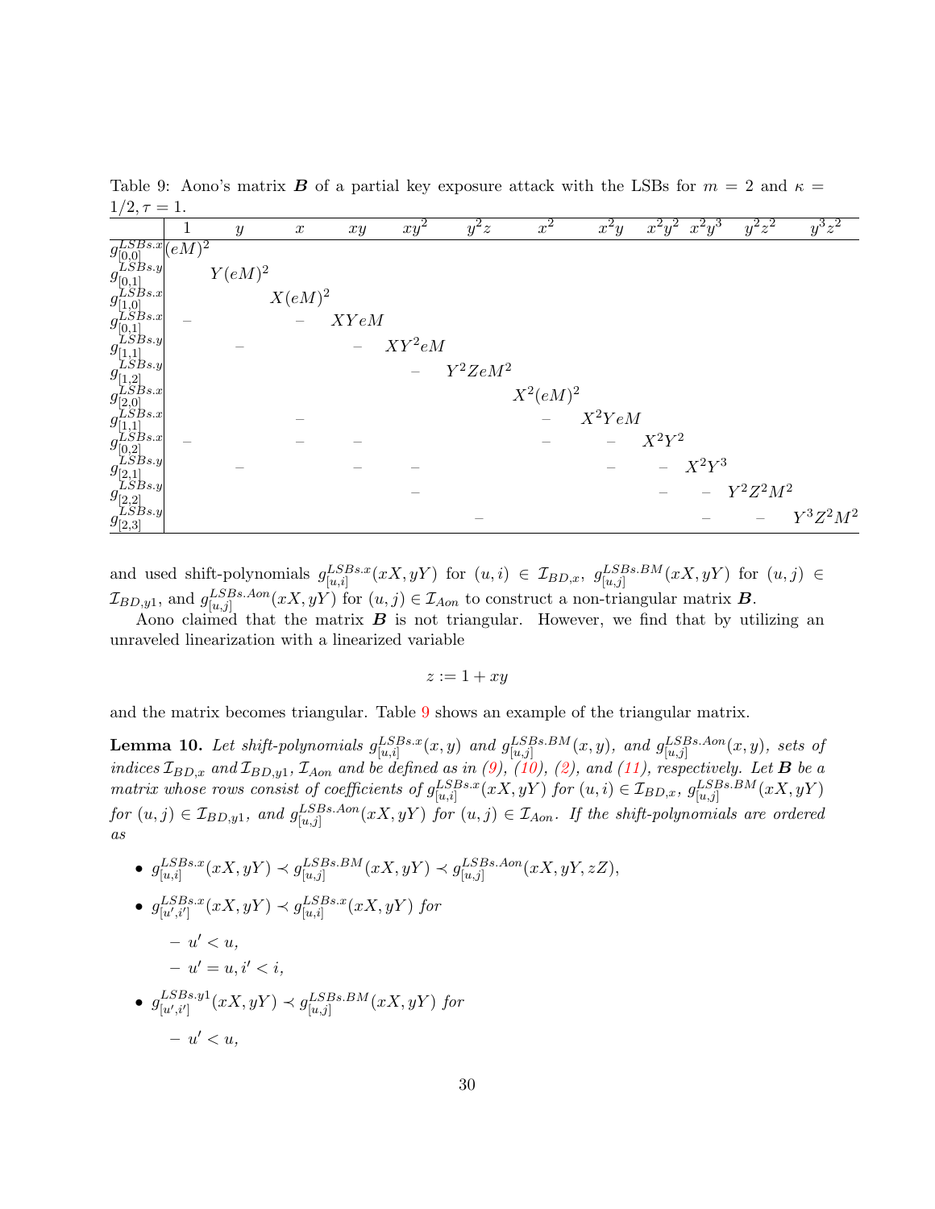Table 9: Aono's matrix $\boldsymbol{B}$ of a partial key exposure attack with the LSBs for $m = 2$ and $\kappa = 1/2, \tau = 1$.

| | $1$ | $y$ | $x$ | $xy$ | $xy^2$ | $y^2z$ | $x^2$ | $x^2y$ | $x^2y^2$ | $x^2y^3$ | $y^2z^2$ | $y^3z^2$ |
|---|---|---|---|---|---|---|---|---|---|---|---|---|
| $g_{[0,0]}^{LSBs.x}$ | $(eM)^2$ | | | | | | | | | | | |
| $g_{[0,1]}^{LSBs.y}$ | | $Y(eM)^2$ | | | | | | | | | | |
| $g_{[1,0]}^{LSBs.x}$ | | | $X(eM)^2$ | | | | | | | | | |
| $g_{[0,1]}^{LSBs.x}$ | – | | – | $XYeM$ | | | | | | | | |
| $g_{[1,1]}^{LSBs.y}$ | | – | | – | $XY^2eM$ | | | | | | | |
| $g_{[1,2]}^{LSBs.y}$ | | | | | – | $Y^2ZeM^2$ | | | | | | |
| $g_{[2,0]}^{LSBs.x}$ | | | | | | | $X^2(eM)^2$ | | | | | |
| $g_{[1,1]}^{LSBs.x}$ | | | – | | | | – | $X^2YeM$ | | | | |
| $g_{[0,2]}^{LSBs.x}$ | – | | – | – | | | – | – | $X^2Y^2$ | | | |
| $g_{[2,1]}^{LSBs.y}$ | | – | | – | – | | | – | – | $X^2Y^3$ | | |
| $g_{[2,2]}^{LSBs.y}$ | | | | | – | | | | – | – | $Y^2Z^2M^2$ | |
| $g_{[2,3]}^{LSBs.y}$ | | | | | | – | | | | – | – | $Y^3Z^2M^2$ |

and used shift-polynomials $g_{[u,i]}^{LSBs.x}(xX, yY)$ for $(u,i) \in \mathcal{I}_{BD,x}$, $g_{[u,j]}^{LSBs.BM}(xX, yY)$ for $(u,j) \in \mathcal{I}_{BD,y1}$, and $g_{[u,j]}^{LSBs.Aon}(xX, yY)$ for $(u,j) \in \mathcal{I}_{Aon}$ to construct a non-triangular matrix $\boldsymbol{B}$.

Aono claimed that the matrix $\boldsymbol{B}$ is not triangular. However, we find that by utilizing an unraveled linearization with a linearized variable

$$z := 1 + xy$$

and the matrix becomes triangular. Table 9 shows an example of the triangular matrix.

**Lemma 10.** *Let shift-polynomials $g_{[u,i]}^{LSBs.x}(x, y)$ and $g_{[u,j]}^{LSBs.BM}(x, y)$, and $g_{[u,j]}^{LSBs.Aon}(x, y)$, sets of indices $\mathcal{I}_{BD,x}$ and $\mathcal{I}_{BD,y1}$, $\mathcal{I}_{Aon}$ and be defined as in (9), (10), (2), and (11), respectively. Let $\boldsymbol{B}$ be a matrix whose rows consist of coefficients of $g_{[u,i]}^{LSBs.x}(xX, yY)$ for $(u,i) \in \mathcal{I}_{BD,x}$, $g_{[u,j]}^{LSBs.BM}(xX, yY)$ for $(u,j) \in \mathcal{I}_{BD,y1}$, and $g_{[u,j]}^{LSBs.Aon}(xX, yY)$ for $(u,j) \in \mathcal{I}_{Aon}$. If the shift-polynomials are ordered as*

- $g_{[u,i]}^{LSBs.x}(xX, yY) \prec g_{[u,j]}^{LSBs.BM}(xX, yY) \prec g_{[u,j]}^{LSBs.Aon}(xX, yY, zZ)$,
- $g_{[u',i']}^{LSBs.x}(xX, yY) \prec g_{[u,i]}^{LSBs.x}(xX, yY)$ *for*
  - $u' < u$,
  - $u' = u, i' < i$,
- $g_{[u',i']}^{LSBs.y1}(xX, yY) \prec g_{[u,j]}^{LSBs.BM}(xX, yY)$ *for*
  - $u' < u$,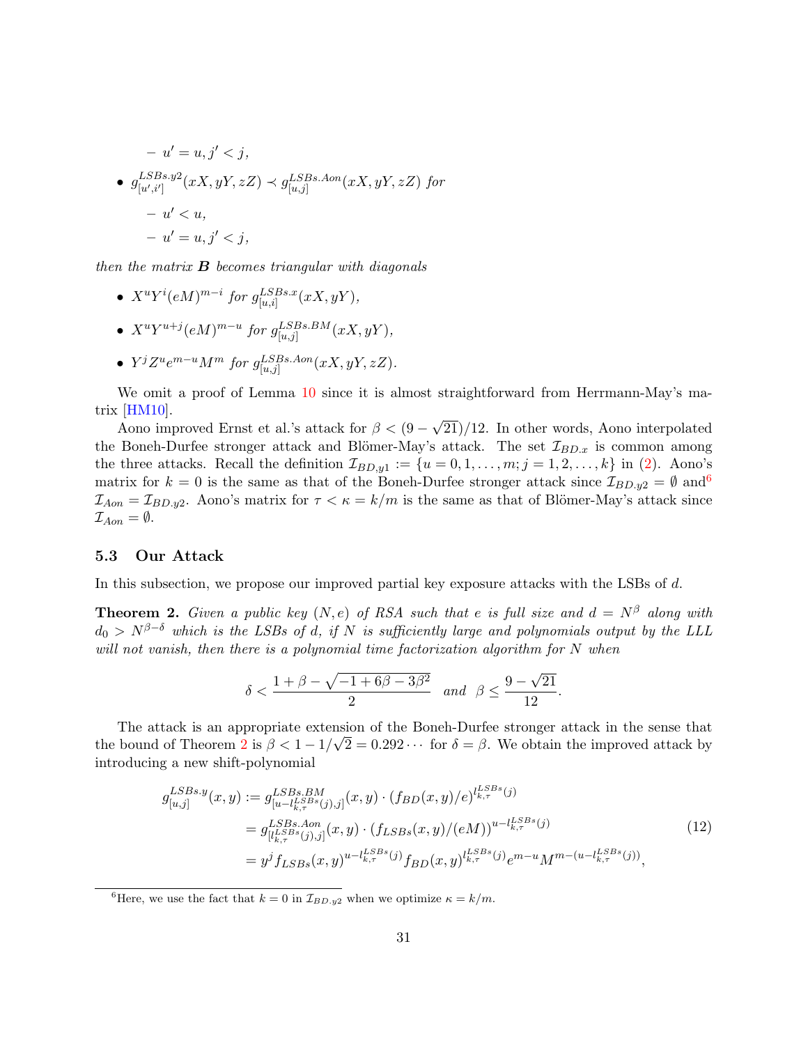- $u' = u, j' < j$,

- $g^{LSBs.y2}_{[u',i']}(xX, yY, zZ) \prec g^{LSBs.Aon}_{[u,j]}(xX, yY, zZ)$ *for*
  - $u' < u$,
  - $u' = u, j' < j$,

*then the matrix* $\boldsymbol{B}$ *becomes triangular with diagonals*

- $X^u Y^i (eM)^{m-i}$ *for* $g^{LSBs.x}_{[u,i]}(xX, yY)$,
- $X^u Y^{u+j} (eM)^{m-u}$ *for* $g^{LSBs.BM}_{[u,j]}(xX, yY)$,
- $Y^j Z^u e^{m-u} M^m$ *for* $g^{LSBs.Aon}_{[u,j]}(xX, yY, zZ)$.

We omit a proof of Lemma 10 since it is almost straightforward from Herrmann-May's matrix [HM10].

Aono improved Ernst et al.'s attack for $\beta < (9 - \sqrt{21})/12$. In other words, Aono interpolated the Boneh-Durfee stronger attack and Blömer-May's attack. The set $\mathcal{I}_{BD.x}$ is common among the three attacks. Recall the definition $\mathcal{I}_{BD,y1} := \{u = 0, 1, \ldots, m; j = 1, 2, \ldots, k\}$ in (2). Aono's matrix for $k = 0$ is the same as that of the Boneh-Durfee stronger attack since $\mathcal{I}_{BD.y2} = \emptyset$ and[6] $\mathcal{I}_{Aon} = \mathcal{I}_{BD.y2}$. Aono's matrix for $\tau < \kappa = k/m$ is the same as that of Blömer-May's attack since $\mathcal{I}_{Aon} = \emptyset$.

### 5.3 Our Attack

In this subsection, we propose our improved partial key exposure attacks with the LSBs of $d$.

**Theorem 2.** *Given a public key* $(N, e)$ *of RSA such that* $e$ *is full size and* $d = N^\beta$ *along with* $d_0 > N^{\beta-\delta}$ *which is the LSBs of* $d$*, if* $N$ *is sufficiently large and polynomials output by the LLL will not vanish, then there is a polynomial time factorization algorithm for* $N$ *when*

$$\delta < \frac{1 + \beta - \sqrt{-1 + 6\beta - 3\beta^2}}{2} \quad \text{and} \quad \beta \leq \frac{9 - \sqrt{21}}{12}.$$

The attack is an appropriate extension of the Boneh-Durfee stronger attack in the sense that the bound of Theorem 2 is $\beta < 1 - 1/\sqrt{2} = 0.292\cdots$ for $\delta = \beta$. We obtain the improved attack by introducing a new shift-polynomial

$$\begin{aligned}
g^{LSBs.y}_{[u,j]}(x, y) &:= g^{LSBs.BM}_{[u - l^{LSBs}_{k,\tau}(j), j]}(x, y) \cdot (f_{BD}(x, y)/e)^{l^{LSBs}_{k,\tau}(j)} \\
&= g^{LSBs.Aon}_{[l^{LSBs}_{k,\tau}(j), j]}(x, y) \cdot (f_{LSBs}(x, y)/(eM))^{u - l^{LSBs}_{k,\tau}(j)} \\
&= y^j f_{LSBs}(x, y)^{u - l^{LSBs}_{k,\tau}(j)} f_{BD}(x, y)^{l^{LSBs}_{k,\tau}(j)} e^{m-u} M^{m - (u - l^{LSBs}_{k,\tau}(j))},
\end{aligned} \tag{12}$$

[6] Here, we use the fact that $k = 0$ in $\mathcal{I}_{BD.y2}$ when we optimize $\kappa = k/m$.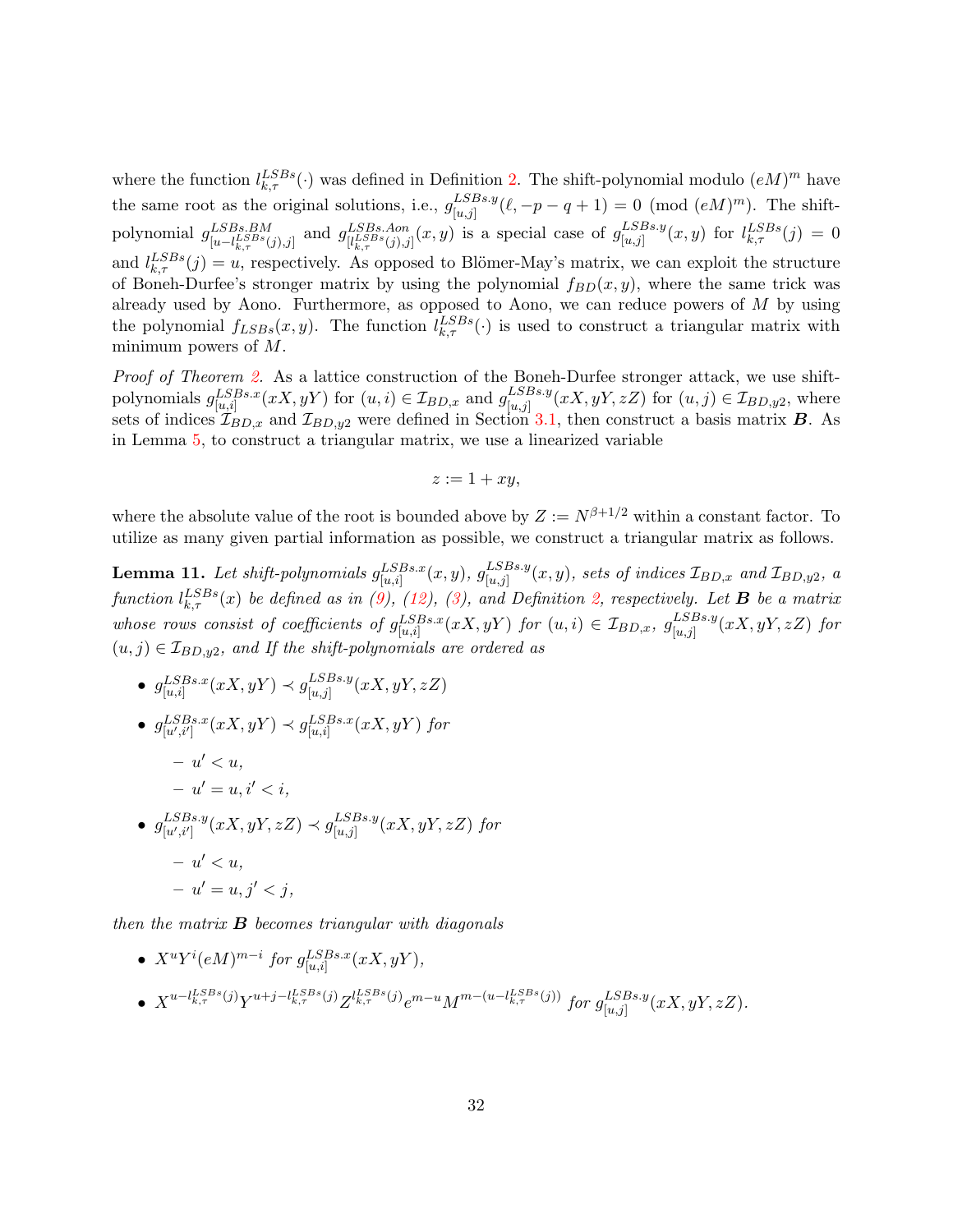where the function $l_{k,\tau}^{LSBs}(\cdot)$ was defined in Definition 2. The shift-polynomial modulo $(eM)^m$ have the same root as the original solutions, i.e., $g_{[u,j]}^{LSBs.y}(\ell, -p-q+1) = 0 \pmod{(eM)^m}$. The shift-polynomial $g_{[u-l_{k,\tau}^{LSBs}(j),j]}^{LSBs.BM}$ and $g_{[l_{k,\tau}^{LSBs}(j),j]}^{LSBs.Aon}(x,y)$ is a special case of $g_{[u,j]}^{LSBs.y}(x,y)$ for $l_{k,\tau}^{LSBs}(j) = 0$ and $l_{k,\tau}^{LSBs}(j) = u$, respectively. As opposed to Blömer-May's matrix, we can exploit the structure of Boneh-Durfee's stronger matrix by using the polynomial $f_{BD}(x,y)$, where the same trick was already used by Aono. Furthermore, as opposed to Aono, we can reduce powers of $M$ by using the polynomial $f_{LSBs}(x,y)$. The function $l_{k,\tau}^{LSBs}(\cdot)$ is used to construct a triangular matrix with minimum powers of $M$.

*Proof of Theorem 2.* As a lattice construction of the Boneh-Durfee stronger attack, we use shift-polynomials $g_{[u,i]}^{LSBs.x}(xX, yY)$ for $(u,i) \in \mathcal{I}_{BD,x}$ and $g_{[u,j]}^{LSBs.y}(xX, yY, zZ)$ for $(u,j) \in \mathcal{I}_{BD,y2}$, where sets of indices $\mathcal{I}_{BD,x}$ and $\mathcal{I}_{BD,y2}$ were defined in Section 3.1, then construct a basis matrix $\boldsymbol{B}$. As in Lemma 5, to construct a triangular matrix, we use a linearized variable

$$z := 1 + xy,$$

where the absolute value of the root is bounded above by $Z := N^{\beta+1/2}$ within a constant factor. To utilize as many given partial information as possible, we construct a triangular matrix as follows.

**Lemma 11.** *Let shift-polynomials $g_{[u,i]}^{LSBs.x}(x,y)$, $g_{[u,j]}^{LSBs.y}(x,y)$, sets of indices $\mathcal{I}_{BD,x}$ and $\mathcal{I}_{BD,y2}$, a function $l_{k,\tau}^{LSBs}(x)$ be defined as in (9), (12), (3), and Definition 2, respectively. Let $\boldsymbol{B}$ be a matrix whose rows consist of coefficients of $g_{[u,i]}^{LSBs.x}(xX, yY)$ for $(u,i) \in \mathcal{I}_{BD,x}$, $g_{[u,j]}^{LSBs.y}(xX, yY, zZ)$ for $(u,j) \in \mathcal{I}_{BD,y2}$, and If the shift-polynomials are ordered as*

- $g_{[u,i]}^{LSBs.x}(xX, yY) \prec g_{[u,j]}^{LSBs.y}(xX, yY, zZ)$
- $g_{[u',i']}^{LSBs.x}(xX, yY) \prec g_{[u,i]}^{LSBs.x}(xX, yY)$ *for*
  - $u' < u$,
  - $u' = u, i' < i$,
- $g_{[u',i']}^{LSBs.y}(xX, yY, zZ) \prec g_{[u,j]}^{LSBs.y}(xX, yY, zZ)$ *for*
  - $u' < u$,
  - $u' = u, j' < j$,

*then the matrix $\boldsymbol{B}$ becomes triangular with diagonals*

- $X^u Y^i (eM)^{m-i}$ *for* $g_{[u,i]}^{LSBs.x}(xX, yY)$,
- $X^{u-l_{k,\tau}^{LSBs}(j)} Y^{u+j-l_{k,\tau}^{LSBs}(j)} Z^{l_{k,\tau}^{LSBs}(j)} e^{m-u} M^{m-(u-l_{k,\tau}^{LSBs}(j))}$ *for* $g_{[u,j]}^{LSBs.y}(xX, yY, zZ)$.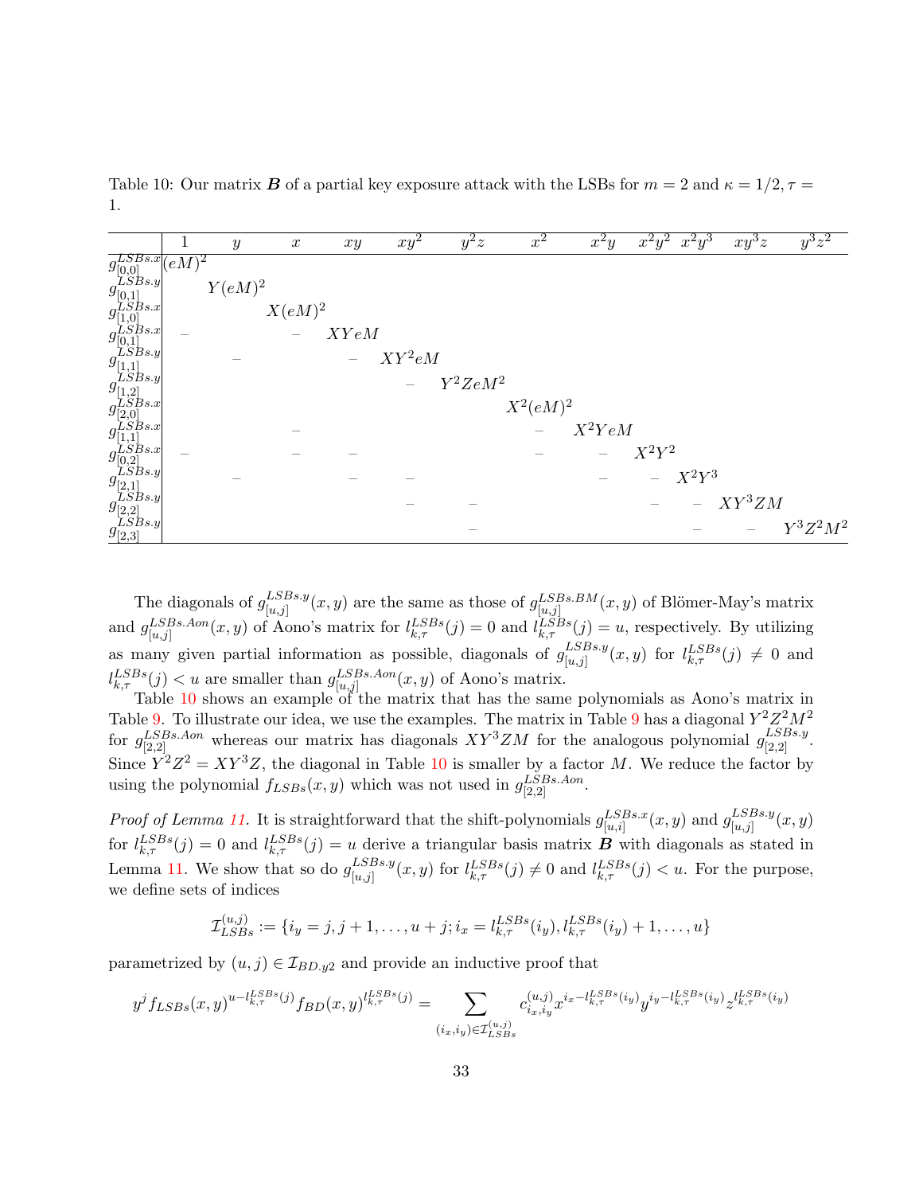Table 10: Our matrix $\boldsymbol{B}$ of a partial key exposure attack with the LSBs for $m = 2$ and $\kappa = 1/2, \tau = 1$.

| | $1$ | $y$ | $x$ | $xy$ | $xy^2$ | $y^2z$ | $x^2$ | $x^2y$ | $x^2y^2$ | $x^2y^3$ | $xy^3z$ | $y^3z^2$ |
|---|---|---|---|---|---|---|---|---|---|---|---|---|
| $g_{[0,0]}^{LSBs.x}$ | $(eM)^2$ | | | | | | | | | | | |
| $g_{[0,1]}^{LSBs.y}$ | | $Y(eM)^2$ | | | | | | | | | | |
| $g_{[1,0]}^{LSBs.x}$ | | | $X(eM)^2$ | | | | | | | | | |
| $g_{[0,1]}^{LSBs.x}$ | – | | – | $XYeM$ | | | | | | | | |
| $g_{[1,1]}^{LSBs.y}$ | | – | | – | $XY^2eM$ | | | | | | | |
| $g_{[1,2]}^{LSBs.y}$ | | | | | – | $Y^2ZeM^2$ | | | | | | |
| $g_{[2,0]}^{LSBs.x}$ | | | | | | | $X^2(eM)^2$ | | | | | |
| $g_{[1,1]}^{LSBs.x}$ | | | – | | | | – | $X^2YeM$ | | | | |
| $g_{[0,2]}^{LSBs.x}$ | – | | – | – | | | – | – | $X^2Y^2$ | | | |
| $g_{[2,1]}^{LSBs.y}$ | | – | | – | – | | | – | – | $X^2Y^3$ | | |
| $g_{[2,2]}^{LSBs.y}$ | | | | | – | – | | | – | – | $XY^3ZM$ | |
| $g_{[2,3]}^{LSBs.y}$ | | | | | | – | | | | – | – | $Y^3Z^2M^2$ |

The diagonals of $g_{[u,j]}^{LSBs.y}(x,y)$ are the same as those of $g_{[u,j]}^{LSBs.BM}(x,y)$ of Blömer-May's matrix and $g_{[u,j]}^{LSBs.Aon}(x,y)$ of Aono's matrix for $l_{k,\tau}^{LSBs}(j) = 0$ and $l_{k,\tau}^{LSBs}(j) = u$, respectively. By utilizing as many given partial information as possible, diagonals of $g_{[u,j]}^{LSBs.y}(x,y)$ for $l_{k,\tau}^{LSBs}(j) \neq 0$ and $l_{k,\tau}^{LSBs}(j) < u$ are smaller than $g_{[u,j]}^{LSBs.Aon}(x,y)$ of Aono's matrix.

Table 10 shows an example of the matrix that has the same polynomials as Aono's matrix in Table 9. To illustrate our idea, we use the examples. The matrix in Table 9 has a diagonal $Y^2Z^2M^2$ for $g_{[2,2]}^{LSBs.Aon}$ whereas our matrix has diagonals $XY^3ZM$ for the analogous polynomial $g_{[2,2]}^{LSBs.y}$. Since $Y^2Z^2 = XY^3Z$, the diagonal in Table 10 is smaller by a factor $M$. We reduce the factor by using the polynomial $f_{LSBs}(x,y)$ which was not used in $g_{[2,2]}^{LSBs.Aon}$.

*Proof of Lemma 11.* It is straightforward that the shift-polynomials $g_{[u,i]}^{LSBs.x}(x,y)$ and $g_{[u,j]}^{LSBs.y}(x,y)$ for $l_{k,\tau}^{LSBs}(j) = 0$ and $l_{k,\tau}^{LSBs}(j) = u$ derive a triangular basis matrix $\boldsymbol{B}$ with diagonals as stated in Lemma 11. We show that so do $g_{[u,j]}^{LSBs.y}(x,y)$ for $l_{k,\tau}^{LSBs}(j) \neq 0$ and $l_{k,\tau}^{LSBs}(j) < u$. For the purpose, we define sets of indices

$$\mathcal{I}_{LSBs}^{(u,j)} := \{i_y = j, j+1, \ldots, u+j; i_x = l_{k,\tau}^{LSBs}(i_y), l_{k,\tau}^{LSBs}(i_y)+1, \ldots, u\}$$

parametrized by $(u,j) \in \mathcal{I}_{BD.y2}$ and provide an inductive proof that

$$y^j f_{LSBs}(x,y)^{u-l_{k,\tau}^{LSBs}(j)} f_{BD}(x,y)^{l_{k,\tau}^{LSBs}(j)} = \sum_{(i_x,i_y)\in\mathcal{I}_{LSBs}^{(u,j)}} c_{i_x,i_y}^{(u,j)} x^{i_x - l_{k,\tau}^{LSBs}(i_y)} y^{i_y - l_{k,\tau}^{LSBs}(i_y)} z^{l_{k,\tau}^{LSBs}(i_y)}$$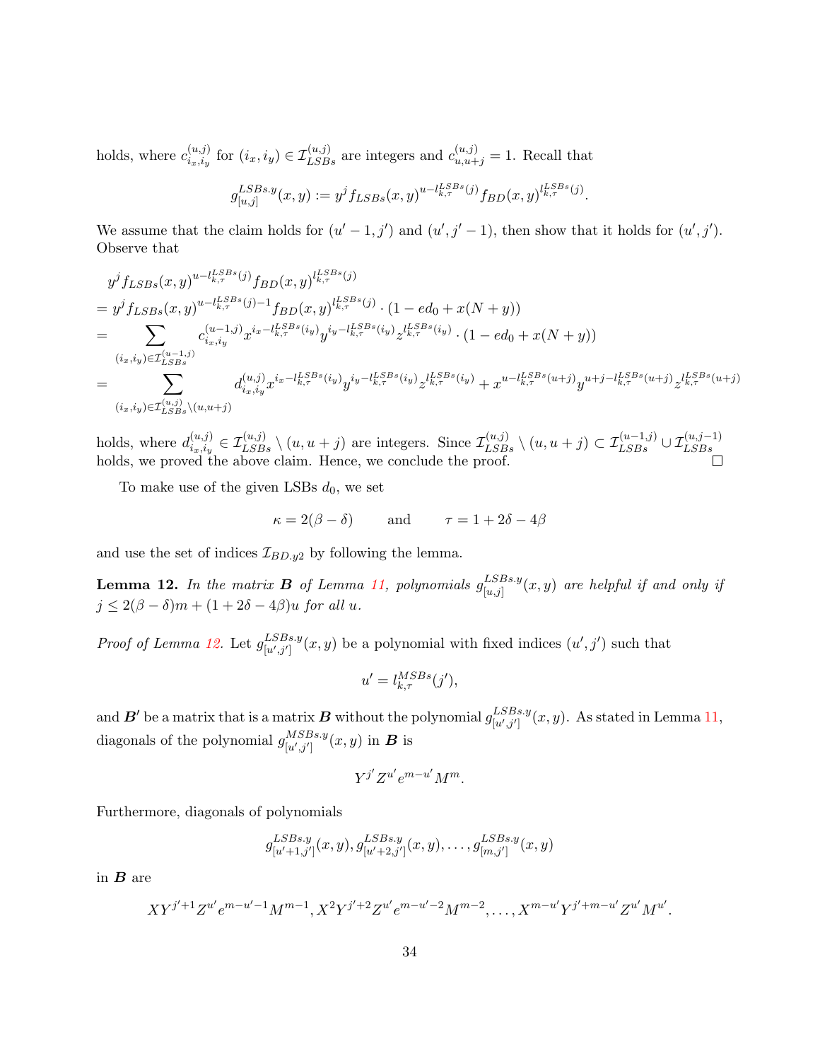holds, where $c^{(u,j)}_{i_x,i_y}$ for $(i_x,i_y) \in \mathcal{I}^{(u,j)}_{LSBs}$ are integers and $c^{(u,j)}_{u,u+j} = 1$. Recall that

$$g^{LSBs.y}_{[u,j]}(x,y) := y^j f_{LSBs}(x,y)^{u-l^{LSBs}_{k,\tau}(j)} f_{BD}(x,y)^{l^{LSBs}_{k,\tau}(j)}.$$

We assume that the claim holds for $(u'-1,j')$ and $(u',j'-1)$, then show that it holds for $(u',j')$. Observe that

$$
\begin{aligned}
&y^j f_{LSBs}(x,y)^{u-l^{LSBs}_{k,\tau}(j)} f_{BD}(x,y)^{l^{LSBs}_{k,\tau}(j)} \\
&= y^j f_{LSBs}(x,y)^{u-l^{LSBs}_{k,\tau}(j)-1} f_{BD}(x,y)^{l^{LSBs}_{k,\tau}(j)} \cdot (1 - ed_0 + x(N+y)) \\
&= \sum_{(i_x,i_y)\in \mathcal{I}^{(u-1,j)}_{LSBs}} c^{(u-1,j)}_{i_x,i_y} x^{i_x - l^{LSBs}_{k,\tau}(i_y)} y^{i_y - l^{LSBs}_{k,\tau}(i_y)} z^{l^{LSBs}_{k,\tau}(i_y)} \cdot (1 - ed_0 + x(N+y)) \\
&= \sum_{(i_x,i_y)\in \mathcal{I}^{(u,j)}_{LSBs}\setminus(u,u+j)} d^{(u,j)}_{i_x,i_y} x^{i_x - l^{LSBs}_{k,\tau}(i_y)} y^{i_y - l^{LSBs}_{k,\tau}(i_y)} z^{l^{LSBs}_{k,\tau}(i_y)} + x^{u - l^{LSBs}_{k,\tau}(u+j)} y^{u+j-l^{LSBs}_{k,\tau}(u+j)} z^{l^{LSBs}_{k,\tau}(u+j)}
\end{aligned}
$$

holds, where $d^{(u,j)}_{i_x,i_y} \in \mathcal{I}^{(u,j)}_{LSBs} \setminus (u,u+j)$ are integers. Since $\mathcal{I}^{(u,j)}_{LSBs} \setminus (u,u+j) \subset \mathcal{I}^{(u-1,j)}_{LSBs} \cup \mathcal{I}^{(u,j-1)}_{LSBs}$ holds, we proved the above claim. Hence, we conclude the proof. □

To make use of the given LSBs $d_0$, we set

$$\kappa = 2(\beta - \delta) \qquad \text{and} \qquad \tau = 1 + 2\delta - 4\beta$$

and use the set of indices $\mathcal{I}_{BD.y2}$ by following the lemma.

**Lemma 12.** *In the matrix $\boldsymbol{B}$ of Lemma 11, polynomials $g^{LSBs.y}_{[u,j]}(x,y)$ are helpful if and only if $j \leq 2(\beta-\delta)m + (1 + 2\delta - 4\beta)u$ for all $u$.*

*Proof of Lemma 12.* Let $g^{LSBs.y}_{[u',j']}(x,y)$ be a polynomial with fixed indices $(u',j')$ such that

$$u' = l^{MSBs}_{k,\tau}(j'),$$

and $\boldsymbol{B}'$ be a matrix that is a matrix $\boldsymbol{B}$ without the polynomial $g^{LSBs.y}_{[u',j']}(x,y)$. As stated in Lemma 11, diagonals of the polynomial $g^{MSBs.y}_{[u',j']}(x,y)$ in $\boldsymbol{B}$ is

$$Y^{j'} Z^{u'} e^{m-u'} M^m.$$

Furthermore, diagonals of polynomials

$$g^{LSBs.y}_{[u'+1,j']}(x,y), g^{LSBs.y}_{[u'+2,j']}(x,y), \ldots, g^{LSBs.y}_{[m,j']}(x,y)$$

in $\boldsymbol{B}$ are

$$XY^{j'+1} Z^{u'} e^{m-u'-1} M^{m-1}, X^2 Y^{j'+2} Z^{u'} e^{m-u'-2} M^{m-2}, \ldots, X^{m-u'} Y^{j'+m-u'} Z^{u'} M^{u'}.$$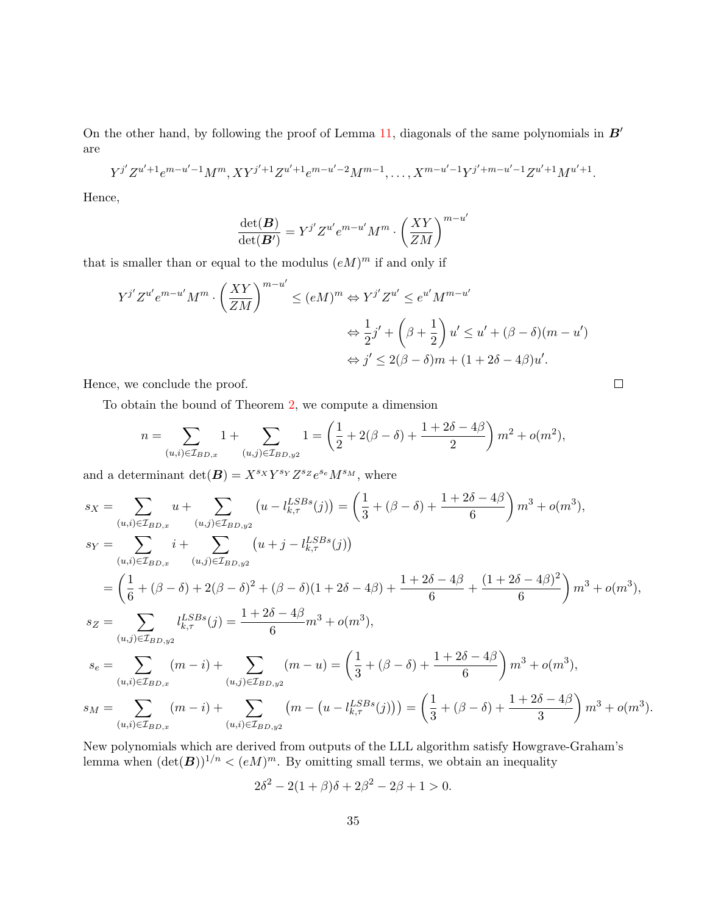On the other hand, by following the proof of Lemma 11, diagonals of the same polynomials in $\boldsymbol{B}'$ are

$$Y^{j'}Z^{u'+1}e^{m-u'-1}M^m, XY^{j'+1}Z^{u'+1}e^{m-u'-2}M^{m-1}, \dots, X^{m-u'-1}Y^{j'+m-u'-1}Z^{u'+1}M^{u'+1}.$$

Hence,

$$\frac{\det(\boldsymbol{B})}{\det(\boldsymbol{B}')} = Y^{j'}Z^{u'}e^{m-u'}M^m \cdot \left(\frac{XY}{ZM}\right)^{m-u'}$$

that is smaller than or equal to the modulus $(eM)^m$ if and only if

$$\begin{aligned}
Y^{j'}Z^{u'}e^{m-u'}M^m \cdot \left(\frac{XY}{ZM}\right)^{m-u'} \leq (eM)^m &\Leftrightarrow Y^{j'}Z^{u'} \leq e^{u'}M^{m-u'} \\
&\Leftrightarrow \frac{1}{2}j' + \left(\beta + \frac{1}{2}\right)u' \leq u' + (\beta - \delta)(m - u') \\
&\Leftrightarrow j' \leq 2(\beta - \delta)m + (1 + 2\delta - 4\beta)u'.
\end{aligned}$$

Hence, we conclude the proof. $\square$

To obtain the bound of Theorem 2, we compute a dimension

$$n = \sum_{(u,i)\in\mathcal{I}_{BD,x}} 1 + \sum_{(u,j)\in\mathcal{I}_{BD,y2}} 1 = \left(\frac{1}{2} + 2(\beta - \delta) + \frac{1 + 2\delta - 4\beta}{2}\right)m^2 + o(m^2),$$

and a determinant $\det(\boldsymbol{B}) = X^{s_X}Y^{s_Y}Z^{s_Z}e^{s_e}M^{s_M}$, where

$$\begin{aligned}
s_X &= \sum_{(u,i)\in\mathcal{I}_{BD,x}} u + \sum_{(u,j)\in\mathcal{I}_{BD,y2}} \left(u - l_{k,\tau}^{LSBs}(j)\right) = \left(\frac{1}{3} + (\beta - \delta) + \frac{1 + 2\delta - 4\beta}{6}\right)m^3 + o(m^3), \\
s_Y &= \sum_{(u,i)\in\mathcal{I}_{BD,x}} i + \sum_{(u,j)\in\mathcal{I}_{BD,y2}} \left(u + j - l_{k,\tau}^{LSBs}(j)\right) \\
&= \left(\frac{1}{6} + (\beta - \delta) + 2(\beta - \delta)^2 + (\beta - \delta)(1 + 2\delta - 4\beta) + \frac{1 + 2\delta - 4\beta}{6} + \frac{(1 + 2\delta - 4\beta)^2}{6}\right)m^3 + o(m^3), \\
s_Z &= \sum_{(u,j)\in\mathcal{I}_{BD,y2}} l_{k,\tau}^{LSBs}(j) = \frac{1 + 2\delta - 4\beta}{6}m^3 + o(m^3), \\
s_e &= \sum_{(u,i)\in\mathcal{I}_{BD,x}} (m - i) + \sum_{(u,j)\in\mathcal{I}_{BD,y2}} (m - u) = \left(\frac{1}{3} + (\beta - \delta) + \frac{1 + 2\delta - 4\beta}{6}\right)m^3 + o(m^3), \\
s_M &= \sum_{(u,i)\in\mathcal{I}_{BD,x}} (m - i) + \sum_{(u,i)\in\mathcal{I}_{BD,y2}} \left(m - \left(u - l_{k,\tau}^{LSBs}(j)\right)\right) = \left(\frac{1}{3} + (\beta - \delta) + \frac{1 + 2\delta - 4\beta}{3}\right)m^3 + o(m^3).
\end{aligned}$$

New polynomials which are derived from outputs of the LLL algorithm satisfy Howgrave-Graham's lemma when $(\det(\boldsymbol{B}))^{1/n} < (eM)^m$. By omitting small terms, we obtain an inequality

$$2\delta^2 - 2(1 + \beta)\delta + 2\beta^2 - 2\beta + 1 > 0.$$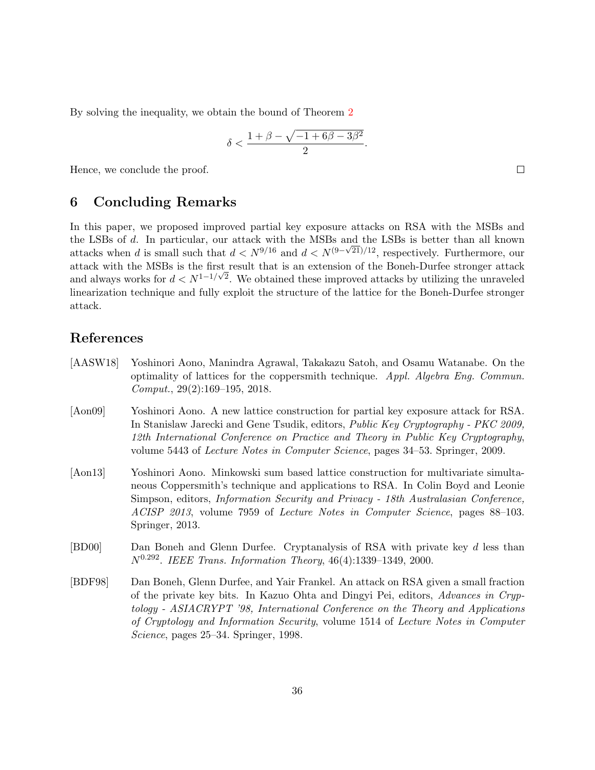By solving the inequality, we obtain the bound of Theorem 2

$$\delta < \frac{1 + \beta - \sqrt{-1 + 6\beta - 3\beta^2}}{2}.$$

Hence, we conclude the proof. □

## 6 Concluding Remarks

In this paper, we proposed improved partial key exposure attacks on RSA with the MSBs and the LSBs of $d$. In particular, our attack with the MSBs and the LSBs is better than all known attacks when $d$ is small such that $d < N^{9/16}$ and $d < N^{(9-\sqrt{21})/12}$, respectively. Furthermore, our attack with the MSBs is the first result that is an extension of the Boneh-Durfee stronger attack and always works for $d < N^{1-1/\sqrt{2}}$. We obtained these improved attacks by utilizing the unraveled linearization technique and fully exploit the structure of the lattice for the Boneh-Durfee stronger attack.

## References

[AASW18] Yoshinori Aono, Manindra Agrawal, Takakazu Satoh, and Osamu Watanabe. On the optimality of lattices for the coppersmith technique. *Appl. Algebra Eng. Commun. Comput.*, 29(2):169–195, 2018.

[Aon09] Yoshinori Aono. A new lattice construction for partial key exposure attack for RSA. In Stanislaw Jarecki and Gene Tsudik, editors, *Public Key Cryptography - PKC 2009, 12th International Conference on Practice and Theory in Public Key Cryptography*, volume 5443 of *Lecture Notes in Computer Science*, pages 34–53. Springer, 2009.

[Aon13] Yoshinori Aono. Minkowski sum based lattice construction for multivariate simultaneous Coppersmith's technique and applications to RSA. In Colin Boyd and Leonie Simpson, editors, *Information Security and Privacy - 18th Australasian Conference, ACISP 2013*, volume 7959 of *Lecture Notes in Computer Science*, pages 88–103. Springer, 2013.

[BD00] Dan Boneh and Glenn Durfee. Cryptanalysis of RSA with private key $d$ less than $N^{0.292}$. *IEEE Trans. Information Theory*, 46(4):1339–1349, 2000.

[BDF98] Dan Boneh, Glenn Durfee, and Yair Frankel. An attack on RSA given a small fraction of the private key bits. In Kazuo Ohta and Dingyi Pei, editors, *Advances in Cryptology - ASIACRYPT '98, International Conference on the Theory and Applications of Cryptology and Information Security*, volume 1514 of *Lecture Notes in Computer Science*, pages 25–34. Springer, 1998.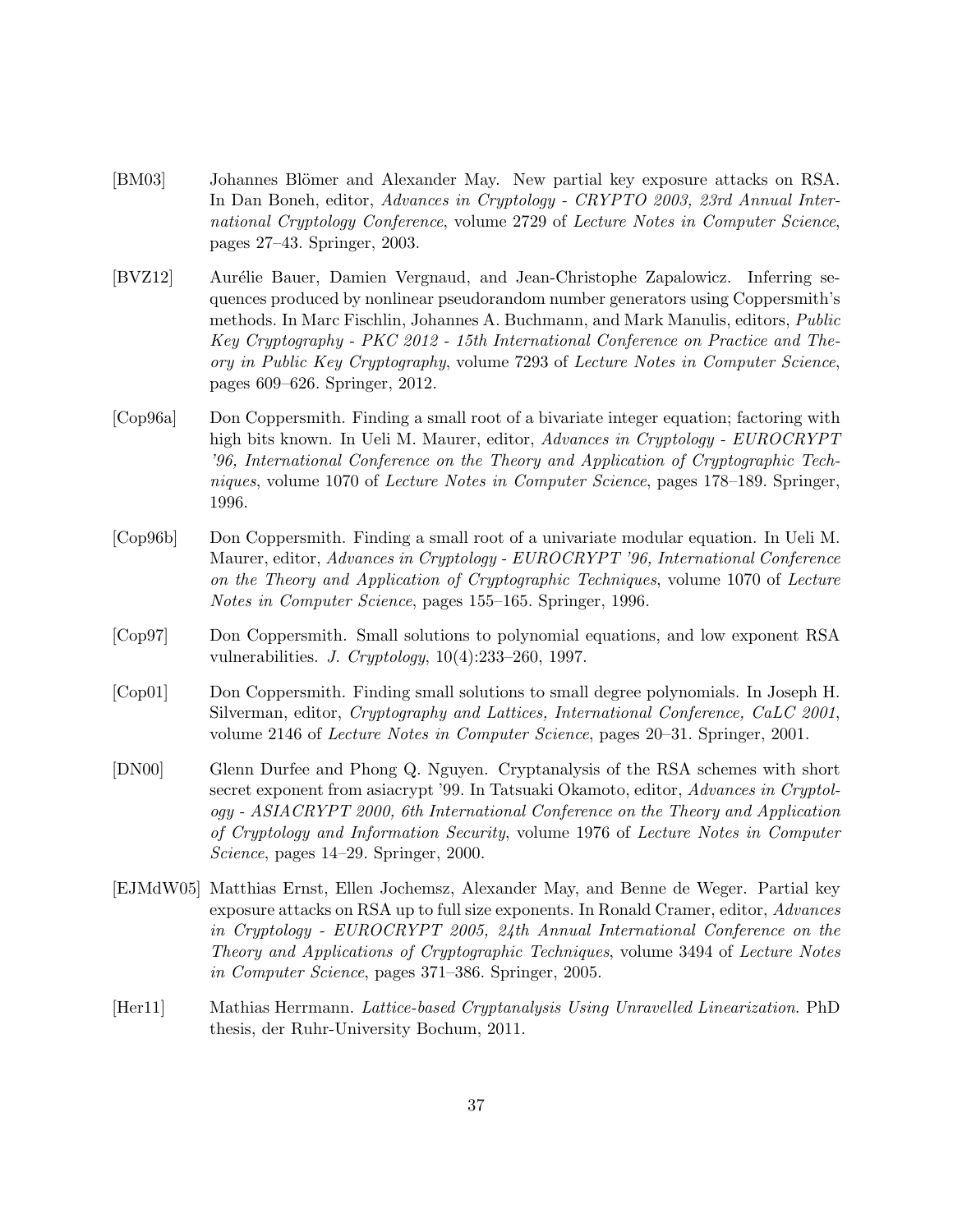[BM03] Johannes Blömer and Alexander May. New partial key exposure attacks on RSA. In Dan Boneh, editor, *Advances in Cryptology - CRYPTO 2003, 23rd Annual International Cryptology Conference*, volume 2729 of *Lecture Notes in Computer Science*, pages 27–43. Springer, 2003.

[BVZ12] Aurélie Bauer, Damien Vergnaud, and Jean-Christophe Zapalowicz. Inferring sequences produced by nonlinear pseudorandom number generators using Coppersmith's methods. In Marc Fischlin, Johannes A. Buchmann, and Mark Manulis, editors, *Public Key Cryptography - PKC 2012 - 15th International Conference on Practice and Theory in Public Key Cryptography*, volume 7293 of *Lecture Notes in Computer Science*, pages 609–626. Springer, 2012.

[Cop96a] Don Coppersmith. Finding a small root of a bivariate integer equation; factoring with high bits known. In Ueli M. Maurer, editor, *Advances in Cryptology - EUROCRYPT '96, International Conference on the Theory and Application of Cryptographic Techniques*, volume 1070 of *Lecture Notes in Computer Science*, pages 178–189. Springer, 1996.

[Cop96b] Don Coppersmith. Finding a small root of a univariate modular equation. In Ueli M. Maurer, editor, *Advances in Cryptology - EUROCRYPT '96, International Conference on the Theory and Application of Cryptographic Techniques*, volume 1070 of *Lecture Notes in Computer Science*, pages 155–165. Springer, 1996.

[Cop97] Don Coppersmith. Small solutions to polynomial equations, and low exponent RSA vulnerabilities. *J. Cryptology*, 10(4):233–260, 1997.

[Cop01] Don Coppersmith. Finding small solutions to small degree polynomials. In Joseph H. Silverman, editor, *Cryptography and Lattices, International Conference, CaLC 2001*, volume 2146 of *Lecture Notes in Computer Science*, pages 20–31. Springer, 2001.

[DN00] Glenn Durfee and Phong Q. Nguyen. Cryptanalysis of the RSA schemes with short secret exponent from asiacrypt '99. In Tatsuaki Okamoto, editor, *Advances in Cryptology - ASIACRYPT 2000, 6th International Conference on the Theory and Application of Cryptology and Information Security*, volume 1976 of *Lecture Notes in Computer Science*, pages 14–29. Springer, 2000.

[EJMdW05] Matthias Ernst, Ellen Jochemsz, Alexander May, and Benne de Weger. Partial key exposure attacks on RSA up to full size exponents. In Ronald Cramer, editor, *Advances in Cryptology - EUROCRYPT 2005, 24th Annual International Conference on the Theory and Applications of Cryptographic Techniques*, volume 3494 of *Lecture Notes in Computer Science*, pages 371–386. Springer, 2005.

[Her11] Mathias Herrmann. *Lattice-based Cryptanalysis Using Unravelled Linearization*. PhD thesis, der Ruhr-University Bochum, 2011.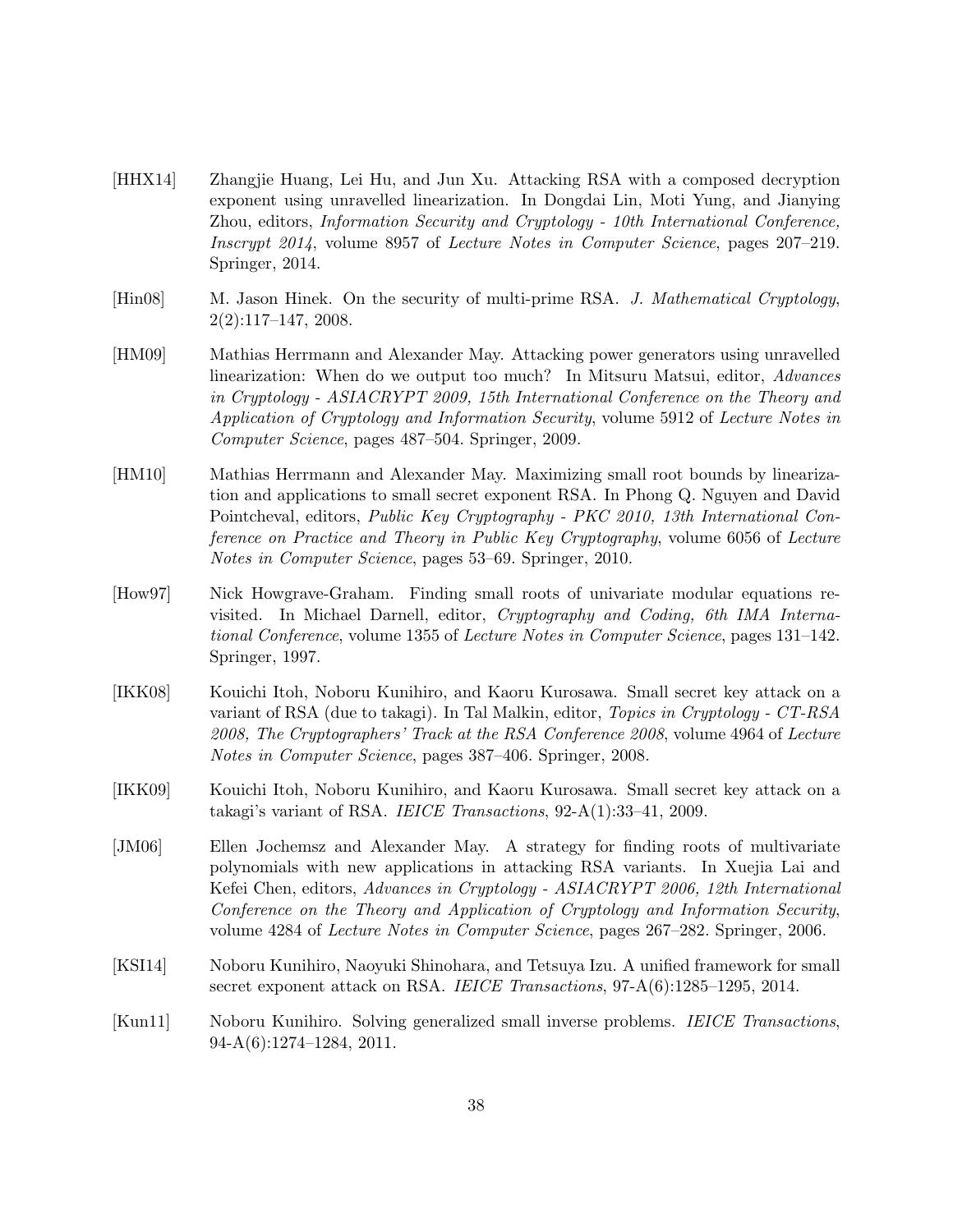[HHX14] Zhangjie Huang, Lei Hu, and Jun Xu. Attacking RSA with a composed decryption exponent using unravelled linearization. In Dongdai Lin, Moti Yung, and Jianying Zhou, editors, *Information Security and Cryptology - 10th International Conference, Inscrypt 2014*, volume 8957 of *Lecture Notes in Computer Science*, pages 207–219. Springer, 2014.

[Hin08] M. Jason Hinek. On the security of multi-prime RSA. *J. Mathematical Cryptology*, 2(2):117–147, 2008.

[HM09] Mathias Herrmann and Alexander May. Attacking power generators using unravelled linearization: When do we output too much? In Mitsuru Matsui, editor, *Advances in Cryptology - ASIACRYPT 2009, 15th International Conference on the Theory and Application of Cryptology and Information Security*, volume 5912 of *Lecture Notes in Computer Science*, pages 487–504. Springer, 2009.

[HM10] Mathias Herrmann and Alexander May. Maximizing small root bounds by linearization and applications to small secret exponent RSA. In Phong Q. Nguyen and David Pointcheval, editors, *Public Key Cryptography - PKC 2010, 13th International Conference on Practice and Theory in Public Key Cryptography*, volume 6056 of *Lecture Notes in Computer Science*, pages 53–69. Springer, 2010.

[How97] Nick Howgrave-Graham. Finding small roots of univariate modular equations revisited. In Michael Darnell, editor, *Cryptography and Coding, 6th IMA International Conference*, volume 1355 of *Lecture Notes in Computer Science*, pages 131–142. Springer, 1997.

[IKK08] Kouichi Itoh, Noboru Kunihiro, and Kaoru Kurosawa. Small secret key attack on a variant of RSA (due to takagi). In Tal Malkin, editor, *Topics in Cryptology - CT-RSA 2008, The Cryptographers' Track at the RSA Conference 2008*, volume 4964 of *Lecture Notes in Computer Science*, pages 387–406. Springer, 2008.

[IKK09] Kouichi Itoh, Noboru Kunihiro, and Kaoru Kurosawa. Small secret key attack on a takagi's variant of RSA. *IEICE Transactions*, 92-A(1):33–41, 2009.

[JM06] Ellen Jochemsz and Alexander May. A strategy for finding roots of multivariate polynomials with new applications in attacking RSA variants. In Xuejia Lai and Kefei Chen, editors, *Advances in Cryptology - ASIACRYPT 2006, 12th International Conference on the Theory and Application of Cryptology and Information Security*, volume 4284 of *Lecture Notes in Computer Science*, pages 267–282. Springer, 2006.

[KSI14] Noboru Kunihiro, Naoyuki Shinohara, and Tetsuya Izu. A unified framework for small secret exponent attack on RSA. *IEICE Transactions*, 97-A(6):1285–1295, 2014.

[Kun11] Noboru Kunihiro. Solving generalized small inverse problems. *IEICE Transactions*, 94-A(6):1274–1284, 2011.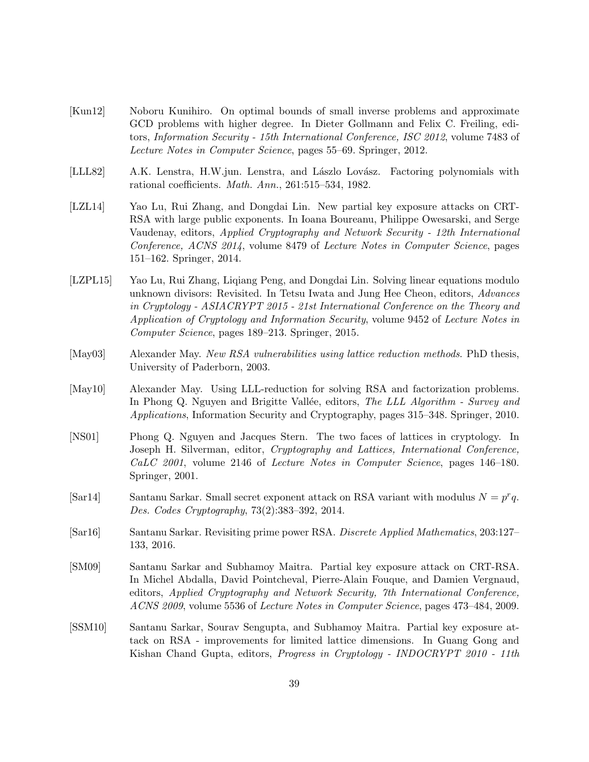[Kun12] Noboru Kunihiro. On optimal bounds of small inverse problems and approximate GCD problems with higher degree. In Dieter Gollmann and Felix C. Freiling, editors, *Information Security - 15th International Conference, ISC 2012*, volume 7483 of *Lecture Notes in Computer Science*, pages 55–69. Springer, 2012.

[LLL82] A.K. Lenstra, H.W.jun. Lenstra, and Lászlo Lovász. Factoring polynomials with rational coefficients. *Math. Ann.*, 261:515–534, 1982.

[LZL14] Yao Lu, Rui Zhang, and Dongdai Lin. New partial key exposure attacks on CRT-RSA with large public exponents. In Ioana Boureanu, Philippe Owesarski, and Serge Vaudenay, editors, *Applied Cryptography and Network Security - 12th International Conference, ACNS 2014*, volume 8479 of *Lecture Notes in Computer Science*, pages 151–162. Springer, 2014.

[LZPL15] Yao Lu, Rui Zhang, Liqiang Peng, and Dongdai Lin. Solving linear equations modulo unknown divisors: Revisited. In Tetsu Iwata and Jung Hee Cheon, editors, *Advances in Cryptology - ASIACRYPT 2015 - 21st International Conference on the Theory and Application of Cryptology and Information Security*, volume 9452 of *Lecture Notes in Computer Science*, pages 189–213. Springer, 2015.

[May03] Alexander May. *New RSA vulnerabilities using lattice reduction methods*. PhD thesis, University of Paderborn, 2003.

[May10] Alexander May. Using LLL-reduction for solving RSA and factorization problems. In Phong Q. Nguyen and Brigitte Vallée, editors, *The LLL Algorithm - Survey and Applications*, Information Security and Cryptography, pages 315–348. Springer, 2010.

[NS01] Phong Q. Nguyen and Jacques Stern. The two faces of lattices in cryptology. In Joseph H. Silverman, editor, *Cryptography and Lattices, International Conference, CaLC 2001*, volume 2146 of *Lecture Notes in Computer Science*, pages 146–180. Springer, 2001.

[Sar14] Santanu Sarkar. Small secret exponent attack on RSA variant with modulus $N = p^r q$. *Des. Codes Cryptography*, 73(2):383–392, 2014.

[Sar16] Santanu Sarkar. Revisiting prime power RSA. *Discrete Applied Mathematics*, 203:127–133, 2016.

[SM09] Santanu Sarkar and Subhamoy Maitra. Partial key exposure attack on CRT-RSA. In Michel Abdalla, David Pointcheval, Pierre-Alain Fouque, and Damien Vergnaud, editors, *Applied Cryptography and Network Security, 7th International Conference, ACNS 2009*, volume 5536 of *Lecture Notes in Computer Science*, pages 473–484, 2009.

[SSM10] Santanu Sarkar, Sourav Sengupta, and Subhamoy Maitra. Partial key exposure attack on RSA - improvements for limited lattice dimensions. In Guang Gong and Kishan Chand Gupta, editors, *Progress in Cryptology - INDOCRYPT 2010 - 11th*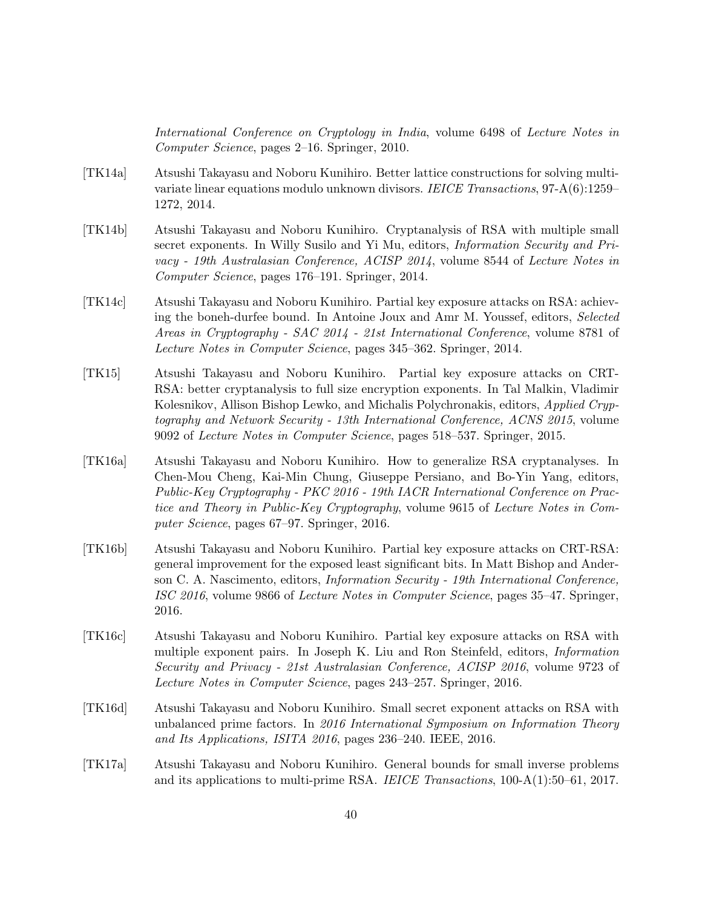*International Conference on Cryptology in India*, volume 6498 of *Lecture Notes in Computer Science*, pages 2–16. Springer, 2010.

[TK14a] Atsushi Takayasu and Noboru Kunihiro. Better lattice constructions for solving multivariate linear equations modulo unknown divisors. *IEICE Transactions*, 97-A(6):1259–1272, 2014.

[TK14b] Atsushi Takayasu and Noboru Kunihiro. Cryptanalysis of RSA with multiple small secret exponents. In Willy Susilo and Yi Mu, editors, *Information Security and Privacy - 19th Australasian Conference, ACISP 2014*, volume 8544 of *Lecture Notes in Computer Science*, pages 176–191. Springer, 2014.

[TK14c] Atsushi Takayasu and Noboru Kunihiro. Partial key exposure attacks on RSA: achieving the boneh-durfee bound. In Antoine Joux and Amr M. Youssef, editors, *Selected Areas in Cryptography - SAC 2014 - 21st International Conference*, volume 8781 of *Lecture Notes in Computer Science*, pages 345–362. Springer, 2014.

[TK15] Atsushi Takayasu and Noboru Kunihiro. Partial key exposure attacks on CRT-RSA: better cryptanalysis to full size encryption exponents. In Tal Malkin, Vladimir Kolesnikov, Allison Bishop Lewko, and Michalis Polychronakis, editors, *Applied Cryptography and Network Security - 13th International Conference, ACNS 2015*, volume 9092 of *Lecture Notes in Computer Science*, pages 518–537. Springer, 2015.

[TK16a] Atsushi Takayasu and Noboru Kunihiro. How to generalize RSA cryptanalyses. In Chen-Mou Cheng, Kai-Min Chung, Giuseppe Persiano, and Bo-Yin Yang, editors, *Public-Key Cryptography - PKC 2016 - 19th IACR International Conference on Practice and Theory in Public-Key Cryptography*, volume 9615 of *Lecture Notes in Computer Science*, pages 67–97. Springer, 2016.

[TK16b] Atsushi Takayasu and Noboru Kunihiro. Partial key exposure attacks on CRT-RSA: general improvement for the exposed least significant bits. In Matt Bishop and Anderson C. A. Nascimento, editors, *Information Security - 19th International Conference, ISC 2016*, volume 9866 of *Lecture Notes in Computer Science*, pages 35–47. Springer, 2016.

[TK16c] Atsushi Takayasu and Noboru Kunihiro. Partial key exposure attacks on RSA with multiple exponent pairs. In Joseph K. Liu and Ron Steinfeld, editors, *Information Security and Privacy - 21st Australasian Conference, ACISP 2016*, volume 9723 of *Lecture Notes in Computer Science*, pages 243–257. Springer, 2016.

[TK16d] Atsushi Takayasu and Noboru Kunihiro. Small secret exponent attacks on RSA with unbalanced prime factors. In *2016 International Symposium on Information Theory and Its Applications, ISITA 2016*, pages 236–240. IEEE, 2016.

[TK17a] Atsushi Takayasu and Noboru Kunihiro. General bounds for small inverse problems and its applications to multi-prime RSA. *IEICE Transactions*, 100-A(1):50–61, 2017.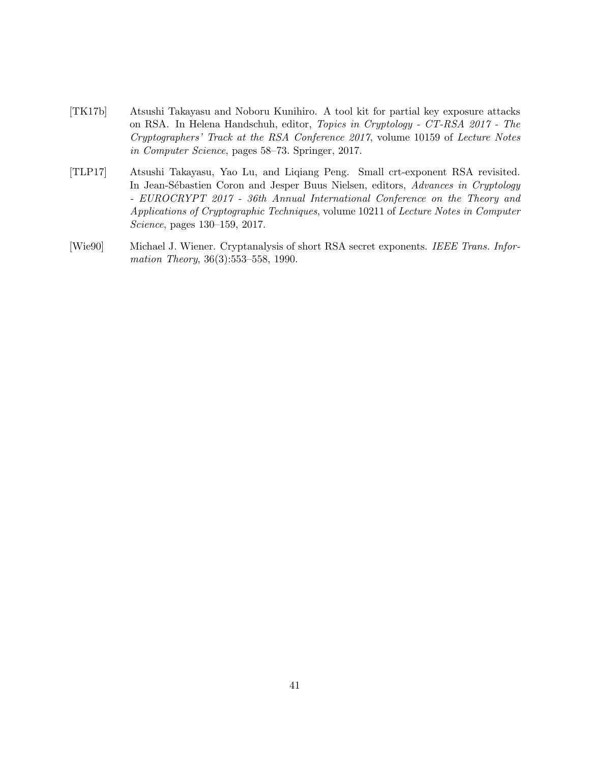[TK17b] Atsushi Takayasu and Noboru Kunihiro. A tool kit for partial key exposure attacks on RSA. In Helena Handschuh, editor, *Topics in Cryptology - CT-RSA 2017 - The Cryptographers' Track at the RSA Conference 2017*, volume 10159 of *Lecture Notes in Computer Science*, pages 58–73. Springer, 2017.

[TLP17] Atsushi Takayasu, Yao Lu, and Liqiang Peng. Small crt-exponent RSA revisited. In Jean-Sébastien Coron and Jesper Buus Nielsen, editors, *Advances in Cryptology - EUROCRYPT 2017 - 36th Annual International Conference on the Theory and Applications of Cryptographic Techniques*, volume 10211 of *Lecture Notes in Computer Science*, pages 130–159, 2017.

[Wie90] Michael J. Wiener. Cryptanalysis of short RSA secret exponents. *IEEE Trans. Information Theory*, 36(3):553–558, 1990.